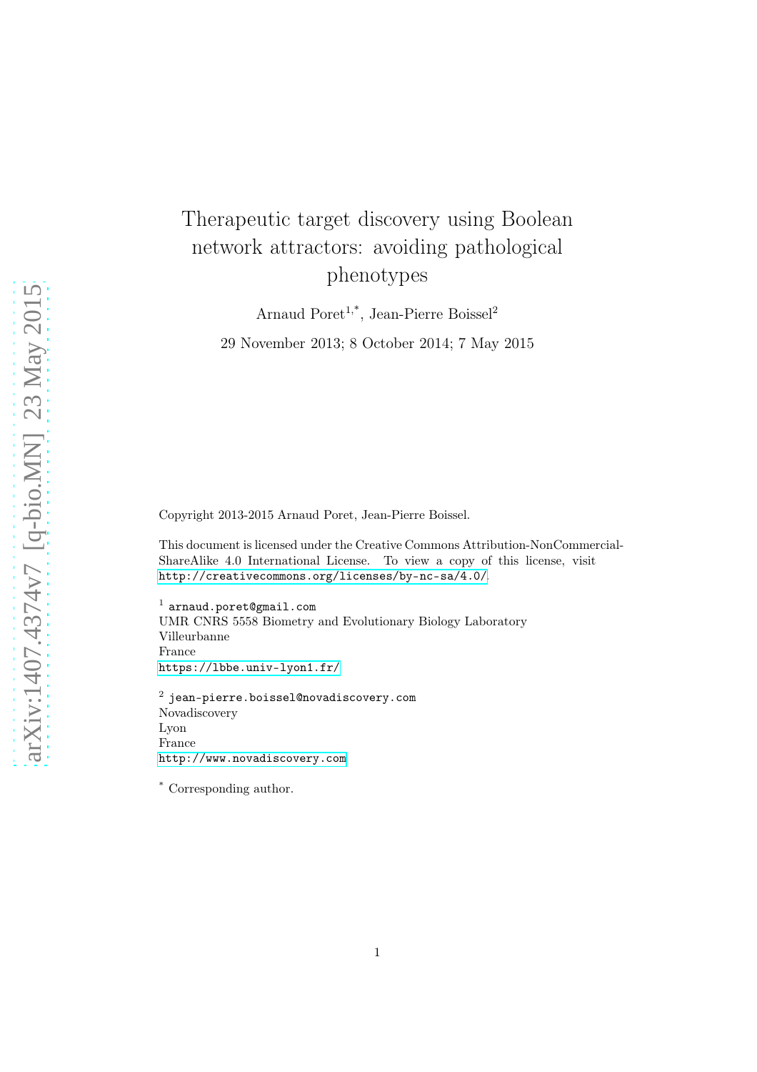# Therapeutic target discovery using Boolean network attractors: avoiding pathological phenotypes

Arnaud Poret[1,*], Jean-Pierre Boissel[2]

29 November 2013; 8 October 2014; 7 May 2015

Copyright 2013-2015 Arnaud Poret, Jean-Pierre Boissel.

This document is licensed under the Creative Commons Attribution-NonCommercial-ShareAlike 4.0 International License. To view a copy of this license, visit http://creativecommons.org/licenses/by-nc-sa/4.0/.

[1] arnaud.poret@gmail.com
UMR CNRS 5558 Biometry and Evolutionary Biology Laboratory
Villeurbanne
France
https://lbbe.univ-lyon1.fr/

[2] jean-pierre.boissel@novadiscovery.com
Novadiscovery
Lyon
France
http://www.novadiscovery.com

[*] Corresponding author.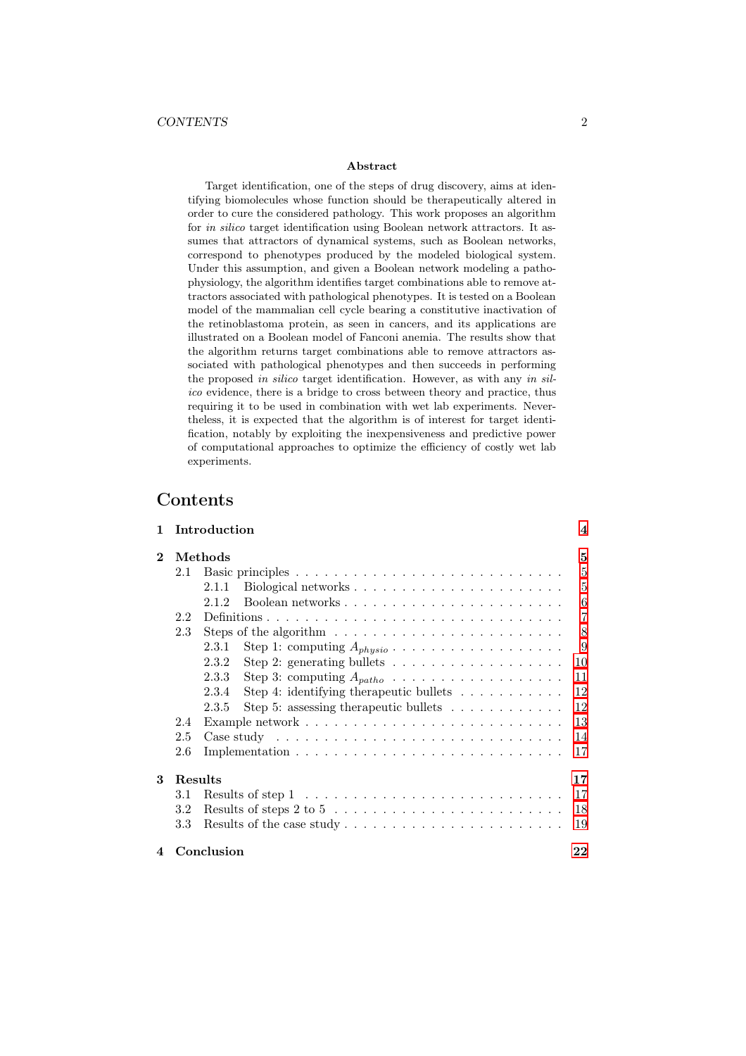**Abstract**

Target identification, one of the steps of drug discovery, aims at identifying biomolecules whose function should be therapeutically altered in order to cure the considered pathology. This work proposes an algorithm for *in silico* target identification using Boolean network attractors. It assumes that attractors of dynamical systems, such as Boolean networks, correspond to phenotypes produced by the modeled biological system. Under this assumption, and given a Boolean network modeling a pathophysiology, the algorithm identifies target combinations able to remove attractors associated with pathological phenotypes. It is tested on a Boolean model of the mammalian cell cycle bearing a constitutive inactivation of the retinoblastoma protein, as seen in cancers, and its applications are illustrated on a Boolean model of Fanconi anemia. The results show that the algorithm returns target combinations able to remove attractors associated with pathological phenotypes and then succeeds in performing the proposed *in silico* target identification. However, as with any *in silico* evidence, there is a bridge to cross between theory and practice, thus requiring it to be used in combination with wet lab experiments. Nevertheless, it is expected that the algorithm is of interest for target identification, notably by exploiting the inexpensiveness and predictive power of computational approaches to optimize the efficiency of costly wet lab experiments.

# Contents

- **1 Introduction** — 4
- **2 Methods** — 5
  - 2.1 Basic principles — 5
    - 2.1.1 Biological networks — 5
    - 2.1.2 Boolean networks — 6
  - 2.2 Definitions — 7
  - 2.3 Steps of the algorithm — 8
    - 2.3.1 Step 1: computing $A_{physio}$ — 9
    - 2.3.2 Step 2: generating bullets — 10
    - 2.3.3 Step 3: computing $A_{patho}$ — 11
    - 2.3.4 Step 4: identifying therapeutic bullets — 12
    - 2.3.5 Step 5: assessing therapeutic bullets — 12
  - 2.4 Example network — 13
  - 2.5 Case study — 14
  - 2.6 Implementation — 17
- **3 Results** — 17
  - 3.1 Results of step 1 — 17
  - 3.2 Results of steps 2 to 5 — 18
  - 3.3 Results of the case study — 19
- **4 Conclusion** — 22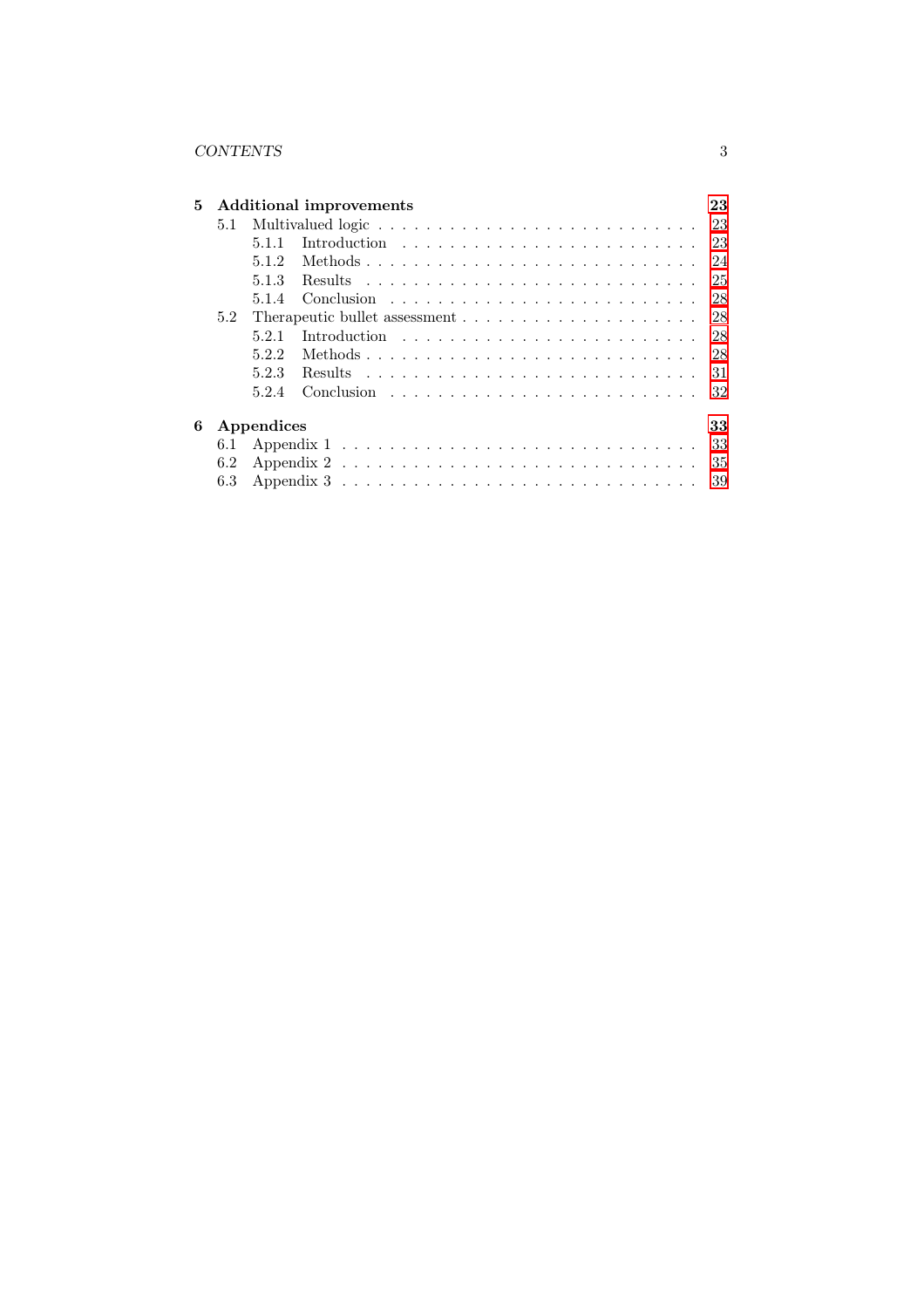**5 Additional improvements** 23

- 5.1 Multivalued logic . . . . . 23
  - 5.1.1 Introduction . . . . . 23
  - 5.1.2 Methods . . . . . 24
  - 5.1.3 Results . . . . . 25
  - 5.1.4 Conclusion . . . . . 28
- 5.2 Therapeutic bullet assessment . . . . . 28
  - 5.2.1 Introduction . . . . . 28
  - 5.2.2 Methods . . . . . 28
  - 5.2.3 Results . . . . . 31
  - 5.2.4 Conclusion . . . . . 32

**6 Appendices** 33

- 6.1 Appendix 1 . . . . . 33
- 6.2 Appendix 2 . . . . . 35
- 6.3 Appendix 3 . . . . . 39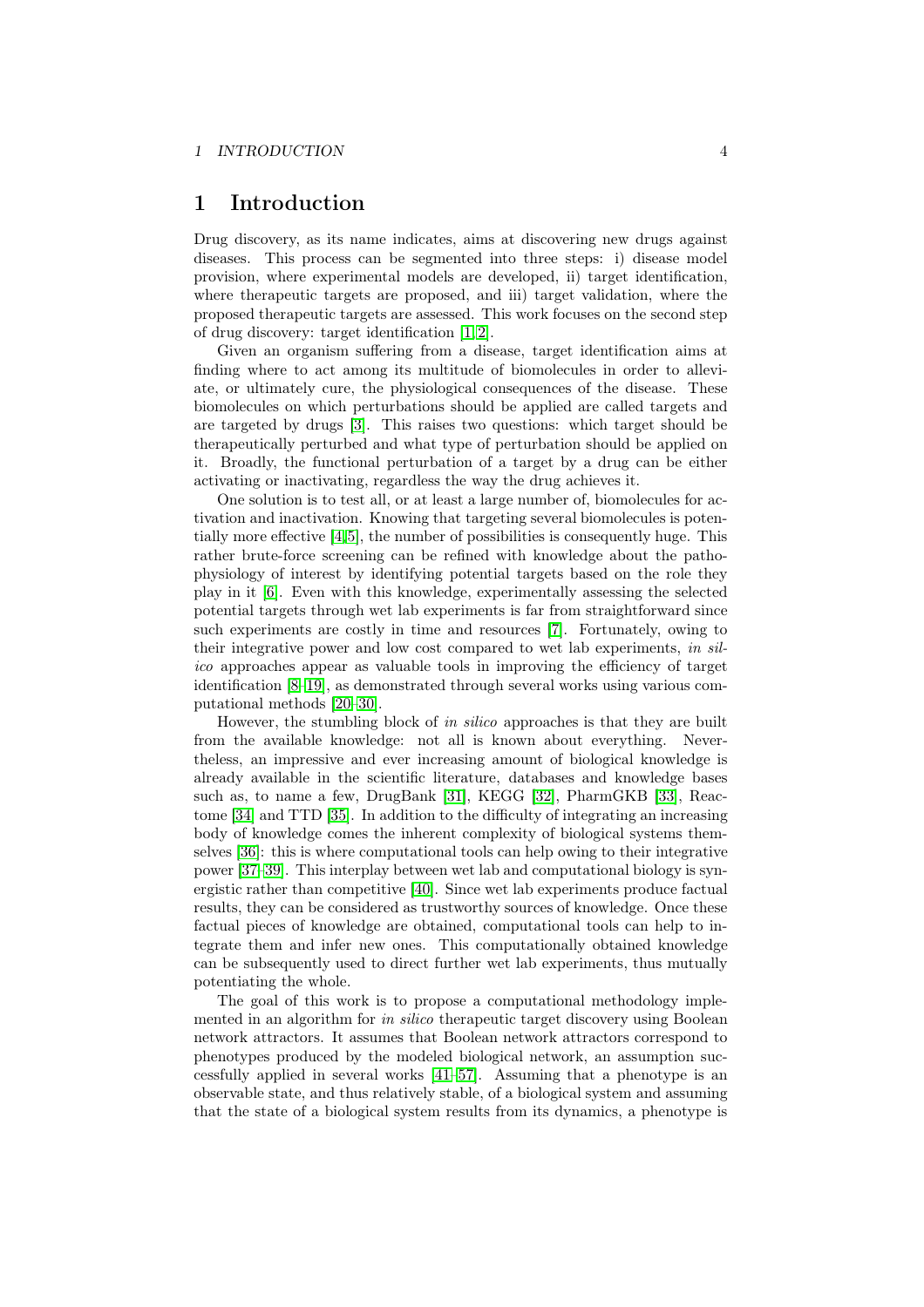# 1 Introduction

Drug discovery, as its name indicates, aims at discovering new drugs against diseases. This process can be segmented into three steps: i) disease model provision, where experimental models are developed, ii) target identification, where therapeutic targets are proposed, and iii) target validation, where the proposed therapeutic targets are assessed. This work focuses on the second step of drug discovery: target identification [1,2].

Given an organism suffering from a disease, target identification aims at finding where to act among its multitude of biomolecules in order to alleviate, or ultimately cure, the physiological consequences of the disease. These biomolecules on which perturbations should be applied are called targets and are targeted by drugs [3]. This raises two questions: which target should be therapeutically perturbed and what type of perturbation should be applied on it. Broadly, the functional perturbation of a target by a drug can be either activating or inactivating, regardless the way the drug achieves it.

One solution is to test all, or at least a large number of, biomolecules for activation and inactivation. Knowing that targeting several biomolecules is potentially more effective [4,5], the number of possibilities is consequently huge. This rather brute-force screening can be refined with knowledge about the pathophysiology of interest by identifying potential targets based on the role they play in it [6]. Even with this knowledge, experimentally assessing the selected potential targets through wet lab experiments is far from straightforward since such experiments are costly in time and resources [7]. Fortunately, owing to their integrative power and low cost compared to wet lab experiments, *in silico* approaches appear as valuable tools in improving the efficiency of target identification [8–19], as demonstrated through several works using various computational methods [20–30].

However, the stumbling block of *in silico* approaches is that they are built from the available knowledge: not all is known about everything. Nevertheless, an impressive and ever increasing amount of biological knowledge is already available in the scientific literature, databases and knowledge bases such as, to name a few, DrugBank [31], KEGG [32], PharmGKB [33], Reactome [34] and TTD [35]. In addition to the difficulty of integrating an increasing body of knowledge comes the inherent complexity of biological systems themselves [36]: this is where computational tools can help owing to their integrative power [37–39]. This interplay between wet lab and computational biology is synergistic rather than competitive [40]. Since wet lab experiments produce factual results, they can be considered as trustworthy sources of knowledge. Once these factual pieces of knowledge are obtained, computational tools can help to integrate them and infer new ones. This computationally obtained knowledge can be subsequently used to direct further wet lab experiments, thus mutually potentiating the whole.

The goal of this work is to propose a computational methodology implemented in an algorithm for *in silico* therapeutic target discovery using Boolean network attractors. It assumes that Boolean network attractors correspond to phenotypes produced by the modeled biological network, an assumption successfully applied in several works [41–57]. Assuming that a phenotype is an observable state, and thus relatively stable, of a biological system and assuming that the state of a biological system results from its dynamics, a phenotype is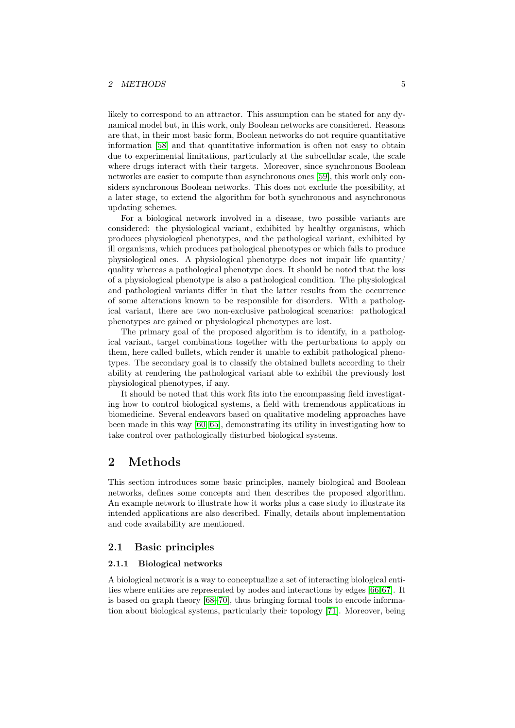likely to correspond to an attractor. This assumption can be stated for any dynamical model but, in this work, only Boolean networks are considered. Reasons are that, in their most basic form, Boolean networks do not require quantitative information [58] and that quantitative information is often not easy to obtain due to experimental limitations, particularly at the subcellular scale, the scale where drugs interact with their targets. Moreover, since synchronous Boolean networks are easier to compute than asynchronous ones [59], this work only considers synchronous Boolean networks. This does not exclude the possibility, at a later stage, to extend the algorithm for both synchronous and asynchronous updating schemes.

For a biological network involved in a disease, two possible variants are considered: the physiological variant, exhibited by healthy organisms, which produces physiological phenotypes, and the pathological variant, exhibited by ill organisms, which produces pathological phenotypes or which fails to produce physiological ones. A physiological phenotype does not impair life quantity/ quality whereas a pathological phenotype does. It should be noted that the loss of a physiological phenotype is also a pathological condition. The physiological and pathological variants differ in that the latter results from the occurrence of some alterations known to be responsible for disorders. With a pathological variant, there are two non-exclusive pathological scenarios: pathological phenotypes are gained or physiological phenotypes are lost.

The primary goal of the proposed algorithm is to identify, in a pathological variant, target combinations together with the perturbations to apply on them, here called bullets, which render it unable to exhibit pathological phenotypes. The secondary goal is to classify the obtained bullets according to their ability at rendering the pathological variant able to exhibit the previously lost physiological phenotypes, if any.

It should be noted that this work fits into the encompassing field investigating how to control biological systems, a field with tremendous applications in biomedicine. Several endeavors based on qualitative modeling approaches have been made in this way [60–65], demonstrating its utility in investigating how to take control over pathologically disturbed biological systems.

# 2 Methods

This section introduces some basic principles, namely biological and Boolean networks, defines some concepts and then describes the proposed algorithm. An example network to illustrate how it works plus a case study to illustrate its intended applications are also described. Finally, details about implementation and code availability are mentioned.

## 2.1 Basic principles

### 2.1.1 Biological networks

A biological network is a way to conceptualize a set of interacting biological entities where entities are represented by nodes and interactions by edges [66, 67]. It is based on graph theory [68–70], thus bringing formal tools to encode information about biological systems, particularly their topology [71]. Moreover, being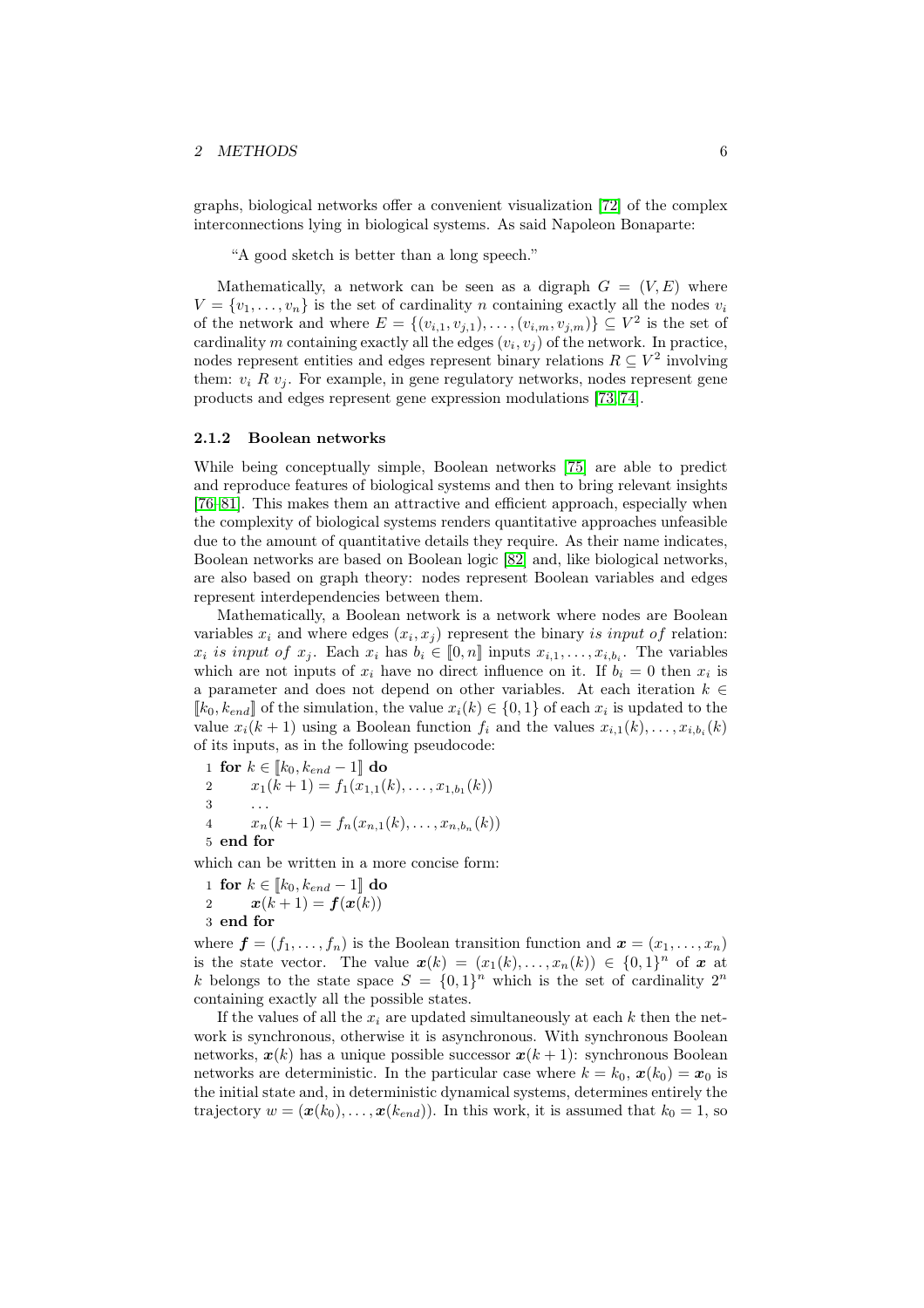graphs, biological networks offer a convenient visualization [72] of the complex interconnections lying in biological systems. As said Napoleon Bonaparte:

> "A good sketch is better than a long speech."

Mathematically, a network can be seen as a digraph $G = (V, E)$ where $V = \{v_1, \ldots, v_n\}$ is the set of cardinality $n$ containing exactly all the nodes $v_i$ of the network and where $E = \{(v_{i,1}, v_{j,1}), \ldots, (v_{i,m}, v_{j,m})\} \subseteq V^2$ is the set of cardinality $m$ containing exactly all the edges $(v_i, v_j)$ of the network. In practice, nodes represent entities and edges represent binary relations $R \subseteq V^2$ involving them: $v_i \; R \; v_j$. For example, in gene regulatory networks, nodes represent gene products and edges represent gene expression modulations [73, 74].

### 2.1.2 Boolean networks

While being conceptually simple, Boolean networks [75] are able to predict and reproduce features of biological systems and then to bring relevant insights [76–81]. This makes them an attractive and efficient approach, especially when the complexity of biological systems renders quantitative approaches unfeasible due to the amount of quantitative details they require. As their name indicates, Boolean networks are based on Boolean logic [82] and, like biological networks, are also based on graph theory: nodes represent Boolean variables and edges represent interdependencies between them.

Mathematically, a Boolean network is a network where nodes are Boolean variables $x_i$ and where edges $(x_i, x_j)$ represent the binary *is input of* relation: $x_i$ *is input of* $x_j$. Each $x_i$ has $b_i \in [\![0, n]\!]$ inputs $x_{i,1}, \ldots, x_{i,b_i}$. The variables which are not inputs of $x_i$ have no direct influence on it. If $b_i = 0$ then $x_i$ is a parameter and does not depend on other variables. At each iteration $k \in [\![k_0, k_{end}]\!]$ of the simulation, the value $x_i(k) \in \{0, 1\}$ of each $x_i$ is updated to the value $x_i(k + 1)$ using a Boolean function $f_i$ and the values $x_{i,1}(k), \ldots, x_{i,b_i}(k)$ of its inputs, as in the following pseudocode:

1 **for** $k \in [\![k_0, k_{end} - 1]\!]$ **do**
2 $\quad x_1(k + 1) = f_1(x_{1,1}(k), \ldots, x_{1,b_1}(k))$
3 $\quad \ldots$
4 $\quad x_n(k + 1) = f_n(x_{n,1}(k), \ldots, x_{n,b_n}(k))$
5 **end for**

which can be written in a more concise form:

1 **for** $k \in [\![k_0, k_{end} - 1]\!]$ **do**
2 $\quad \boldsymbol{x}(k + 1) = \boldsymbol{f}(\boldsymbol{x}(k))$
3 **end for**

where $\boldsymbol{f} = (f_1, \ldots, f_n)$ is the Boolean transition function and $\boldsymbol{x} = (x_1, \ldots, x_n)$ is the state vector. The value $\boldsymbol{x}(k) = (x_1(k), \ldots, x_n(k)) \in \{0, 1\}^n$ of $\boldsymbol{x}$ at $k$ belongs to the state space $S = \{0, 1\}^n$ which is the set of cardinality $2^n$ containing exactly all the possible states.

If the values of all the $x_i$ are updated simultaneously at each $k$ then the network is synchronous, otherwise it is asynchronous. With synchronous Boolean networks, $\boldsymbol{x}(k)$ has a unique possible successor $\boldsymbol{x}(k + 1)$: synchronous Boolean networks are deterministic. In the particular case where $k = k_0$, $\boldsymbol{x}(k_0) = \boldsymbol{x}_0$ is the initial state and, in deterministic dynamical systems, determines entirely the trajectory $w = (\boldsymbol{x}(k_0), \ldots, \boldsymbol{x}(k_{end}))$. In this work, it is assumed that $k_0 = 1$, so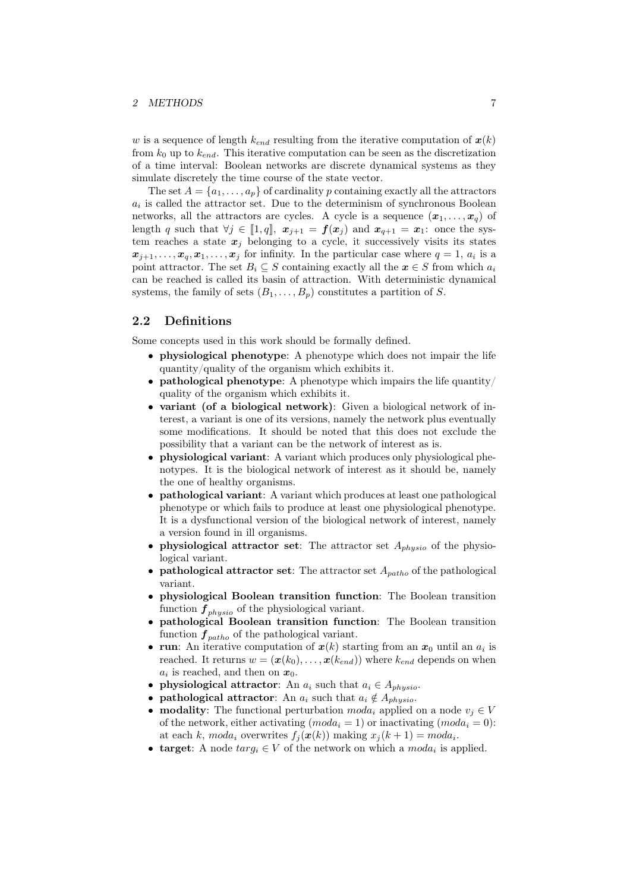$w$ is a sequence of length $k_{end}$ resulting from the iterative computation of $\boldsymbol{x}(k)$ from $k_0$ up to $k_{end}$. This iterative computation can be seen as the discretization of a time interval: Boolean networks are discrete dynamical systems as they simulate discretely the time course of the state vector.

The set $A = \{a_1, \ldots, a_p\}$ of cardinality $p$ containing exactly all the attractors $a_i$ is called the attractor set. Due to the determinism of synchronous Boolean networks, all the attractors are cycles. A cycle is a sequence $(\boldsymbol{x}_1, \ldots, \boldsymbol{x}_q)$ of length $q$ such that $\forall j \in [\![1, q]\!]$, $\boldsymbol{x}_{j+1} = \boldsymbol{f}(\boldsymbol{x}_j)$ and $\boldsymbol{x}_{q+1} = \boldsymbol{x}_1$: once the system reaches a state $\boldsymbol{x}_j$ belonging to a cycle, it successively visits its states $\boldsymbol{x}_{j+1}, \ldots, \boldsymbol{x}_q, \boldsymbol{x}_1, \ldots, \boldsymbol{x}_j$ for infinity. In the particular case where $q = 1$, $a_i$ is a point attractor. The set $B_i \subseteq S$ containing exactly all the $\boldsymbol{x} \in S$ from which $a_i$ can be reached is called its basin of attraction. With deterministic dynamical systems, the family of sets $(B_1, \ldots, B_p)$ constitutes a partition of $S$.

## 2.2 Definitions

Some concepts used in this work should be formally defined.

- **physiological phenotype**: A phenotype which does not impair the life quantity/quality of the organism which exhibits it.
- **pathological phenotype**: A phenotype which impairs the life quantity/quality of the organism which exhibits it.
- **variant (of a biological network)**: Given a biological network of interest, a variant is one of its versions, namely the network plus eventually some modifications. It should be noted that this does not exclude the possibility that a variant can be the network of interest as is.
- **physiological variant**: A variant which produces only physiological phenotypes. It is the biological network of interest as it should be, namely the one of healthy organisms.
- **pathological variant**: A variant which produces at least one pathological phenotype or which fails to produce at least one physiological phenotype. It is a dysfunctional version of the biological network of interest, namely a version found in ill organisms.
- **physiological attractor set**: The attractor set $A_{physio}$ of the physiological variant.
- **pathological attractor set**: The attractor set $A_{patho}$ of the pathological variant.
- **physiological Boolean transition function**: The Boolean transition function $\boldsymbol{f}_{physio}$ of the physiological variant.
- **pathological Boolean transition function**: The Boolean transition function $\boldsymbol{f}_{patho}$ of the pathological variant.
- **run**: An iterative computation of $\boldsymbol{x}(k)$ starting from an $\boldsymbol{x}_0$ until an $a_i$ is reached. It returns $w = (\boldsymbol{x}(k_0), \ldots, \boldsymbol{x}(k_{end}))$ where $k_{end}$ depends on when $a_i$ is reached, and then on $\boldsymbol{x}_0$.
- **physiological attractor**: An $a_i$ such that $a_i \in A_{physio}$.
- **pathological attractor**: An $a_i$ such that $a_i \notin A_{physio}$.
- **modality**: The functional perturbation $moda_i$ applied on a node $v_j \in V$ of the network, either activating ($moda_i = 1$) or inactivating ($moda_i = 0$): at each $k$, $moda_i$ overwrites $f_j(\boldsymbol{x}(k))$ making $x_j(k+1) = moda_i$.
- **target**: A node $targ_i \in V$ of the network on which a $moda_i$ is applied.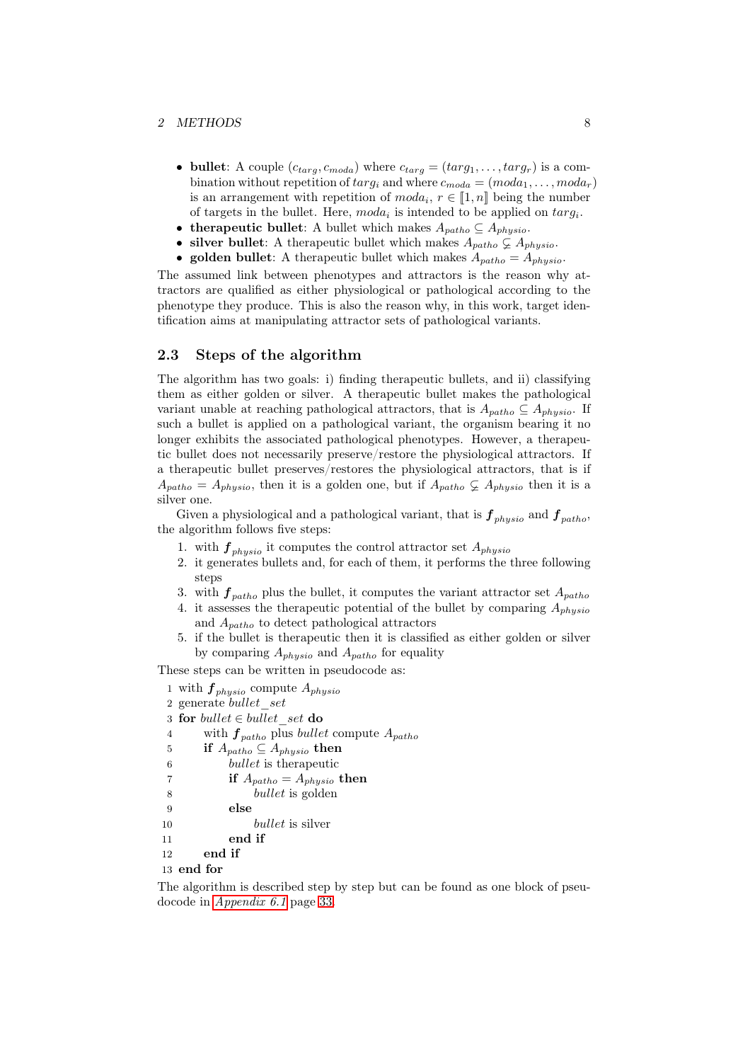- **bullet**: A couple $(c_{targ}, c_{moda})$ where $c_{targ} = (targ_1, \ldots, targ_r)$ is a combination without repetition of $targ_i$ and where $c_{moda} = (moda_1, \ldots, moda_r)$ is an arrangement with repetition of $moda_i$, $r \in [\![1, n]\!]$ being the number of targets in the bullet. Here, $moda_i$ is intended to be applied on $targ_i$.
- **therapeutic bullet**: A bullet which makes $A_{patho} \subseteq A_{physio}$.
- **silver bullet**: A therapeutic bullet which makes $A_{patho} \subsetneq A_{physio}$.
- **golden bullet**: A therapeutic bullet which makes $A_{patho} = A_{physio}$.

The assumed link between phenotypes and attractors is the reason why attractors are qualified as either physiological or pathological according to the phenotype they produce. This is also the reason why, in this work, target identification aims at manipulating attractor sets of pathological variants.

## 2.3 Steps of the algorithm

The algorithm has two goals: i) finding therapeutic bullets, and ii) classifying them as either golden or silver. A therapeutic bullet makes the pathological variant unable at reaching pathological attractors, that is $A_{patho} \subseteq A_{physio}$. If such a bullet is applied on a pathological variant, the organism bearing it no longer exhibits the associated pathological phenotypes. However, a therapeutic bullet does not necessarily preserve/restore the physiological attractors. If a therapeutic bullet preserves/restores the physiological attractors, that is if $A_{patho} = A_{physio}$, then it is a golden one, but if $A_{patho} \subsetneq A_{physio}$ then it is a silver one.

Given a physiological and a pathological variant, that is $\boldsymbol{f}_{physio}$ and $\boldsymbol{f}_{patho}$, the algorithm follows five steps:

1. with $\boldsymbol{f}_{physio}$ it computes the control attractor set $A_{physio}$
2. it generates bullets and, for each of them, it performs the three following steps
3. with $\boldsymbol{f}_{patho}$ plus the bullet, it computes the variant attractor set $A_{patho}$
4. it assesses the therapeutic potential of the bullet by comparing $A_{physio}$ and $A_{patho}$ to detect pathological attractors
5. if the bullet is therapeutic then it is classified as either golden or silver by comparing $A_{physio}$ and $A_{patho}$ for equality

These steps can be written in pseudocode as:

```
1  with f_physio compute A_physio
2  generate bullet_set
3  for bullet ∈ bullet_set do
4      with f_patho plus bullet compute A_patho
5      if A_patho ⊆ A_physio then
6          bullet is therapeutic
7          if A_patho = A_physio then
8              bullet is golden
9          else
10             bullet is silver
11         end if
12     end if
13 end for
```

The algorithm is described step by step but can be found as one block of pseudocode in *Appendix 6.1* page 33.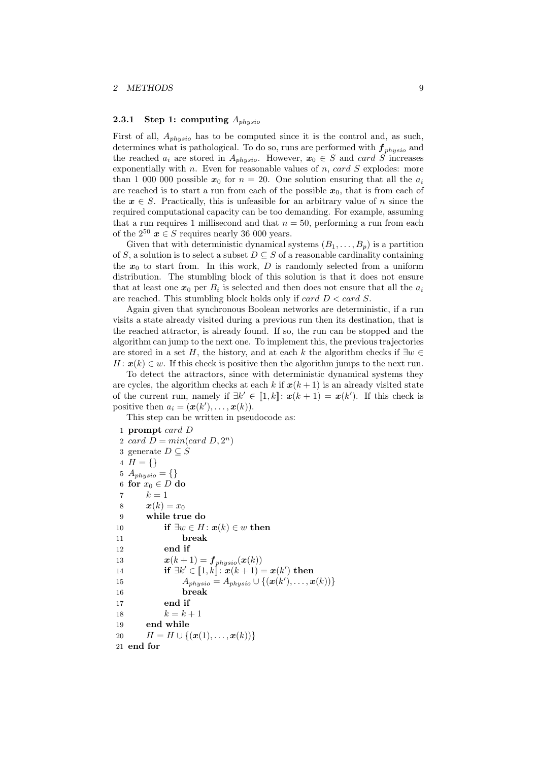### 2.3.1 Step 1: computing $A_{physio}$

First of all, $A_{physio}$ has to be computed since it is the control and, as such, determines what is pathological. To do so, runs are performed with $\boldsymbol{f}_{physio}$ and the reached $a_i$ are stored in $A_{physio}$. However, $\boldsymbol{x}_0 \in S$ and $card\ S$ increases exponentially with $n$. Even for reasonable values of $n$, $card\ S$ explodes: more than 1 000 000 possible $\boldsymbol{x}_0$ for $n = 20$. One solution ensuring that all the $a_i$ are reached is to start a run from each of the possible $\boldsymbol{x}_0$, that is from each of the $\boldsymbol{x} \in S$. Practically, this is unfeasible for an arbitrary value of $n$ since the required computational capacity can be too demanding. For example, assuming that a run requires 1 millisecond and that $n = 50$, performing a run from each of the $2^{50}$ $\boldsymbol{x} \in S$ requires nearly 36 000 years.

Given that with deterministic dynamical systems $(B_1, \ldots, B_p)$ is a partition of $S$, a solution is to select a subset $D \subseteq S$ of a reasonable cardinality containing the $\boldsymbol{x}_0$ to start from. In this work, $D$ is randomly selected from a uniform distribution. The stumbling block of this solution is that it does not ensure that at least one $\boldsymbol{x}_0$ per $B_i$ is selected and then does not ensure that all the $a_i$ are reached. This stumbling block holds only if $card\ D < card\ S$.

Again given that synchronous Boolean networks are deterministic, if a run visits a state already visited during a previous run then its destination, that is the reached attractor, is already found. If so, the run can be stopped and the algorithm can jump to the next one. To implement this, the previous trajectories are stored in a set $H$, the history, and at each $k$ the algorithm checks if $\exists w \in H \colon \boldsymbol{x}(k) \in w$. If this check is positive then the algorithm jumps to the next run.

To detect the attractors, since with deterministic dynamical systems they are cycles, the algorithm checks at each $k$ if $\boldsymbol{x}(k+1)$ is an already visited state of the current run, namely if $\exists k' \in [\![1, k]\!] \colon \boldsymbol{x}(k+1) = \boldsymbol{x}(k')$. If this check is positive then $a_i = (\boldsymbol{x}(k'), \ldots, \boldsymbol{x}(k))$.

This step can be written in pseudocode as:

```
1  prompt card D
2  card D = min(card D, 2^n)
3  generate D ⊆ S
4  H = {}
5  A_physio = {}
6  for x_0 ∈ D do
7      k = 1
8      x(k) = x_0
9      while true do
10         if ∃w ∈ H: x(k) ∈ w then
11             break
12         end if
13         x(k+1) = f_physio(x(k))
14         if ∃k' ∈ [[1, k]]: x(k+1) = x(k') then
15             A_physio = A_physio ∪ {(x(k'), ..., x(k))}
16             break
17         end if
18         k = k + 1
19     end while
20     H = H ∪ {(x(1), ..., x(k))}
21 end for
```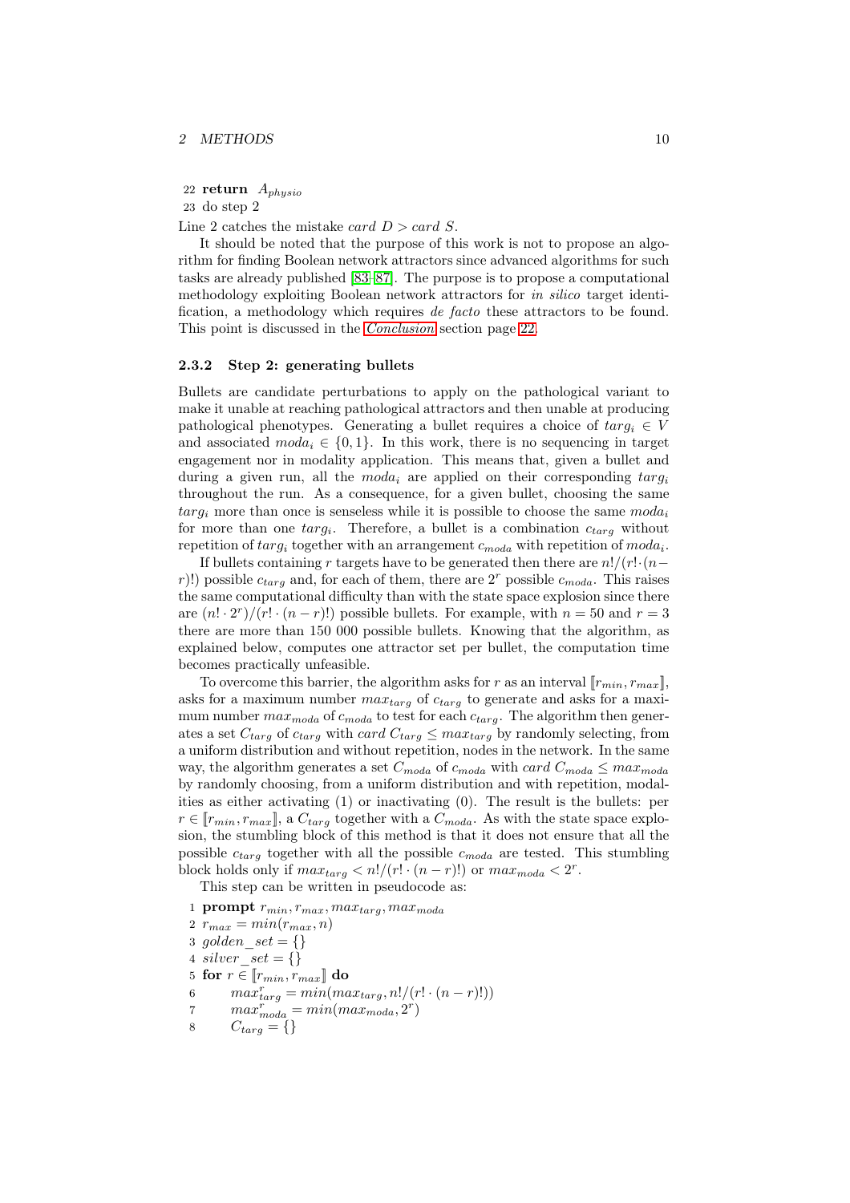22 **return** $A_{physio}$
23 do step 2

Line 2 catches the mistake $card\ D > card\ S$.

It should be noted that the purpose of this work is not to propose an algorithm for finding Boolean network attractors since advanced algorithms for such tasks are already published [83–87]. The purpose is to propose a computational methodology exploiting Boolean network attractors for *in silico* target identification, a methodology which requires *de facto* these attractors to be found. This point is discussed in the *Conclusion* section page 22.

### 2.3.2 Step 2: generating bullets

Bullets are candidate perturbations to apply on the pathological variant to make it unable at reaching pathological attractors and then unable at producing pathological phenotypes. Generating a bullet requires a choice of $targ_i \in V$ and associated $moda_i \in \{0, 1\}$. In this work, there is no sequencing in target engagement nor in modality application. This means that, given a bullet and during a given run, all the $moda_i$ are applied on their corresponding $targ_i$ throughout the run. As a consequence, for a given bullet, choosing the same $targ_i$ more than once is senseless while it is possible to choose the same $moda_i$ for more than one $targ_i$. Therefore, a bullet is a combination $c_{targ}$ without repetition of $targ_i$ together with an arrangement $c_{moda}$ with repetition of $moda_i$.

If bullets containing $r$ targets have to be generated then there are $n!/(r! \cdot (n-r)!)$ possible $c_{targ}$ and, for each of them, there are $2^r$ possible $c_{moda}$. This raises the same computational difficulty than with the state space explosion since there are $(n! \cdot 2^r)/(r! \cdot (n-r)!)$ possible bullets. For example, with $n = 50$ and $r = 3$ there are more than 150 000 possible bullets. Knowing that the algorithm, as explained below, computes one attractor set per bullet, the computation time becomes practically unfeasible.

To overcome this barrier, the algorithm asks for $r$ as an interval $[\![r_{min}, r_{max}]\!]$, asks for a maximum number $max_{targ}$ of $c_{targ}$ to generate and asks for a maximum number $max_{moda}$ of $c_{moda}$ to test for each $c_{targ}$. The algorithm then generates a set $C_{targ}$ of $c_{targ}$ with $card\ C_{targ} \leq max_{targ}$ by randomly selecting, from a uniform distribution and without repetition, nodes in the network. In the same way, the algorithm generates a set $C_{moda}$ of $c_{moda}$ with $card\ C_{moda} \leq max_{moda}$ by randomly choosing, from a uniform distribution and with repetition, modalities as either activating (1) or inactivating (0). The result is the bullets: per $r \in [\![r_{min}, r_{max}]\!]$, a $C_{targ}$ together with a $C_{moda}$. As with the state space explosion, the stumbling block of this method is that it does not ensure that all the possible $c_{targ}$ together with all the possible $c_{moda}$ are tested. This stumbling block holds only if $max_{targ} < n!/(r! \cdot (n-r)!)$ or $max_{moda} < 2^r$.

This step can be written in pseudocode as:

1 **prompt** $r_{min}, r_{max}, max_{targ}, max_{moda}$
2 $r_{max} = min(r_{max}, n)$
3 $golden\_set = \{\}$
4 $silver\_set = \{\}$
5 **for** $r \in [\![r_{min}, r_{max}]\!]$ **do**
6 $\quad max^r_{targ} = min(max_{targ}, n!/(r! \cdot (n-r)!))$
7 $\quad max^r_{moda} = min(max_{moda}, 2^r)$
8 $\quad C_{targ} = \{\}$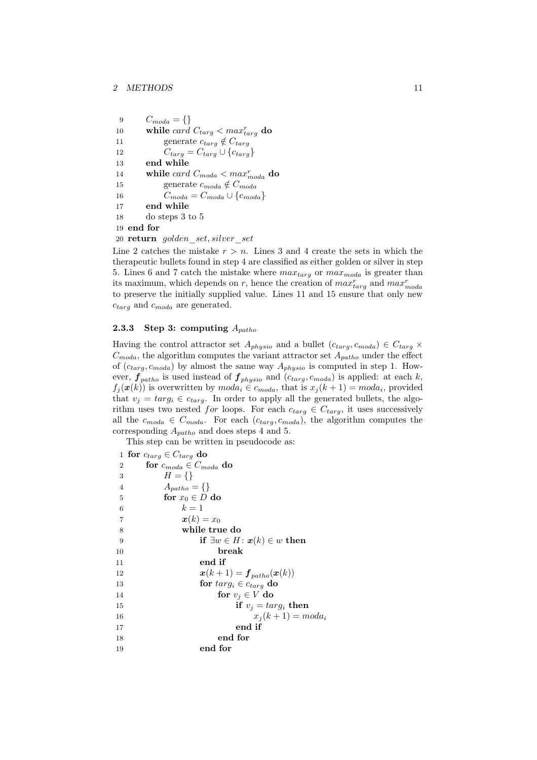```
9        C_moda = {}
10       while card C_targ < max^r_targ do
11           generate c_targ ∉ C_targ
12           C_targ = C_targ ∪ {c_targ}
13       end while
14       while card C_moda < max^r_moda do
15           generate c_moda ∉ C_moda
16           C_moda = C_moda ∪ {c_moda}
17       end while
18       do steps 3 to 5
19   end for
20   return golden_set, silver_set
```

Line 2 catches the mistake $r > n$. Lines 3 and 4 create the sets in which the therapeutic bullets found in step 4 are classified as either golden or silver in step 5. Lines 6 and 7 catch the mistake where $max_{targ}$ or $max_{moda}$ is greater than its maximum, which depends on $r$, hence the creation of $max^r_{targ}$ and $max^r_{moda}$ to preserve the initially supplied value. Lines 11 and 15 ensure that only new $c_{targ}$ and $c_{moda}$ are generated.

### 2.3.3 Step 3: computing $A_{patho}$

Having the control attractor set $A_{physio}$ and a bullet $(c_{targ}, c_{moda}) \in C_{targ} \times C_{moda}$, the algorithm computes the variant attractor set $A_{patho}$ under the effect of $(c_{targ}, c_{moda})$ by almost the same way $A_{physio}$ is computed in step 1. However, $\boldsymbol{f}_{patho}$ is used instead of $\boldsymbol{f}_{physio}$ and $(c_{targ}, c_{moda})$ is applied: at each $k$, $f_j(\boldsymbol{x}(k))$ is overwritten by $moda_i \in c_{moda}$, that is $x_j(k+1) = moda_i$, provided that $v_j = targ_i \in c_{targ}$. In order to apply all the generated bullets, the algorithm uses two nested *for* loops. For each $c_{targ} \in C_{targ}$, it uses successively all the $c_{moda} \in C_{moda}$. For each $(c_{targ}, c_{moda})$, the algorithm computes the corresponding $A_{patho}$ and does steps 4 and 5.

This step can be written in pseudocode as:

```
1   for c_targ ∈ C_targ do
2       for c_moda ∈ C_moda do
3           H = {}
4           A_patho = {}
5           for x_0 ∈ D do
6               k = 1
7               x(k) = x_0
8               while true do
9                   if ∃w ∈ H : x(k) ∈ w then
10                      break
11                  end if
12                  x(k+1) = f_patho(x(k))
13                  for targ_i ∈ c_targ do
14                      for v_j ∈ V do
15                          if v_j = targ_i then
16                              x_j(k+1) = moda_i
17                          end if
18                      end for
19                  end for
```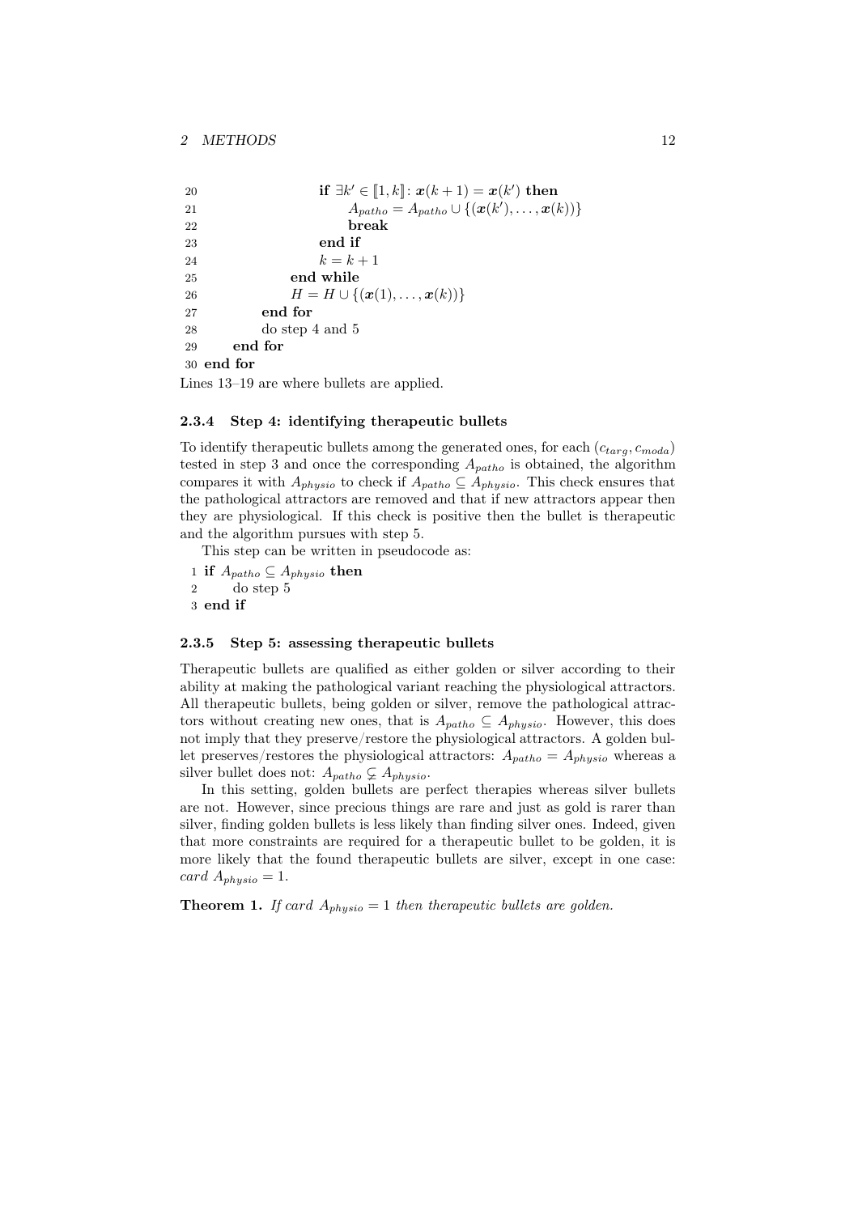```
20                if ∃k' ∈ ⟦1, k⟧: x(k + 1) = x(k') then
21                    A_patho = A_patho ∪ {(x(k'), ..., x(k))}
22                    break
23                end if
24                k = k + 1
25            end while
26            H = H ∪ {(x(1), ..., x(k))}
27        end for
28        do step 4 and 5
29    end for
30 end for
```

Lines 13–19 are where bullets are applied.

### 2.3.4 Step 4: identifying therapeutic bullets

To identify therapeutic bullets among the generated ones, for each $(c_{targ}, c_{moda})$ tested in step 3 and once the corresponding $A_{patho}$ is obtained, the algorithm compares it with $A_{physio}$ to check if $A_{patho} \subseteq A_{physio}$. This check ensures that the pathological attractors are removed and that if new attractors appear then they are physiological. If this check is positive then the bullet is therapeutic and the algorithm pursues with step 5.

This step can be written in pseudocode as:

```
1 if A_patho ⊆ A_physio then
2     do step 5
3 end if
```

### 2.3.5 Step 5: assessing therapeutic bullets

Therapeutic bullets are qualified as either golden or silver according to their ability at making the pathological variant reaching the physiological attractors. All therapeutic bullets, being golden or silver, remove the pathological attractors without creating new ones, that is $A_{patho} \subseteq A_{physio}$. However, this does not imply that they preserve/restore the physiological attractors. A golden bullet preserves/restores the physiological attractors: $A_{patho} = A_{physio}$ whereas a silver bullet does not: $A_{patho} \subsetneq A_{physio}$.

In this setting, golden bullets are perfect therapies whereas silver bullets are not. However, since precious things are rare and just as gold is rarer than silver, finding golden bullets is less likely than finding silver ones. Indeed, given that more constraints are required for a therapeutic bullet to be golden, it is more likely that the found therapeutic bullets are silver, except in one case: $card\ A_{physio} = 1$.

**Theorem 1.** *If $card\ A_{physio} = 1$ then therapeutic bullets are golden.*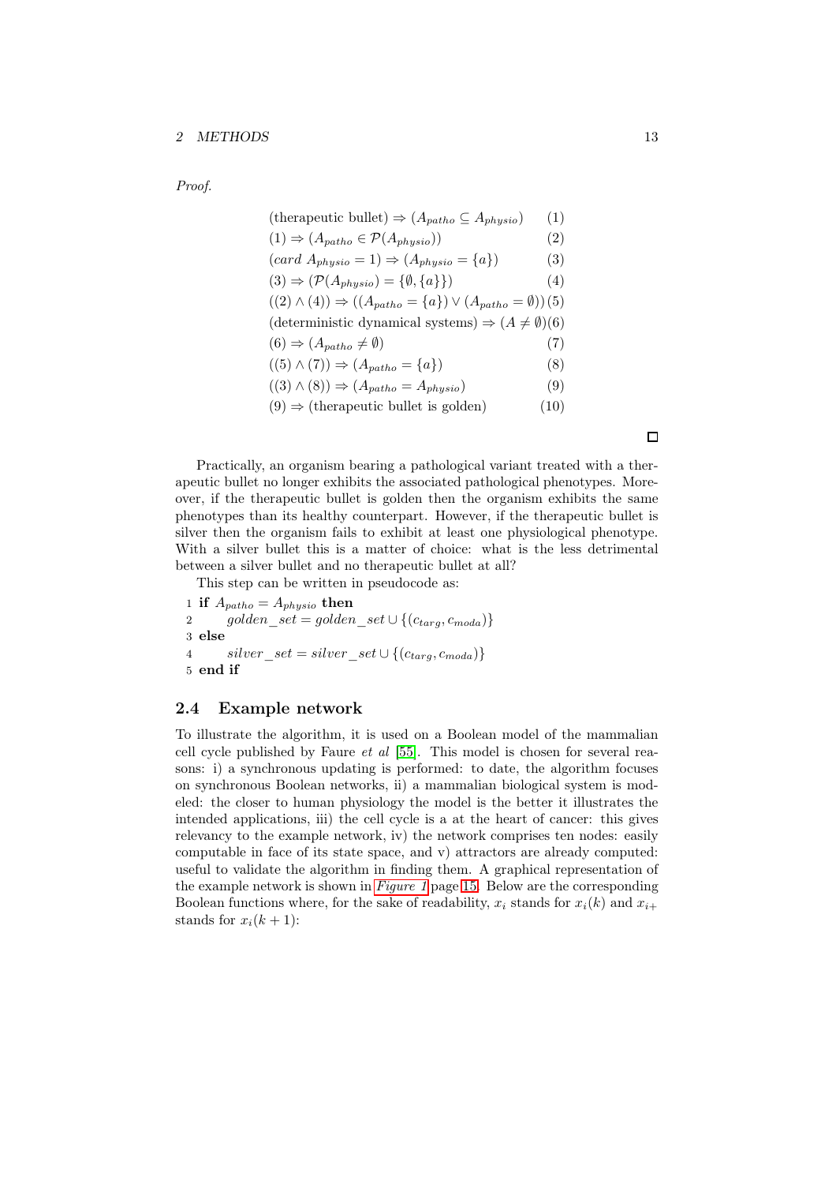*Proof.*

$$
\begin{array}{ll}
(\text{therapeutic bullet}) \Rightarrow (A_{patho} \subseteq A_{physio}) & (1) \\
(1) \Rightarrow (A_{patho} \in \mathcal{P}(A_{physio})) & (2) \\
(card\ A_{physio} = 1) \Rightarrow (A_{physio} = \{a\}) & (3) \\
(3) \Rightarrow (\mathcal{P}(A_{physio}) = \{\emptyset, \{a\}\}) & (4) \\
((2) \wedge (4)) \Rightarrow ((A_{patho} = \{a\}) \vee (A_{patho} = \emptyset)) & (5) \\
(\text{deterministic dynamical systems}) \Rightarrow (A \neq \emptyset) & (6) \\
(6) \Rightarrow (A_{patho} \neq \emptyset) & (7) \\
((5) \wedge (7)) \Rightarrow (A_{patho} = \{a\}) & (8) \\
((3) \wedge (8)) \Rightarrow (A_{patho} = A_{physio}) & (9) \\
(9) \Rightarrow (\text{therapeutic bullet is golden}) & (10)
\end{array}
$$

□

Practically, an organism bearing a pathological variant treated with a therapeutic bullet no longer exhibits the associated pathological phenotypes. Moreover, if the therapeutic bullet is golden then the organism exhibits the same phenotypes than its healthy counterpart. However, if the therapeutic bullet is silver then the organism fails to exhibit at least one physiological phenotype. With a silver bullet this is a matter of choice: what is the less detrimental between a silver bullet and no therapeutic bullet at all?

This step can be written in pseudocode as:

```
1 if A_patho = A_physio then
2     golden_set = golden_set ∪ {(c_targ, c_moda)}
3 else
4     silver_set = silver_set ∪ {(c_targ, c_moda)}
5 end if
```

## 2.4 Example network

To illustrate the algorithm, it is used on a Boolean model of the mammalian cell cycle published by Faure *et al* [55]. This model is chosen for several reasons: i) a synchronous updating is performed: to date, the algorithm focuses on synchronous Boolean networks, ii) a mammalian biological system is modeled: the closer to human physiology the model is the better it illustrates the intended applications, iii) the cell cycle is a at the heart of cancer: this gives relevancy to the example network, iv) the network comprises ten nodes: easily computable in face of its state space, and v) attractors are already computed: useful to validate the algorithm in finding them. A graphical representation of the example network is shown in *Figure 1* page 15. Below are the corresponding Boolean functions where, for the sake of readability, $x_i$ stands for $x_i(k)$ and $x_{i+}$ stands for $x_i(k+1)$: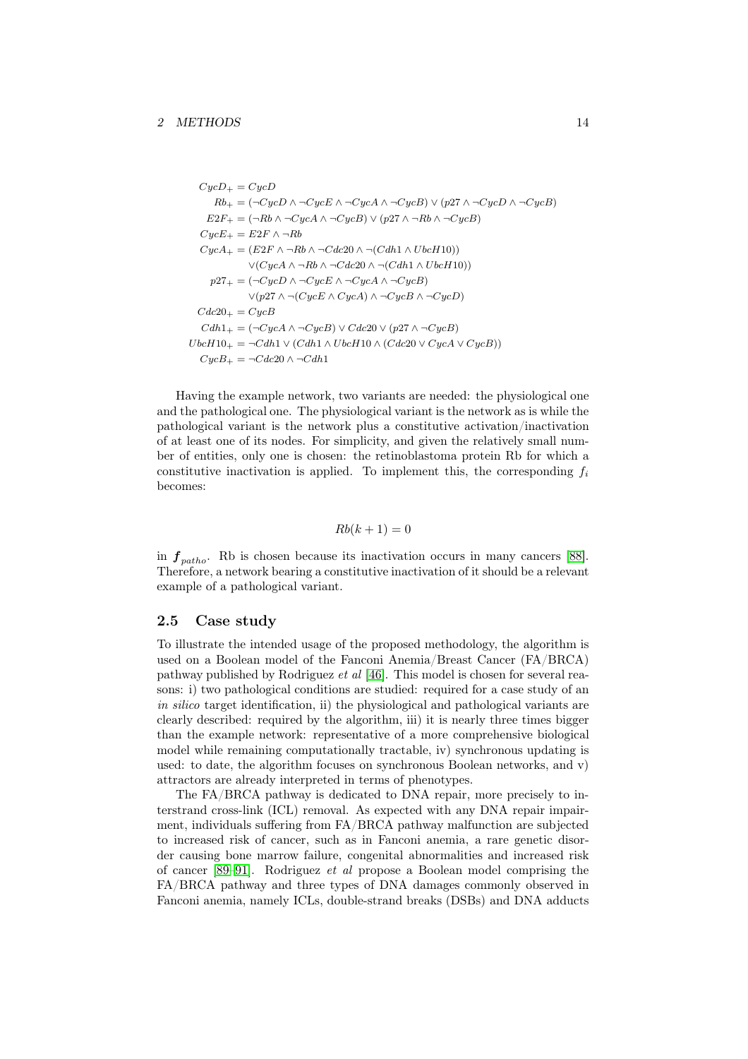$$
\begin{aligned}
CycD_+ &= CycD \\
Rb_+ &= (\neg CycD \wedge \neg CycE \wedge \neg CycA \wedge \neg CycB) \vee (p27 \wedge \neg CycD \wedge \neg CycB) \\
E2F_+ &= (\neg Rb \wedge \neg CycA \wedge \neg CycB) \vee (p27 \wedge \neg Rb \wedge \neg CycB) \\
CycE_+ &= E2F \wedge \neg Rb \\
CycA_+ &= (E2F \wedge \neg Rb \wedge \neg Cdc20 \wedge \neg(Cdh1 \wedge UbcH10)) \\
&\quad \vee (CycA \wedge \neg Rb \wedge \neg Cdc20 \wedge \neg(Cdh1 \wedge UbcH10)) \\
p27_+ &= (\neg CycD \wedge \neg CycE \wedge \neg CycA \wedge \neg CycB) \\
&\quad \vee (p27 \wedge \neg(CycE \wedge CycA) \wedge \neg CycB \wedge \neg CycD) \\
Cdc20_+ &= CycB \\
Cdh1_+ &= (\neg CycA \wedge \neg CycB) \vee Cdc20 \vee (p27 \wedge \neg CycB) \\
UbcH10_+ &= \neg Cdh1 \vee (Cdh1 \wedge UbcH10 \wedge (Cdc20 \vee CycA \vee CycB)) \\
CycB_+ &= \neg Cdc20 \wedge \neg Cdh1
\end{aligned}
$$

Having the example network, two variants are needed: the physiological one and the pathological one. The physiological variant is the network as is while the pathological variant is the network plus a constitutive activation/inactivation of at least one of its nodes. For simplicity, and given the relatively small number of entities, only one is chosen: the retinoblastoma protein Rb for which a constitutive inactivation is applied. To implement this, the corresponding $f_i$ becomes:

$$Rb(k+1) = 0$$

in $\boldsymbol{f}_{patho}$. Rb is chosen because its inactivation occurs in many cancers [88]. Therefore, a network bearing a constitutive inactivation of it should be a relevant example of a pathological variant.

## 2.5 Case study

To illustrate the intended usage of the proposed methodology, the algorithm is used on a Boolean model of the Fanconi Anemia/Breast Cancer (FA/BRCA) pathway published by Rodriguez *et al* [46]. This model is chosen for several reasons: i) two pathological conditions are studied: required for a case study of an *in silico* target identification, ii) the physiological and pathological variants are clearly described: required by the algorithm, iii) it is nearly three times bigger than the example network: representative of a more comprehensive biological model while remaining computationally tractable, iv) synchronous updating is used: to date, the algorithm focuses on synchronous Boolean networks, and v) attractors are already interpreted in terms of phenotypes.

The FA/BRCA pathway is dedicated to DNA repair, more precisely to interstrand cross-link (ICL) removal. As expected with any DNA repair impairment, individuals suffering from FA/BRCA pathway malfunction are subjected to increased risk of cancer, such as in Fanconi anemia, a rare genetic disorder causing bone marrow failure, congenital abnormalities and increased risk of cancer [89–91]. Rodriguez *et al* propose a Boolean model comprising the FA/BRCA pathway and three types of DNA damages commonly observed in Fanconi anemia, namely ICLs, double-strand breaks (DSBs) and DNA adducts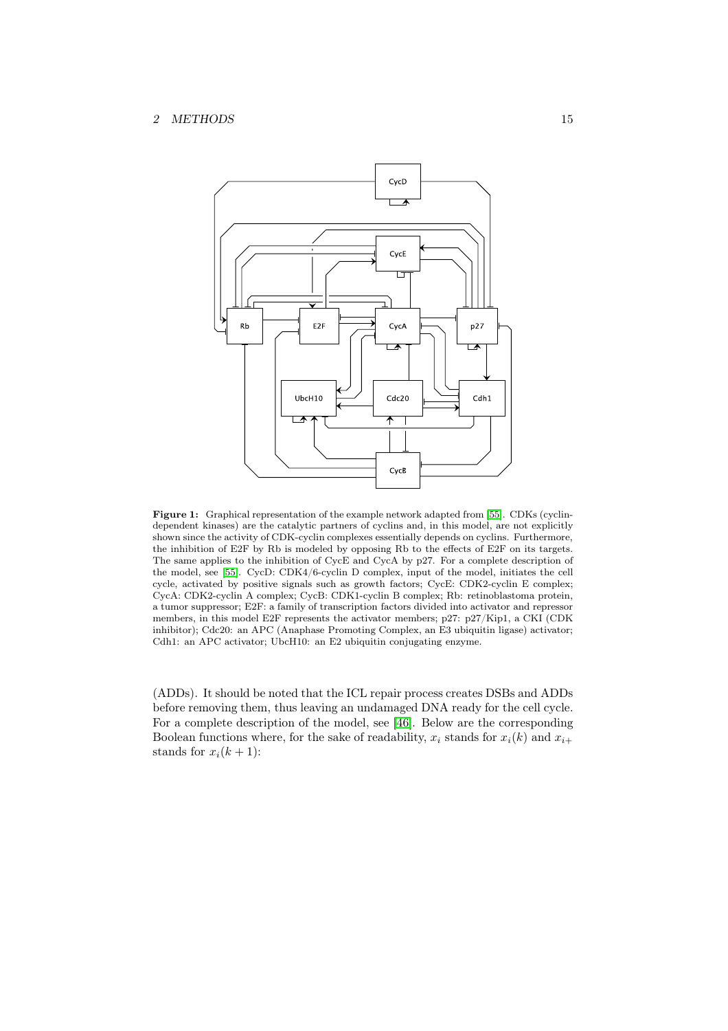CycD

CycE

Rb

E2F

CycA

p27

UbcH10

Cdc20

Cdh1

CycB

**Figure 1:** Graphical representation of the example network adapted from [55]. CDKs (cyclin-dependent kinases) are the catalytic partners of cyclins and, in this model, are not explicitly shown since the activity of CDK-cyclin complexes essentially depends on cyclins. Furthermore, the inhibition of E2F by Rb is modeled by opposing Rb to the effects of E2F on its targets. The same applies to the inhibition of CycE and CycA by p27. For a complete description of the model, see [55]. CycD: CDK4/6-cyclin D complex, input of the model, initiates the cell cycle, activated by positive signals such as growth factors; CycE: CDK2-cyclin E complex; CycA: CDK2-cyclin A complex; CycB: CDK1-cyclin B complex; Rb: retinoblastoma protein, a tumor suppressor; E2F: a family of transcription factors divided into activator and repressor members, in this model E2F represents the activator members; p27: p27/Kip1, a CKI (CDK inhibitor); Cdc20: an APC (Anaphase Promoting Complex, an E3 ubiquitin ligase) activator; Cdh1: an APC activator; UbcH10: an E2 ubiquitin conjugating enzyme.

(ADDs). It should be noted that the ICL repair process creates DSBs and ADDs before removing them, thus leaving an undamaged DNA ready for the cell cycle. For a complete description of the model, see [46]. Below are the corresponding Boolean functions where, for the sake of readability, $x_i$ stands for $x_i(k)$ and $x_{i+}$ stands for $x_i(k+1)$: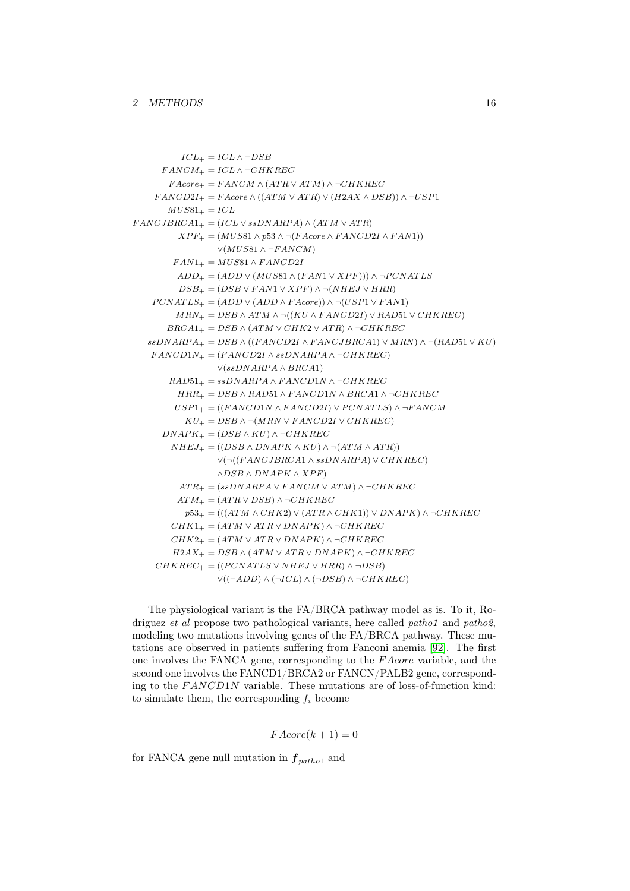$$
\begin{aligned}
ICL_+ &= ICL \wedge \neg DSB \\
FANCM_+ &= ICL \wedge \neg CHKREC \\
FAcore_+ &= FANCM \wedge (ATR \vee ATM) \wedge \neg CHKREC \\
FANCD2I_+ &= FAcore \wedge ((ATM \vee ATR) \vee (H2AX \wedge DSB)) \wedge \neg USP1 \\
MUS81_+ &= ICL \\
FANCJBRCA1_+ &= (ICL \vee ssDNARPA) \wedge (ATM \vee ATR) \\
XPF_+ &= (MUS81 \wedge p53 \wedge \neg(FAcore \wedge FANCD2I \wedge FAN1)) \\
&\quad \vee (MUS81 \wedge \neg FANCM) \\
FAN1_+ &= MUS81 \wedge FANCD2I \\
ADD_+ &= (ADD \vee (MUS81 \wedge (FAN1 \vee XPF))) \wedge \neg PCNATLS \\
DSB_+ &= (DSB \vee FAN1 \vee XPF) \wedge \neg(NHEJ \vee HRR) \\
PCNATLS_+ &= (ADD \vee (ADD \wedge FAcore)) \wedge \neg(USP1 \vee FAN1) \\
MRN_+ &= DSB \wedge ATM \wedge \neg((KU \wedge FANCD2I) \vee RAD51 \vee CHKREC) \\
BRCA1_+ &= DSB \wedge (ATM \vee CHK2 \vee ATR) \wedge \neg CHKREC \\
ssDNARPA_+ &= DSB \wedge ((FANCD2I \wedge FANCJBRCA1) \vee MRN) \wedge \neg(RAD51 \vee KU) \\
FANCD1N_+ &= (FANCD2I \wedge ssDNARPA \wedge \neg CHKREC) \\
&\quad \vee (ssDNARPA \wedge BRCA1) \\
RAD51_+ &= ssDNARPA \wedge FANCD1N \wedge \neg CHKREC \\
HRR_+ &= DSB \wedge RAD51 \wedge FANCD1N \wedge BRCA1 \wedge \neg CHKREC \\
USP1_+ &= ((FANCD1N \wedge FANCD2I) \vee PCNATLS) \wedge \neg FANCM \\
KU_+ &= DSB \wedge \neg(MRN \vee FANCD2I \vee CHKREC) \\
DNAPK_+ &= (DSB \wedge KU) \wedge \neg CHKREC \\
NHEJ_+ &= ((DSB \wedge DNAPK \wedge KU) \wedge \neg(ATM \wedge ATR)) \\
&\quad \vee (\neg((FANCJBRCA1 \wedge ssDNARPA) \vee CHKREC) \\
&\quad \wedge DSB \wedge DNAPK \wedge XPF) \\
ATR_+ &= (ssDNARPA \vee FANCM \vee ATM) \wedge \neg CHKREC \\
ATM_+ &= (ATR \vee DSB) \wedge \neg CHKREC \\
p53_+ &= (((ATM \wedge CHK2) \vee (ATR \wedge CHK1)) \vee DNAPK) \wedge \neg CHKREC \\
CHK1_+ &= (ATM \vee ATR \vee DNAPK) \wedge \neg CHKREC \\
CHK2_+ &= (ATM \vee ATR \vee DNAPK) \wedge \neg CHKREC \\
H2AX_+ &= DSB \wedge (ATM \vee ATR \vee DNAPK) \wedge \neg CHKREC \\
CHKREC_+ &= ((PCNATLS \vee NHEJ \vee HRR) \wedge \neg DSB) \\
&\quad \vee ((\neg ADD) \wedge (\neg ICL) \wedge (\neg DSB) \wedge \neg CHKREC)
\end{aligned}
$$

The physiological variant is the FA/BRCA pathway model as is. To it, Rodriguez *et al* propose two pathological variants, here called *patho1* and *patho2*, modeling two mutations involving genes of the FA/BRCA pathway. These mutations are observed in patients suffering from Fanconi anemia [92]. The first one involves the FANCA gene, corresponding to the $FAcore$ variable, and the second one involves the FANCD1/BRCA2 or FANCN/PALB2 gene, corresponding to the $FANCD1N$ variable. These mutations are of loss-of-function kind: to simulate them, the corresponding $f_i$ become

$$FAcore(k+1) = 0$$

for FANCA gene null mutation in $\boldsymbol{f}_{patho1}$ and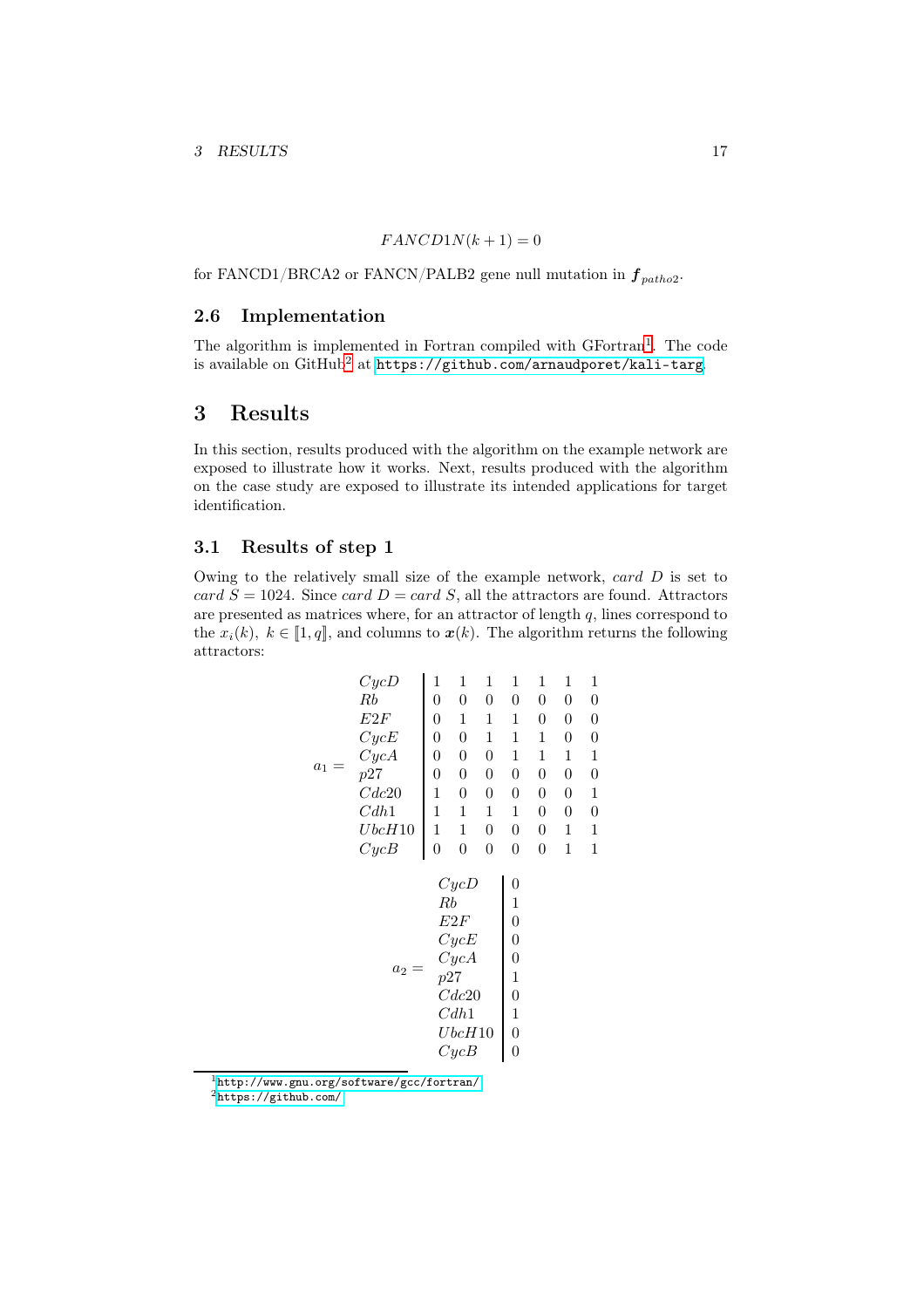$$FANCD1N(k+1) = 0$$

for FANCD1/BRCA2 or FANCN/PALB2 gene null mutation in $\boldsymbol{f}_{patho2}$.

### 2.6 Implementation

The algorithm is implemented in Fortran compiled with GFortran[1]. The code is available on GitHub[2] at https://github.com/arnaudporet/kali-targ

## 3 Results

In this section, results produced with the algorithm on the example network are exposed to illustrate how it works. Next, results produced with the algorithm on the case study are exposed to illustrate its intended applications for target identification.

### 3.1 Results of step 1

Owing to the relatively small size of the example network, $card\ D$ is set to $card\ S = 1024$. Since $card\ D = card\ S$, all the attractors are found. Attractors are presented as matrices where, for an attractor of length $q$, lines correspond to the $x_i(k),\ k \in [\![1, q]\!]$, and columns to $\boldsymbol{x}(k)$. The algorithm returns the following attractors:

$$a_1 = \begin{array}{l|ccccccc}
CycD & 1 & 1 & 1 & 1 & 1 & 1 & 1 \\
Rb & 0 & 0 & 0 & 0 & 0 & 0 & 0 \\
E2F & 0 & 1 & 1 & 1 & 0 & 0 & 0 \\
CycE & 0 & 0 & 1 & 1 & 1 & 0 & 0 \\
CycA & 0 & 0 & 0 & 1 & 1 & 1 & 1 \\
p27 & 0 & 0 & 0 & 0 & 0 & 0 & 0 \\
Cdc20 & 1 & 0 & 0 & 0 & 0 & 0 & 1 \\
Cdh1 & 1 & 1 & 1 & 1 & 0 & 0 & 0 \\
UbcH10 & 1 & 1 & 0 & 0 & 0 & 1 & 1 \\
CycB & 0 & 0 & 0 & 0 & 0 & 1 & 1
\end{array}$$

$$a_2 = \begin{array}{l|c}
CycD & 0 \\
Rb & 1 \\
E2F & 0 \\
CycE & 0 \\
CycA & 0 \\
p27 & 1 \\
Cdc20 & 0 \\
Cdh1 & 1 \\
UbcH10 & 0 \\
CycB & 0
\end{array}$$

[1] http://www.gnu.org/software/gcc/fortran/

[2] https://github.com/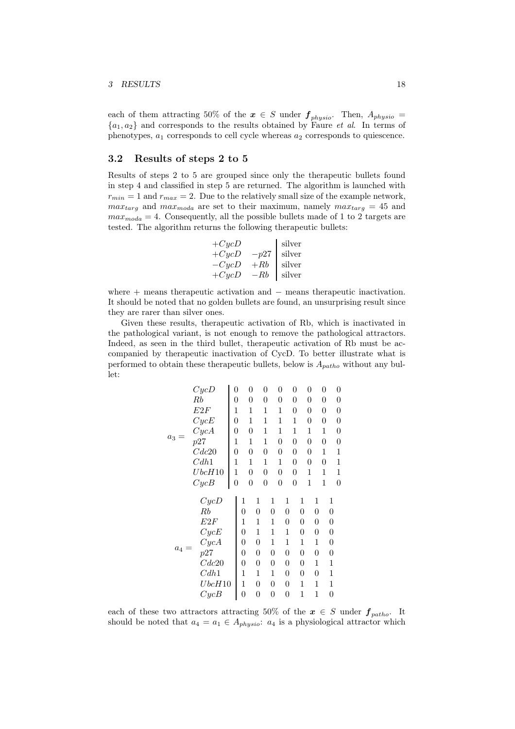each of them attracting 50% of the $\boldsymbol{x} \in S$ under $\boldsymbol{f}_{physio}$. Then, $A_{physio} = \{a_1, a_2\}$ and corresponds to the results obtained by Faure *et al*. In terms of phenotypes, $a_1$ corresponds to cell cycle whereas $a_2$ corresponds to quiescence.

## 3.2 Results of steps 2 to 5

Results of steps 2 to 5 are grouped since only the therapeutic bullets found in step 4 and classified in step 5 are returned. The algorithm is launched with $r_{min} = 1$ and $r_{max} = 2$. Due to the relatively small size of the example network, $max_{targ}$ and $max_{moda}$ are set to their maximum, namely $max_{targ} = 45$ and $max_{moda} = 4$. Consequently, all the possible bullets made of 1 to 2 targets are tested. The algorithm returns the following therapeutic bullets:

$$
\begin{array}{ll|l}
+CycD & & \text{silver} \\
+CycD & -p27 & \text{silver} \\
-CycD & +Rb & \text{silver} \\
+CycD & -Rb & \text{silver}
\end{array}
$$

where $+$ means therapeutic activation and $-$ means therapeutic inactivation. It should be noted that no golden bullets are found, an unsurprising result since they are rarer than silver ones.

Given these results, therapeutic activation of Rb, which is inactivated in the pathological variant, is not enough to remove the pathological attractors. Indeed, as seen in the third bullet, therapeutic activation of Rb must be accompanied by therapeutic inactivation of CycD. To better illustrate what is performed to obtain these therapeutic bullets, below is $A_{patho}$ without any bullet:

$$
a_3 = \begin{array}{l|cccccccc}
CycD & 0 & 0 & 0 & 0 & 0 & 0 & 0 & 0 \\
Rb & 0 & 0 & 0 & 0 & 0 & 0 & 0 & 0 \\
E2F & 1 & 1 & 1 & 1 & 0 & 0 & 0 & 0 \\
CycE & 0 & 1 & 1 & 1 & 1 & 0 & 0 & 0 \\
CycA & 0 & 0 & 1 & 1 & 1 & 1 & 1 & 0 \\
p27 & 1 & 1 & 1 & 0 & 0 & 0 & 0 & 0 \\
Cdc20 & 0 & 0 & 0 & 0 & 0 & 0 & 1 & 1 \\
Cdh1 & 1 & 1 & 1 & 1 & 0 & 0 & 0 & 1 \\
UbcH10 & 1 & 0 & 0 & 0 & 0 & 1 & 1 & 1 \\
CycB & 0 & 0 & 0 & 0 & 0 & 1 & 1 & 0
\end{array}
$$

$$
a_4 = \begin{array}{l|ccccccc}
CycD & 1 & 1 & 1 & 1 & 1 & 1 & 1 \\
Rb & 0 & 0 & 0 & 0 & 0 & 0 & 0 \\
E2F & 1 & 1 & 1 & 0 & 0 & 0 & 0 \\
CycE & 0 & 1 & 1 & 1 & 0 & 0 & 0 \\
CycA & 0 & 0 & 1 & 1 & 1 & 1 & 0 \\
p27 & 0 & 0 & 0 & 0 & 0 & 0 & 0 \\
Cdc20 & 0 & 0 & 0 & 0 & 0 & 1 & 1 \\
Cdh1 & 1 & 1 & 1 & 0 & 0 & 0 & 1 \\
UbcH10 & 1 & 0 & 0 & 0 & 1 & 1 & 1 \\
CycB & 0 & 0 & 0 & 0 & 1 & 1 & 0
\end{array}
$$

each of these two attractors attracting 50% of the $\boldsymbol{x} \in S$ under $\boldsymbol{f}_{patho}$. It should be noted that $a_4 = a_1 \in A_{physio}$: $a_4$ is a physiological attractor which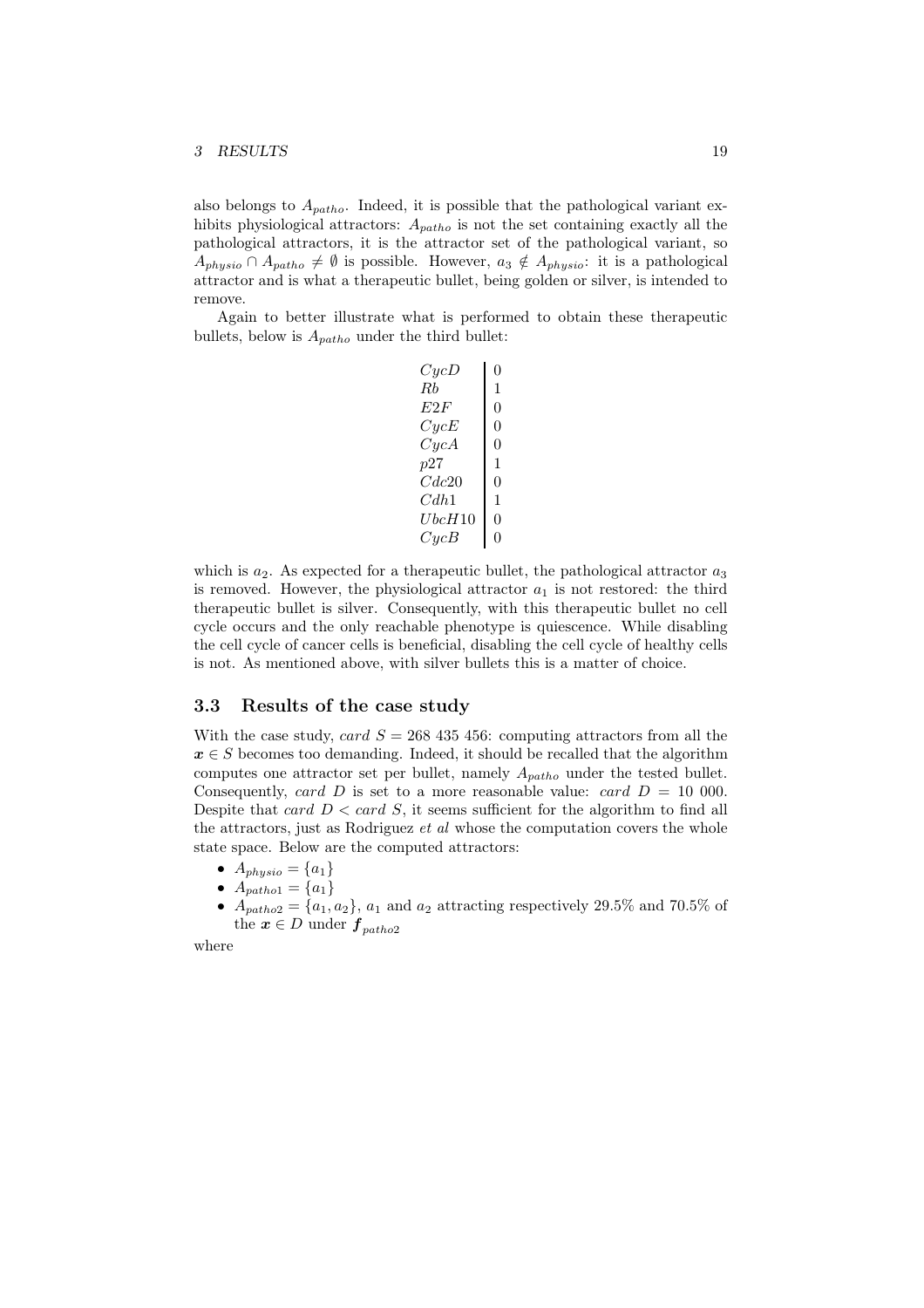also belongs to $A_{patho}$. Indeed, it is possible that the pathological variant exhibits physiological attractors: $A_{patho}$ is not the set containing exactly all the pathological attractors, it is the attractor set of the pathological variant, so $A_{physio} \cap A_{patho} \neq \emptyset$ is possible. However, $a_3 \notin A_{physio}$: it is a pathological attractor and is what a therapeutic bullet, being golden or silver, is intended to remove.

Again to better illustrate what is performed to obtain these therapeutic bullets, below is $A_{patho}$ under the third bullet:

| | |
|---|---|
| $CycD$ | 0 |
| $Rb$ | 1 |
| $E2F$ | 0 |
| $CycE$ | 0 |
| $CycA$ | 0 |
| $p27$ | 1 |
| $Cdc20$ | 0 |
| $Cdh1$ | 1 |
| $UbcH10$ | 0 |
| $CycB$ | 0 |

which is $a_2$. As expected for a therapeutic bullet, the pathological attractor $a_3$ is removed. However, the physiological attractor $a_1$ is not restored: the third therapeutic bullet is silver. Consequently, with this therapeutic bullet no cell cycle occurs and the only reachable phenotype is quiescence. While disabling the cell cycle of cancer cells is beneficial, disabling the cell cycle of healthy cells is not. As mentioned above, with silver bullets this is a matter of choice.

### 3.3 Results of the case study

With the case study, $card\ S = 268\ 435\ 456$: computing attractors from all the $\boldsymbol{x} \in S$ becomes too demanding. Indeed, it should be recalled that the algorithm computes one attractor set per bullet, namely $A_{patho}$ under the tested bullet. Consequently, $card\ D$ is set to a more reasonable value: $card\ D = 10\ 000$. Despite that $card\ D < card\ S$, it seems sufficient for the algorithm to find all the attractors, just as Rodriguez *et al* whose the computation covers the whole state space. Below are the computed attractors:

- $A_{physio} = \{a_1\}$
- $A_{patho1} = \{a_1\}$
- $A_{patho2} = \{a_1, a_2\}$, $a_1$ and $a_2$ attracting respectively 29.5% and 70.5% of the $\boldsymbol{x} \in D$ under $\boldsymbol{f}_{patho2}$

where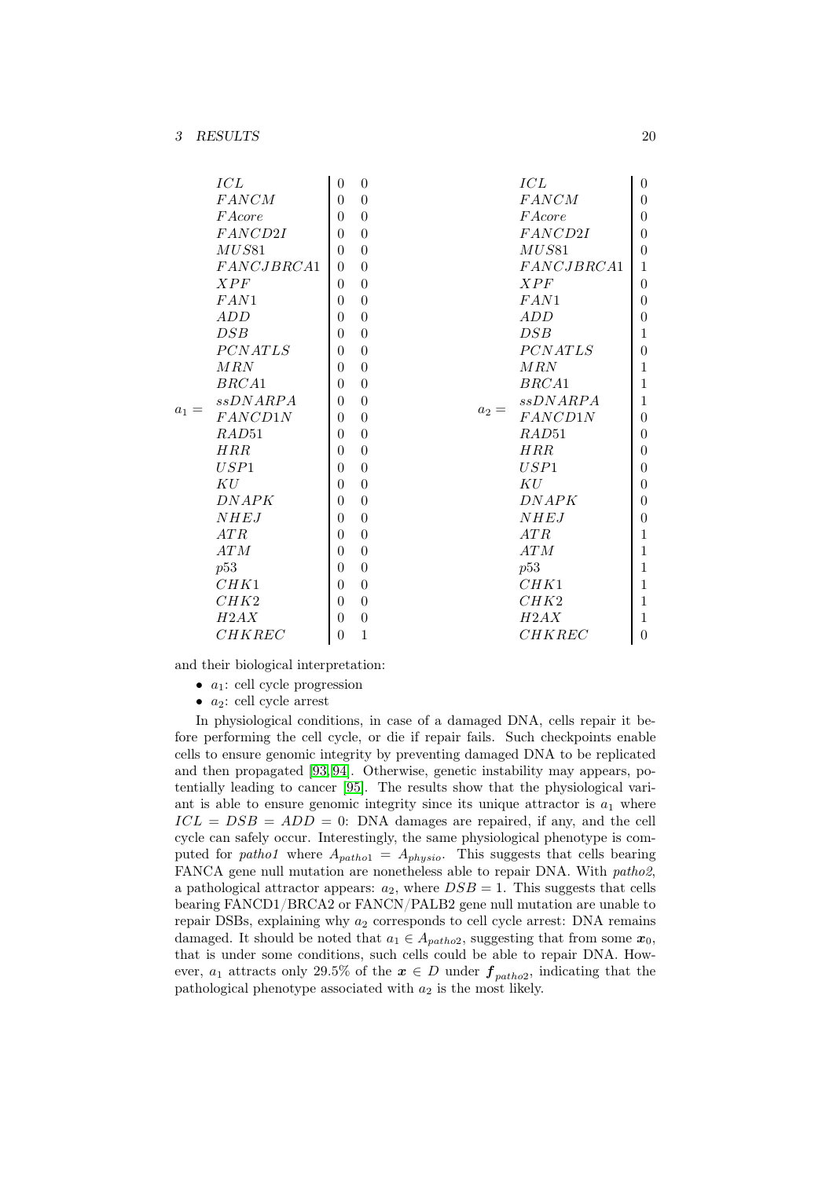$$a_1 = \left|\begin{array}{l|ll} ICL & 0 & 0 \\ FANCM & 0 & 0 \\ FAcore & 0 & 0 \\ FANCD2I & 0 & 0 \\ MUS81 & 0 & 0 \\ FANCJBRCA1 & 0 & 0 \\ XPF & 0 & 0 \\ FAN1 & 0 & 0 \\ ADD & 0 & 0 \\ DSB & 0 & 0 \\ PCNATLS & 0 & 0 \\ MRN & 0 & 0 \\ BRCA1 & 0 & 0 \\ ssDNARPA & 0 & 0 \\ FANCD1N & 0 & 0 \\ RAD51 & 0 & 0 \\ HRR & 0 & 0 \\ USP1 & 0 & 0 \\ KU & 0 & 0 \\ DNAPK & 0 & 0 \\ NHEJ & 0 & 0 \\ ATR & 0 & 0 \\ ATM & 0 & 0 \\ p53 & 0 & 0 \\ CHK1 & 0 & 0 \\ CHK2 & 0 & 0 \\ H2AX & 0 & 0 \\ CHKREC & 0 & 1 \end{array}\right. \qquad a_2 = \left|\begin{array}{l|l} ICL & 0 \\ FANCM & 0 \\ FAcore & 0 \\ FANCD2I & 0 \\ MUS81 & 0 \\ FANCJBRCA1 & 1 \\ XPF & 0 \\ FAN1 & 0 \\ ADD & 0 \\ DSB & 1 \\ PCNATLS & 0 \\ MRN & 1 \\ BRCA1 & 1 \\ ssDNARPA & 1 \\ FANCD1N & 0 \\ RAD51 & 0 \\ HRR & 0 \\ USP1 & 0 \\ KU & 0 \\ DNAPK & 0 \\ NHEJ & 0 \\ ATR & 1 \\ ATM & 1 \\ p53 & 1 \\ CHK1 & 1 \\ CHK2 & 1 \\ H2AX & 1 \\ CHKREC & 0 \end{array}\right.$$

and their biological interpretation:

- $a_1$: cell cycle progression
- $a_2$: cell cycle arrest

In physiological conditions, in case of a damaged DNA, cells repair it before performing the cell cycle, or die if repair fails. Such checkpoints enable cells to ensure genomic integrity by preventing damaged DNA to be replicated and then propagated [93, 94]. Otherwise, genetic instability may appears, potentially leading to cancer [95]. The results show that the physiological variant is able to ensure genomic integrity since its unique attractor is $a_1$ where $ICL = DSB = ADD = 0$: DNA damages are repaired, if any, and the cell cycle can safely occur. Interestingly, the same physiological phenotype is computed for *patho1* where $A_{patho1} = A_{physio}$. This suggests that cells bearing FANCA gene null mutation are nonetheless able to repair DNA. With *patho2*, a pathological attractor appears: $a_2$, where $DSB = 1$. This suggests that cells bearing FANCD1/BRCA2 or FANCN/PALB2 gene null mutation are unable to repair DSBs, explaining why $a_2$ corresponds to cell cycle arrest: DNA remains damaged. It should be noted that $a_1 \in A_{patho2}$, suggesting that from some $\boldsymbol{x}_0$, that is under some conditions, such cells could be able to repair DNA. However, $a_1$ attracts only 29.5% of the $\boldsymbol{x} \in D$ under $\boldsymbol{f}_{patho2}$, indicating that the pathological phenotype associated with $a_2$ is the most likely.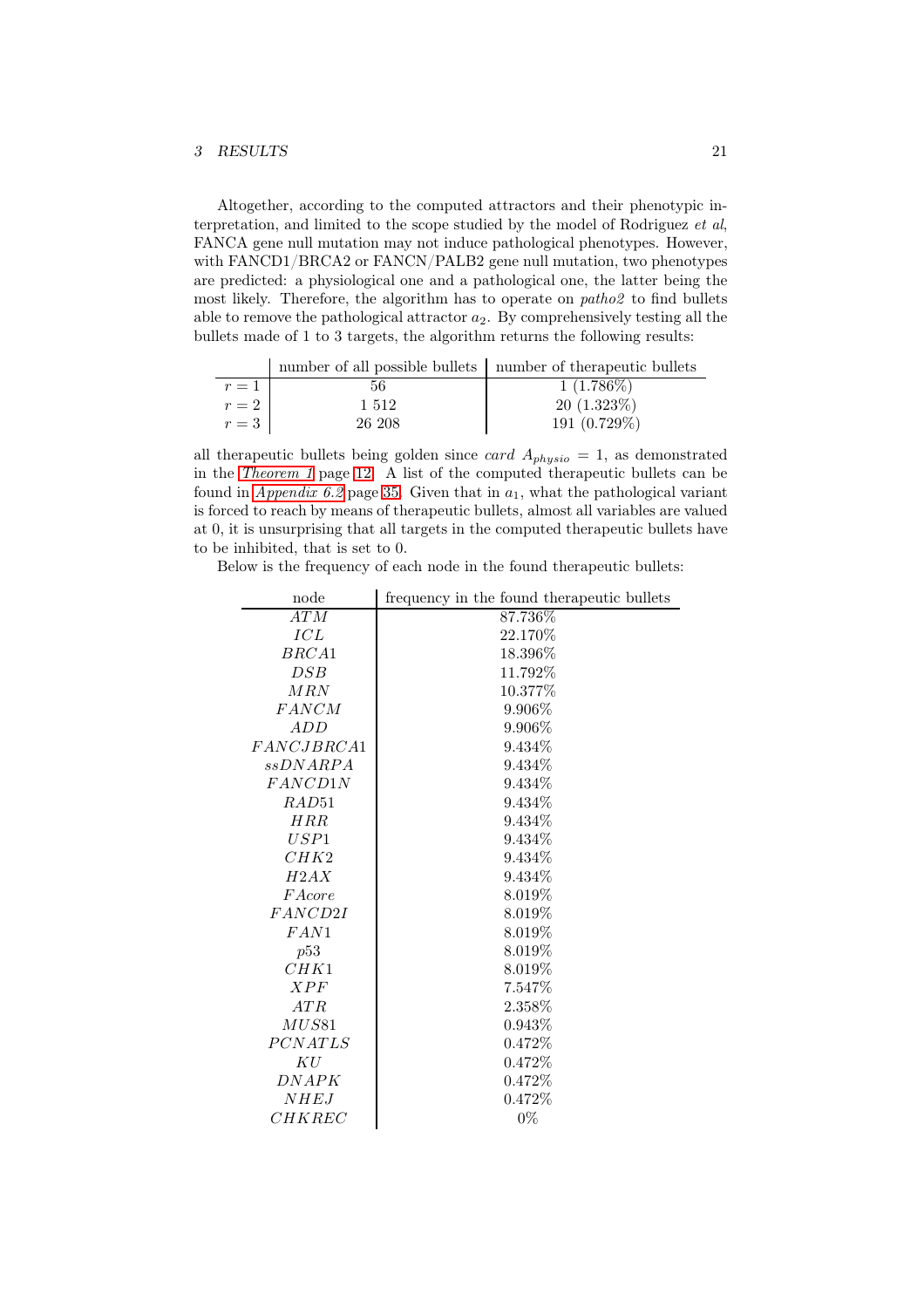Altogether, according to the computed attractors and their phenotypic interpretation, and limited to the scope studied by the model of Rodriguez *et al*, FANCA gene null mutation may not induce pathological phenotypes. However, with FANCD1/BRCA2 or FANCN/PALB2 gene null mutation, two phenotypes are predicted: a physiological one and a pathological one, the latter being the most likely. Therefore, the algorithm has to operate on *patho2* to find bullets able to remove the pathological attractor $a_2$. By comprehensively testing all the bullets made of 1 to 3 targets, the algorithm returns the following results:

| | number of all possible bullets | number of therapeutic bullets |
|---|---|---|
| $r = 1$ | 56 | 1 (1.786%) |
| $r = 2$ | 1 512 | 20 (1.323%) |
| $r = 3$ | 26 208 | 191 (0.729%) |

all therapeutic bullets being golden since $card\ A_{physio} = 1$, as demonstrated in the *Theorem 1* page 12. A list of the computed therapeutic bullets can be found in *Appendix 6.2* page 35. Given that in $a_1$, what the pathological variant is forced to reach by means of therapeutic bullets, almost all variables are valued at 0, it is unsurprising that all targets in the computed therapeutic bullets have to be inhibited, that is set to 0.

Below is the frequency of each node in the found therapeutic bullets:

| node | frequency in the found therapeutic bullets |
|---|---|
| $ATM$ | 87.736% |
| $ICL$ | 22.170% |
| $BRCA1$ | 18.396% |
| $DSB$ | 11.792% |
| $MRN$ | 10.377% |
| $FANCM$ | 9.906% |
| $ADD$ | 9.906% |
| $FANCJBRCA1$ | 9.434% |
| $ssDNARPA$ | 9.434% |
| $FANCD1N$ | 9.434% |
| $RAD51$ | 9.434% |
| $HRR$ | 9.434% |
| $USP1$ | 9.434% |
| $CHK2$ | 9.434% |
| $H2AX$ | 9.434% |
| $FAcore$ | 8.019% |
| $FANCD2I$ | 8.019% |
| $FAN1$ | 8.019% |
| $p53$ | 8.019% |
| $CHK1$ | 8.019% |
| $XPF$ | 7.547% |
| $ATR$ | 2.358% |
| $MUS81$ | 0.943% |
| $PCNATLS$ | 0.472% |
| $KU$ | 0.472% |
| $DNAPK$ | 0.472% |
| $NHEJ$ | 0.472% |
| $CHKREC$ | 0% |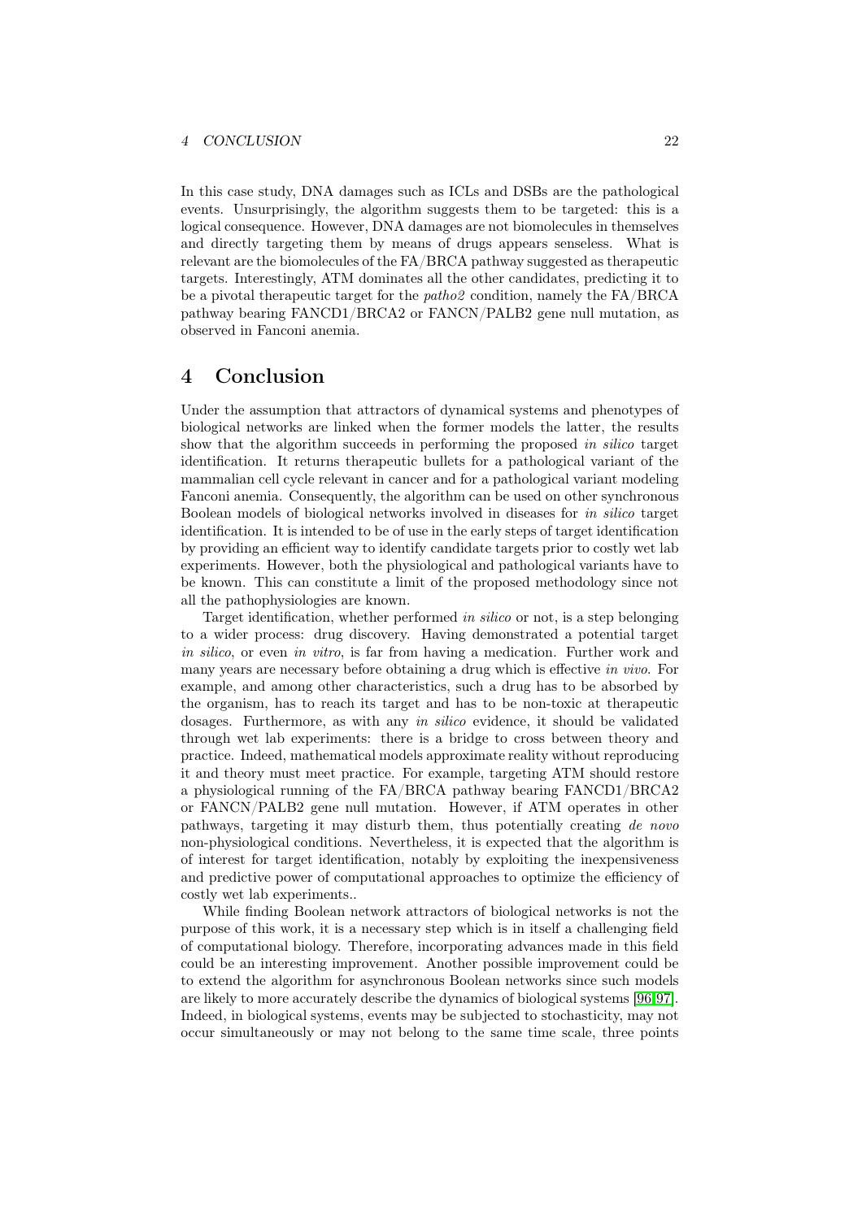In this case study, DNA damages such as ICLs and DSBs are the pathological events. Unsurprisingly, the algorithm suggests them to be targeted: this is a logical consequence. However, DNA damages are not biomolecules in themselves and directly targeting them by means of drugs appears senseless. What is relevant are the biomolecules of the FA/BRCA pathway suggested as therapeutic targets. Interestingly, ATM dominates all the other candidates, predicting it to be a pivotal therapeutic target for the *patho2* condition, namely the FA/BRCA pathway bearing FANCD1/BRCA2 or FANCN/PALB2 gene null mutation, as observed in Fanconi anemia.

# 4 Conclusion

Under the assumption that attractors of dynamical systems and phenotypes of biological networks are linked when the former models the latter, the results show that the algorithm succeeds in performing the proposed *in silico* target identification. It returns therapeutic bullets for a pathological variant of the mammalian cell cycle relevant in cancer and for a pathological variant modeling Fanconi anemia. Consequently, the algorithm can be used on other synchronous Boolean models of biological networks involved in diseases for *in silico* target identification. It is intended to be of use in the early steps of target identification by providing an efficient way to identify candidate targets prior to costly wet lab experiments. However, both the physiological and pathological variants have to be known. This can constitute a limit of the proposed methodology since not all the pathophysiologies are known.

Target identification, whether performed *in silico* or not, is a step belonging to a wider process: drug discovery. Having demonstrated a potential target *in silico*, or even *in vitro*, is far from having a medication. Further work and many years are necessary before obtaining a drug which is effective *in vivo*. For example, and among other characteristics, such a drug has to be absorbed by the organism, has to reach its target and has to be non-toxic at therapeutic dosages. Furthermore, as with any *in silico* evidence, it should be validated through wet lab experiments: there is a bridge to cross between theory and practice. Indeed, mathematical models approximate reality without reproducing it and theory must meet practice. For example, targeting ATM should restore a physiological running of the FA/BRCA pathway bearing FANCD1/BRCA2 or FANCN/PALB2 gene null mutation. However, if ATM operates in other pathways, targeting it may disturb them, thus potentially creating *de novo* non-physiological conditions. Nevertheless, it is expected that the algorithm is of interest for target identification, notably by exploiting the inexpensiveness and predictive power of computational approaches to optimize the efficiency of costly wet lab experiments..

While finding Boolean network attractors of biological networks is not the purpose of this work, it is a necessary step which is in itself a challenging field of computational biology. Therefore, incorporating advances made in this field could be an interesting improvement. Another possible improvement could be to extend the algorithm for asynchronous Boolean networks since such models are likely to more accurately describe the dynamics of biological systems [96,97]. Indeed, in biological systems, events may be subjected to stochasticity, may not occur simultaneously or may not belong to the same time scale, three points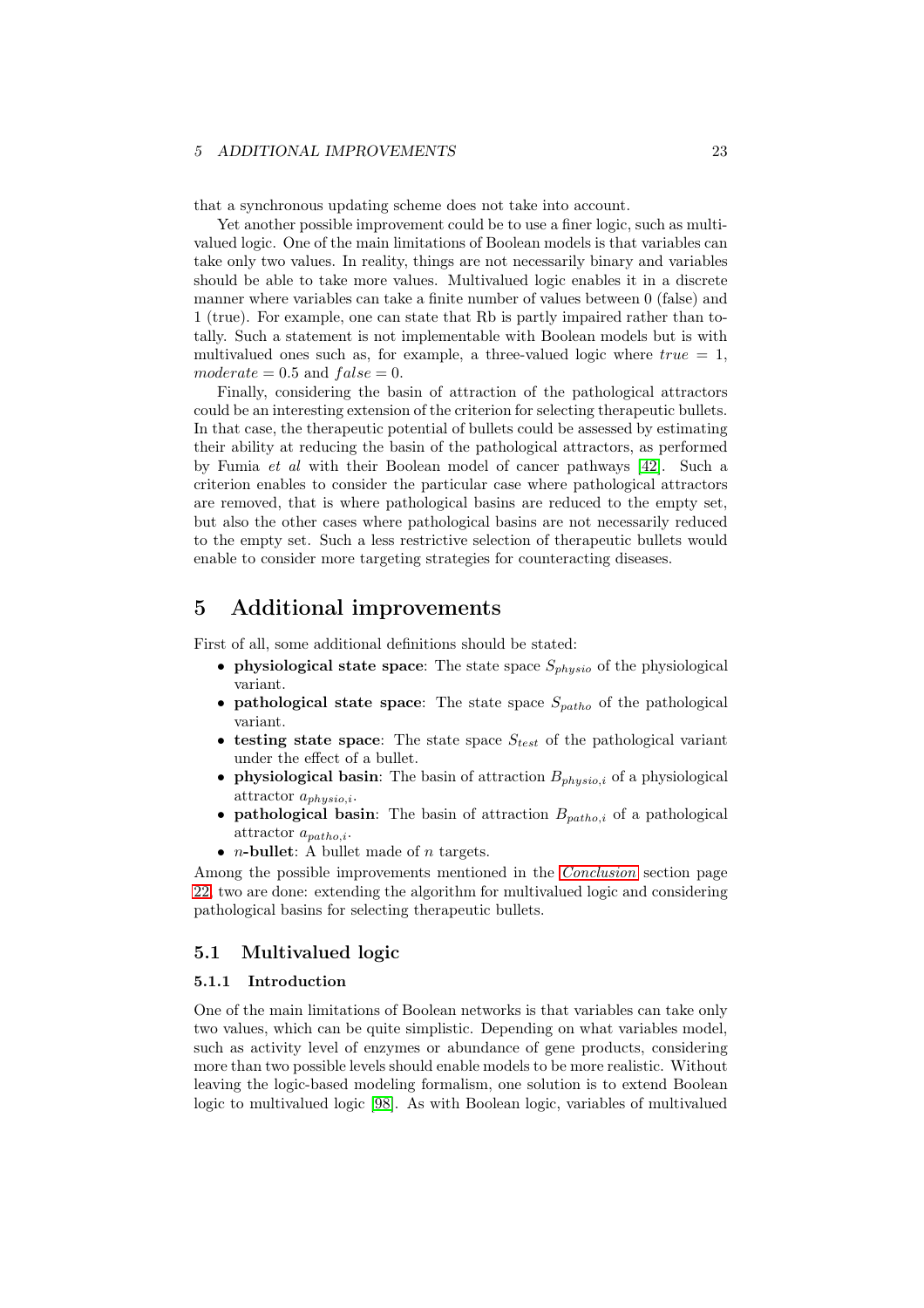that a synchronous updating scheme does not take into account.

Yet another possible improvement could be to use a finer logic, such as multivalued logic. One of the main limitations of Boolean models is that variables can take only two values. In reality, things are not necessarily binary and variables should be able to take more values. Multivalued logic enables it in a discrete manner where variables can take a finite number of values between 0 (false) and 1 (true). For example, one can state that Rb is partly impaired rather than totally. Such a statement is not implementable with Boolean models but is with multivalued ones such as, for example, a three-valued logic where $true = 1$, $moderate = 0.5$ and $false = 0$.

Finally, considering the basin of attraction of the pathological attractors could be an interesting extension of the criterion for selecting therapeutic bullets. In that case, the therapeutic potential of bullets could be assessed by estimating their ability at reducing the basin of the pathological attractors, as performed by Fumia *et al* with their Boolean model of cancer pathways [42]. Such a criterion enables to consider the particular case where pathological attractors are removed, that is where pathological basins are reduced to the empty set, but also the other cases where pathological basins are not necessarily reduced to the empty set. Such a less restrictive selection of therapeutic bullets would enable to consider more targeting strategies for counteracting diseases.

# 5 Additional improvements

First of all, some additional definitions should be stated:

- **physiological state space**: The state space $S_{physio}$ of the physiological variant.
- **pathological state space**: The state space $S_{patho}$ of the pathological variant.
- **testing state space**: The state space $S_{test}$ of the pathological variant under the effect of a bullet.
- **physiological basin**: The basin of attraction $B_{physio,i}$ of a physiological attractor $a_{physio,i}$.
- **pathological basin**: The basin of attraction $B_{patho,i}$ of a pathological attractor $a_{patho,i}$.
- **$n$-bullet**: A bullet made of $n$ targets.

Among the possible improvements mentioned in the *Conclusion* section page 22, two are done: extending the algorithm for multivalued logic and considering pathological basins for selecting therapeutic bullets.

## 5.1 Multivalued logic

### 5.1.1 Introduction

One of the main limitations of Boolean networks is that variables can take only two values, which can be quite simplistic. Depending on what variables model, such as activity level of enzymes or abundance of gene products, considering more than two possible levels should enable models to be more realistic. Without leaving the logic-based modeling formalism, one solution is to extend Boolean logic to multivalued logic [98]. As with Boolean logic, variables of multivalued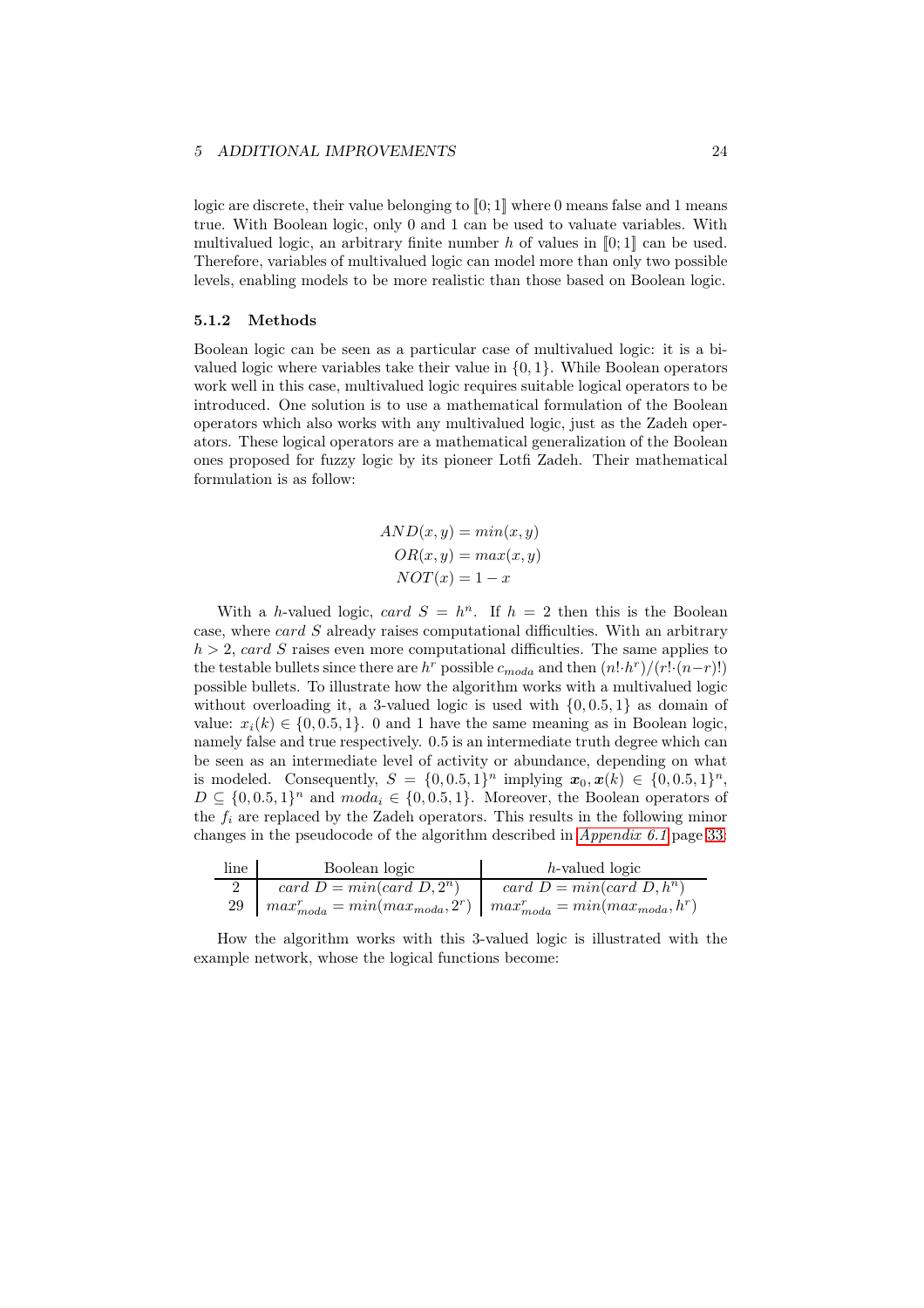logic are discrete, their value belonging to $[\![0;1]\!]$ where 0 means false and 1 means true. With Boolean logic, only 0 and 1 can be used to valuate variables. With multivalued logic, an arbitrary finite number $h$ of values in $[\![0;1]\!]$ can be used. Therefore, variables of multivalued logic can model more than only two possible levels, enabling models to be more realistic than those based on Boolean logic.

### 5.1.2 Methods

Boolean logic can be seen as a particular case of multivalued logic: it is a bi-valued logic where variables take their value in $\{0,1\}$. While Boolean operators work well in this case, multivalued logic requires suitable logical operators to be introduced. One solution is to use a mathematical formulation of the Boolean operators which also works with any multivalued logic, just as the Zadeh operators. These logical operators are a mathematical generalization of the Boolean ones proposed for fuzzy logic by its pioneer Lotfi Zadeh. Their mathematical formulation is as follow:

$$
\begin{aligned}
AND(x,y) &= min(x,y) \\
OR(x,y) &= max(x,y) \\
NOT(x) &= 1-x
\end{aligned}
$$

With a $h$-valued logic, $card\ S = h^n$. If $h=2$ then this is the Boolean case, where $card\ S$ already raises computational difficulties. With an arbitrary $h>2$, $card\ S$ raises even more computational difficulties. The same applies to the testable bullets since there are $h^r$ possible $c_{moda}$ and then $(n!\cdot h^r)/(r!\cdot(n-r)!)$ possible bullets. To illustrate how the algorithm works with a multivalued logic without overloading it, a 3-valued logic is used with $\{0,0.5,1\}$ as domain of value: $x_i(k) \in \{0,0.5,1\}$. 0 and 1 have the same meaning as in Boolean logic, namely false and true respectively. 0.5 is an intermediate truth degree which can be seen as an intermediate level of activity or abundance, depending on what is modeled. Consequently, $S = \{0,0.5,1\}^n$ implying $\boldsymbol{x}_0, \boldsymbol{x}(k) \in \{0,0.5,1\}^n$, $D \subseteq \{0,0.5,1\}^n$ and $moda_i \in \{0,0.5,1\}$. Moreover, the Boolean operators of the $f_i$ are replaced by the Zadeh operators. This results in the following minor changes in the pseudocode of the algorithm described in *Appendix 6.1* page 33:

| line | Boolean logic | $h$-valued logic |
|---|---|---|
| 2 | $card\ D = min(card\ D, 2^n)$ | $card\ D = min(card\ D, h^n)$ |
| 29 | $max^r_{moda} = min(max_{moda}, 2^r)$ | $max^r_{moda} = min(max_{moda}, h^r)$ |

How the algorithm works with this 3-valued logic is illustrated with the example network, whose the logical functions become: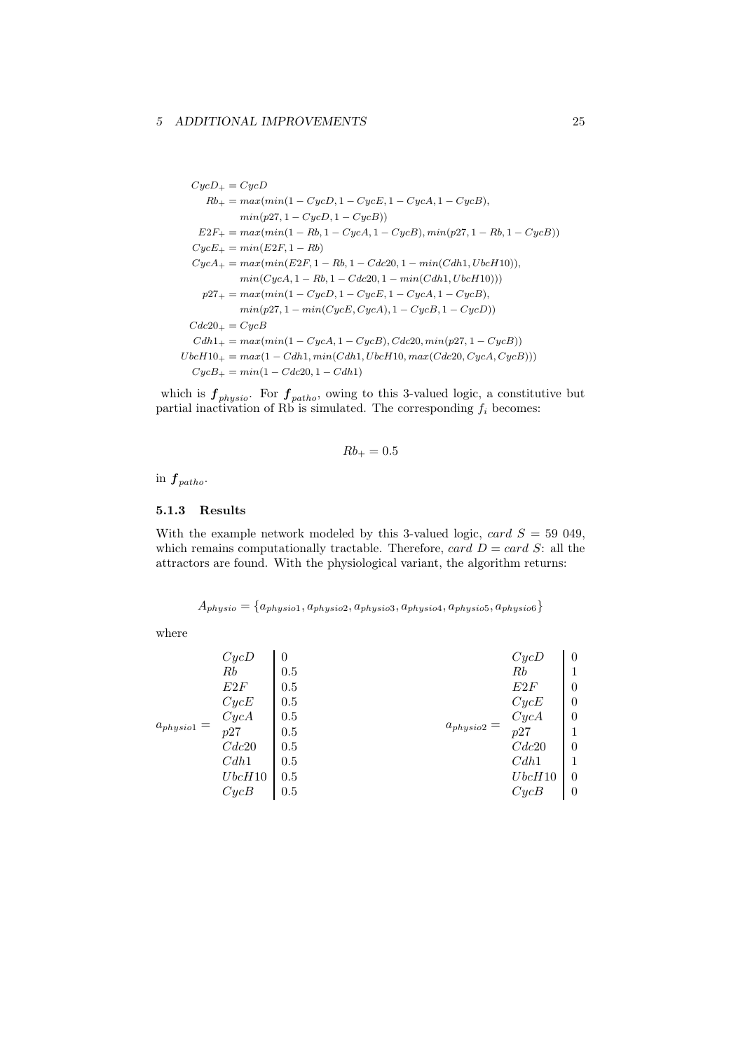$$
\begin{aligned}
CycD_{+} &= CycD \\
Rb_{+} &= max(min(1-CycD, 1-CycE, 1-CycA, 1-CycB), \\
&\quad min(p27, 1-CycD, 1-CycB)) \\
E2F_{+} &= max(min(1-Rb, 1-CycA, 1-CycB), min(p27, 1-Rb, 1-CycB)) \\
CycE_{+} &= min(E2F, 1-Rb) \\
CycA_{+} &= max(min(E2F, 1-Rb, 1-Cdc20, 1-min(Cdh1, UbcH10)), \\
&\quad min(CycA, 1-Rb, 1-Cdc20, 1-min(Cdh1, UbcH10))) \\
p27_{+} &= max(min(1-CycD, 1-CycE, 1-CycA, 1-CycB), \\
&\quad min(p27, 1-min(CycE, CycA), 1-CycB, 1-CycD)) \\
Cdc20_{+} &= CycB \\
Cdh1_{+} &= max(min(1-CycA, 1-CycB), Cdc20, min(p27, 1-CycB)) \\
UbcH10_{+} &= max(1-Cdh1, min(Cdh1, UbcH10, max(Cdc20, CycA, CycB))) \\
CycB_{+} &= min(1-Cdc20, 1-Cdh1)
\end{aligned}
$$

which is $\boldsymbol{f}_{physio}$. For $\boldsymbol{f}_{patho}$, owing to this 3-valued logic, a constitutive but partial inactivation of Rb is simulated. The corresponding $f_i$ becomes:

$$Rb_{+} = 0.5$$

in $\boldsymbol{f}_{patho}$.

### 5.1.3 Results

With the example network modeled by this 3-valued logic, $card\ S = 59\ 049$, which remains computationally tractable. Therefore, $card\ D = card\ S$: all the attractors are found. With the physiological variant, the algorithm returns:

$$A_{physio} = \{a_{physio1}, a_{physio2}, a_{physio3}, a_{physio4}, a_{physio5}, a_{physio6}\}$$

where

$$
a_{physio1} = \begin{array}{l|l}
CycD & 0 \\
Rb & 0.5 \\
E2F & 0.5 \\
CycE & 0.5 \\
CycA & 0.5 \\
p27 & 0.5 \\
Cdc20 & 0.5 \\
Cdh1 & 0.5 \\
UbcH10 & 0.5 \\
CycB & 0.5
\end{array}
\qquad
a_{physio2} = \begin{array}{l|l}
CycD & 0 \\
Rb & 1 \\
E2F & 0 \\
CycE & 0 \\
CycA & 0 \\
p27 & 1 \\
Cdc20 & 0 \\
Cdh1 & 1 \\
UbcH10 & 0 \\
CycB & 0
\end{array}
$$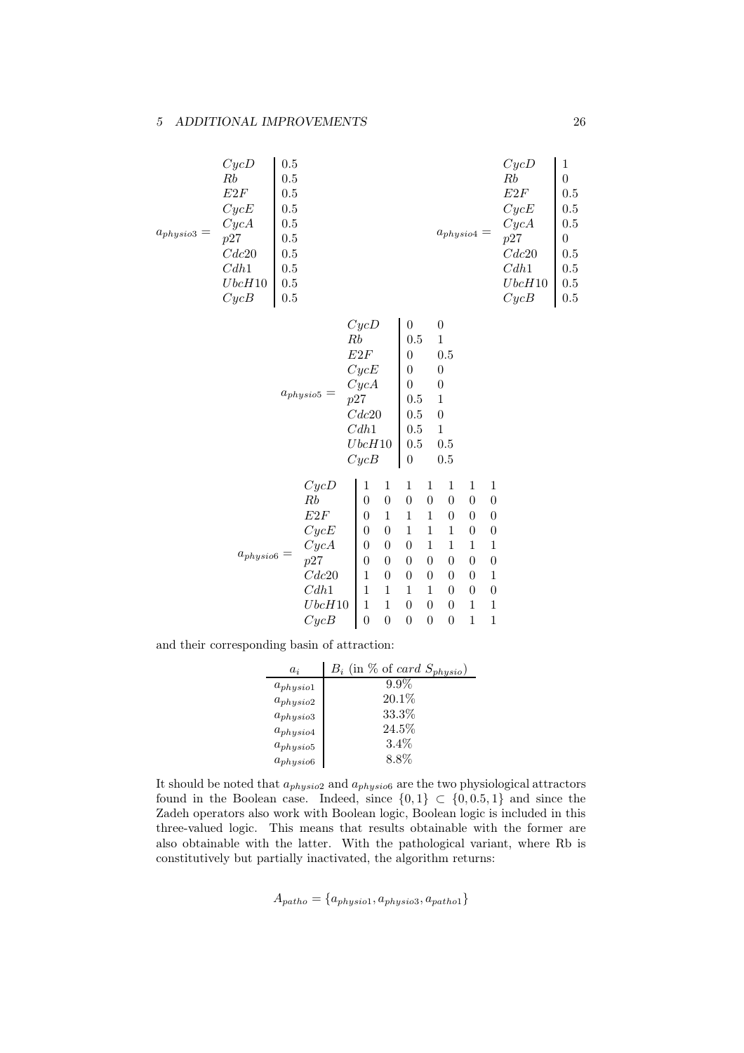$$a_{physio3} = \begin{array}{l|l} CycD & 0.5 \\ Rb & 0.5 \\ E2F & 0.5 \\ CycE & 0.5 \\ CycA & 0.5 \\ p27 & 0.5 \\ Cdc20 & 0.5 \\ Cdh1 & 0.5 \\ UbcH10 & 0.5 \\ CycB & 0.5 \end{array} \qquad a_{physio4} = \begin{array}{l|l} CycD & 1 \\ Rb & 0 \\ E2F & 0.5 \\ CycE & 0.5 \\ CycA & 0.5 \\ p27 & 0 \\ Cdc20 & 0.5 \\ Cdh1 & 0.5 \\ UbcH10 & 0.5 \\ CycB & 0.5 \end{array}$$

$$a_{physio5} = \begin{array}{l|ll} CycD & 0 & 0 \\ Rb & 0.5 & 1 \\ E2F & 0 & 0.5 \\ CycE & 0 & 0 \\ CycA & 0 & 0 \\ p27 & 0.5 & 1 \\ Cdc20 & 0.5 & 0 \\ Cdh1 & 0.5 & 1 \\ UbcH10 & 0.5 & 0.5 \\ CycB & 0 & 0.5 \end{array}$$

$$a_{physio6} = \begin{array}{l|lllllll} CycD & 1 & 1 & 1 & 1 & 1 & 1 & 1 \\ Rb & 0 & 0 & 0 & 0 & 0 & 0 & 0 \\ E2F & 0 & 1 & 1 & 1 & 0 & 0 & 0 \\ CycE & 0 & 0 & 1 & 1 & 1 & 0 & 0 \\ CycA & 0 & 0 & 0 & 1 & 1 & 1 & 1 \\ p27 & 0 & 0 & 0 & 0 & 0 & 0 & 0 \\ Cdc20 & 1 & 0 & 0 & 0 & 0 & 0 & 1 \\ Cdh1 & 1 & 1 & 1 & 1 & 0 & 0 & 0 \\ UbcH10 & 1 & 1 & 0 & 0 & 0 & 1 & 1 \\ CycB & 0 & 0 & 0 & 0 & 0 & 1 & 1 \end{array}$$

and their corresponding basin of attraction:

| $a_i$ | $B_i$ (in % of *card* $S_{physio}$) |
|---|---|
| $a_{physio1}$ | 9.9% |
| $a_{physio2}$ | 20.1% |
| $a_{physio3}$ | 33.3% |
| $a_{physio4}$ | 24.5% |
| $a_{physio5}$ | 3.4% |
| $a_{physio6}$ | 8.8% |

It should be noted that $a_{physio2}$ and $a_{physio6}$ are the two physiological attractors found in the Boolean case. Indeed, since $\{0, 1\} \subset \{0, 0.5, 1\}$ and since the Zadeh operators also work with Boolean logic, Boolean logic is included in this three-valued logic. This means that results obtainable with the former are also obtainable with the latter. With the pathological variant, where Rb is constitutively but partially inactivated, the algorithm returns:

$$A_{patho} = \{a_{physio1}, a_{physio3}, a_{patho1}\}$$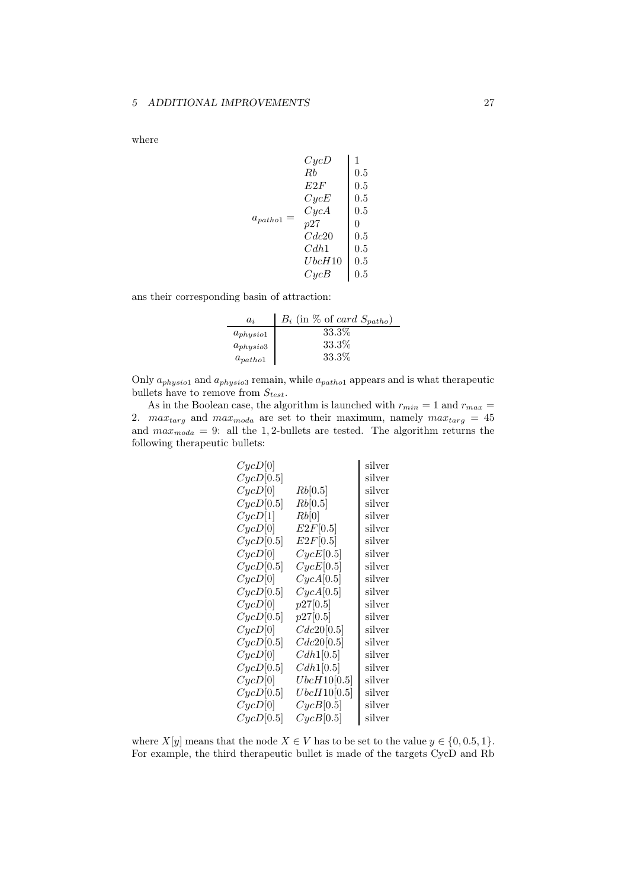where

$$
a_{patho1} = \begin{array}{l|l}
CycD & 1 \\
Rb & 0.5 \\
E2F & 0.5 \\
CycE & 0.5 \\
CycA & 0.5 \\
p27 & 0 \\
Cdc20 & 0.5 \\
Cdh1 & 0.5 \\
UbcH10 & 0.5 \\
CycB & 0.5
\end{array}
$$

ans their corresponding basin of attraction:

| $a_i$ | $B_i$ (in % of $card\ S_{patho}$) |
|---|---|
| $a_{physio1}$ | 33.3% |
| $a_{physio3}$ | 33.3% |
| $a_{patho1}$ | 33.3% |

Only $a_{physio1}$ and $a_{physio3}$ remain, while $a_{patho1}$ appears and is what therapeutic bullets have to remove from $S_{test}$.

As in the Boolean case, the algorithm is launched with $r_{min} = 1$ and $r_{max} = 2$. $max_{targ}$ and $max_{moda}$ are set to their maximum, namely $max_{targ} = 45$ and $max_{moda} = 9$: all the 1, 2-bullets are tested. The algorithm returns the following therapeutic bullets:

| | | |
|---|---|---|
| $CycD[0]$ | | silver |
| $CycD[0.5]$ | | silver |
| $CycD[0]$ | $Rb[0.5]$ | silver |
| $CycD[0.5]$ | $Rb[0.5]$ | silver |
| $CycD[1]$ | $Rb[0]$ | silver |
| $CycD[0]$ | $E2F[0.5]$ | silver |
| $CycD[0.5]$ | $E2F[0.5]$ | silver |
| $CycD[0]$ | $CycE[0.5]$ | silver |
| $CycD[0.5]$ | $CycE[0.5]$ | silver |
| $CycD[0]$ | $CycA[0.5]$ | silver |
| $CycD[0.5]$ | $CycA[0.5]$ | silver |
| $CycD[0]$ | $p27[0.5]$ | silver |
| $CycD[0.5]$ | $p27[0.5]$ | silver |
| $CycD[0]$ | $Cdc20[0.5]$ | silver |
| $CycD[0.5]$ | $Cdc20[0.5]$ | silver |
| $CycD[0]$ | $Cdh1[0.5]$ | silver |
| $CycD[0.5]$ | $Cdh1[0.5]$ | silver |
| $CycD[0]$ | $UbcH10[0.5]$ | silver |
| $CycD[0.5]$ | $UbcH10[0.5]$ | silver |
| $CycD[0]$ | $CycB[0.5]$ | silver |
| $CycD[0.5]$ | $CycB[0.5]$ | silver |

where $X[y]$ means that the node $X \in V$ has to be set to the value $y \in \{0, 0.5, 1\}$. For example, the third therapeutic bullet is made of the targets CycD and Rb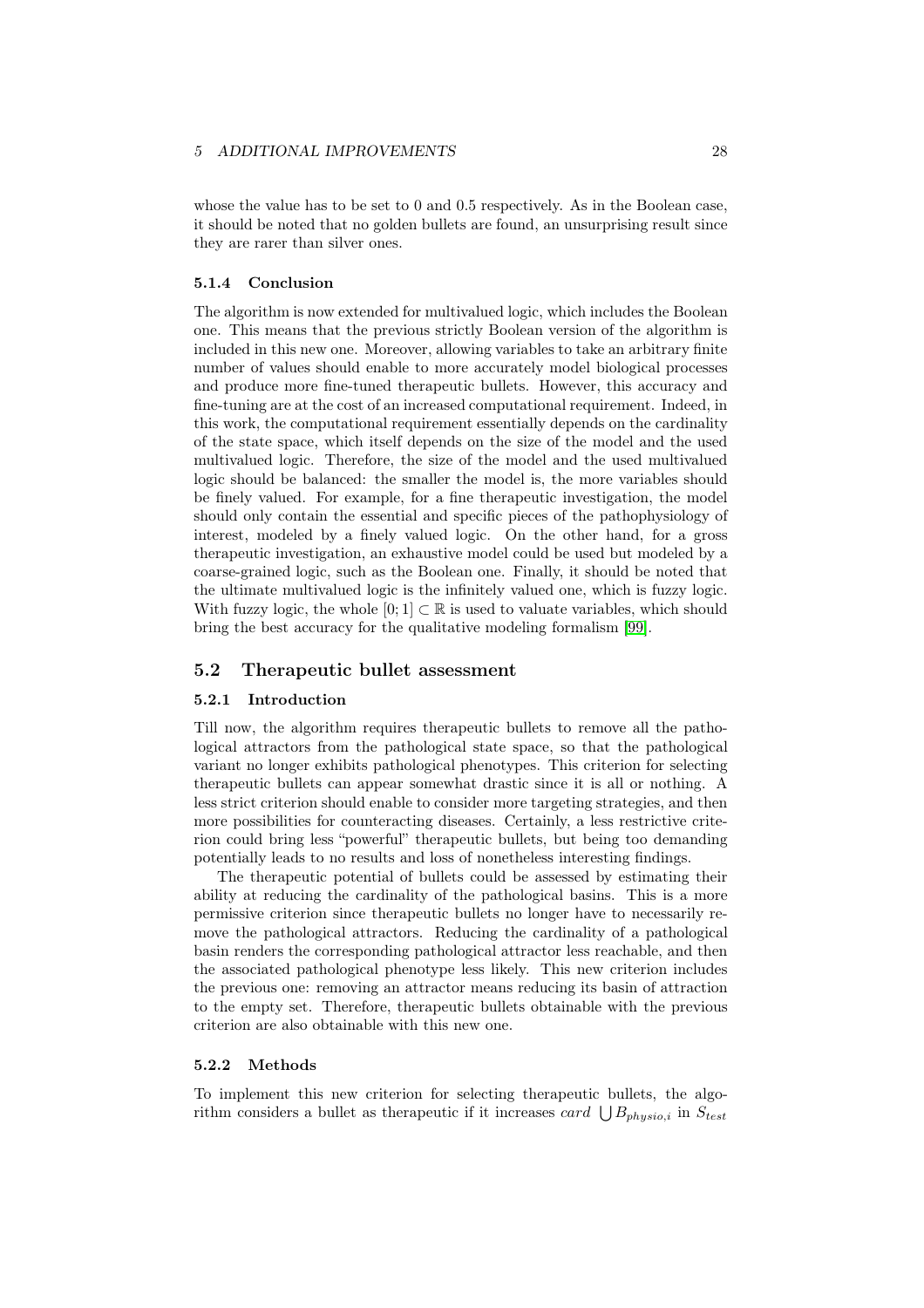whose the value has to be set to 0 and 0.5 respectively. As in the Boolean case, it should be noted that no golden bullets are found, an unsurprising result since they are rarer than silver ones.

#### 5.1.4 Conclusion

The algorithm is now extended for multivalued logic, which includes the Boolean one. This means that the previous strictly Boolean version of the algorithm is included in this new one. Moreover, allowing variables to take an arbitrary finite number of values should enable to more accurately model biological processes and produce more fine-tuned therapeutic bullets. However, this accuracy and fine-tuning are at the cost of an increased computational requirement. Indeed, in this work, the computational requirement essentially depends on the cardinality of the state space, which itself depends on the size of the model and the used multivalued logic. Therefore, the size of the model and the used multivalued logic should be balanced: the smaller the model is, the more variables should be finely valued. For example, for a fine therapeutic investigation, the model should only contain the essential and specific pieces of the pathophysiology of interest, modeled by a finely valued logic. On the other hand, for a gross therapeutic investigation, an exhaustive model could be used but modeled by a coarse-grained logic, such as the Boolean one. Finally, it should be noted that the ultimate multivalued logic is the infinitely valued one, which is fuzzy logic. With fuzzy logic, the whole $[0;1] \subset \mathbb{R}$ is used to valuate variables, which should bring the best accuracy for the qualitative modeling formalism [99].

### 5.2 Therapeutic bullet assessment

#### 5.2.1 Introduction

Till now, the algorithm requires therapeutic bullets to remove all the pathological attractors from the pathological state space, so that the pathological variant no longer exhibits pathological phenotypes. This criterion for selecting therapeutic bullets can appear somewhat drastic since it is all or nothing. A less strict criterion should enable to consider more targeting strategies, and then more possibilities for counteracting diseases. Certainly, a less restrictive criterion could bring less "powerful" therapeutic bullets, but being too demanding potentially leads to no results and loss of nonetheless interesting findings.

The therapeutic potential of bullets could be assessed by estimating their ability at reducing the cardinality of the pathological basins. This is a more permissive criterion since therapeutic bullets no longer have to necessarily remove the pathological attractors. Reducing the cardinality of a pathological basin renders the corresponding pathological attractor less reachable, and then the associated pathological phenotype less likely. This new criterion includes the previous one: removing an attractor means reducing its basin of attraction to the empty set. Therefore, therapeutic bullets obtainable with the previous criterion are also obtainable with this new one.

#### 5.2.2 Methods

To implement this new criterion for selecting therapeutic bullets, the algorithm considers a bullet as therapeutic if it increases $card\ \bigcup B_{physio,i}$ in $S_{test}$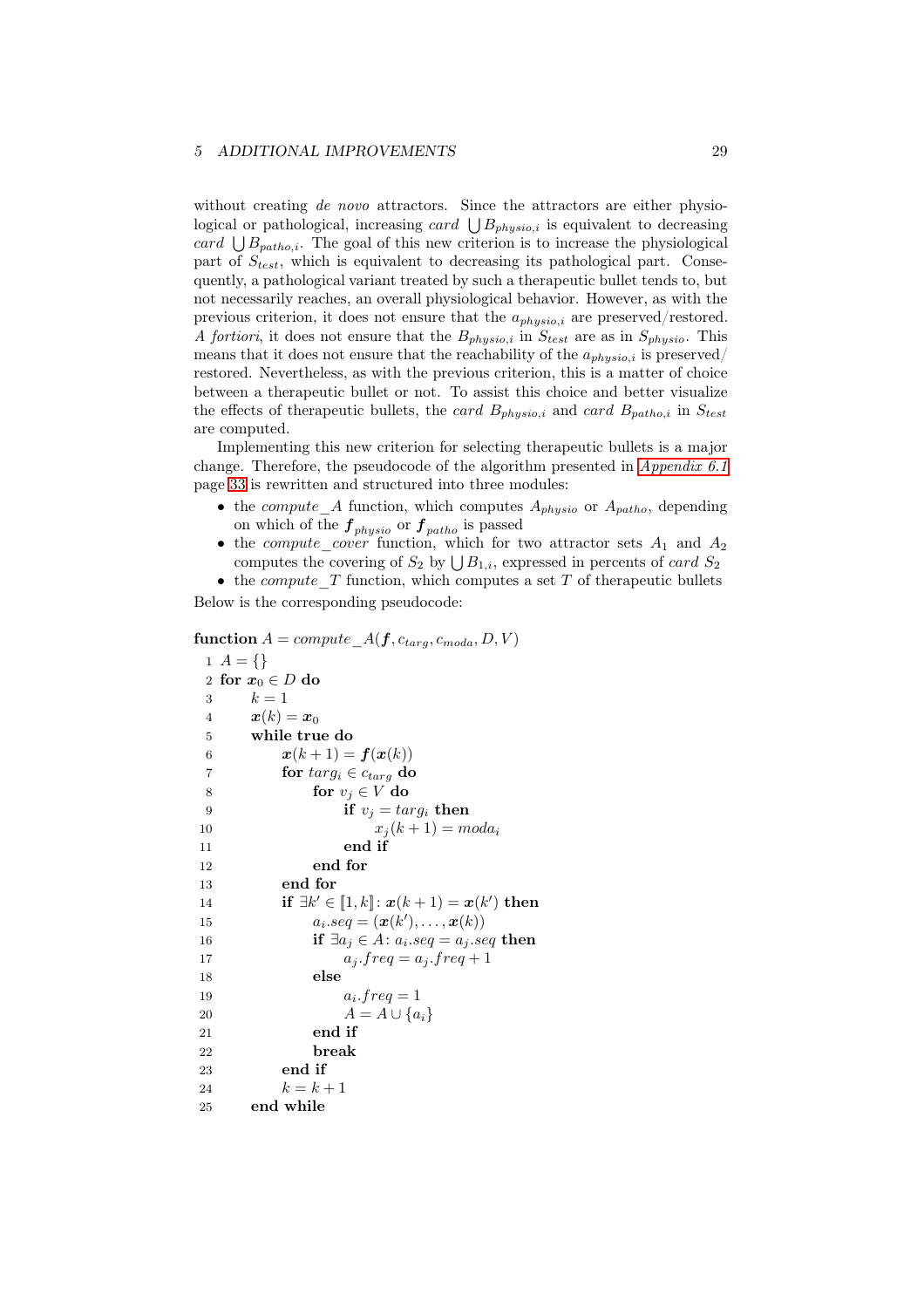without creating *de novo* attractors. Since the attractors are either physiological or pathological, increasing *card* $\bigcup B_{physio,i}$ is equivalent to decreasing *card* $\bigcup B_{patho,i}$. The goal of this new criterion is to increase the physiological part of $S_{test}$, which is equivalent to decreasing its pathological part. Consequently, a pathological variant treated by such a therapeutic bullet tends to, but not necessarily reaches, an overall physiological behavior. However, as with the previous criterion, it does not ensure that the $a_{physio,i}$ are preserved/restored. *A fortiori*, it does not ensure that the $B_{physio,i}$ in $S_{test}$ are as in $S_{physio}$. This means that it does not ensure that the reachability of the $a_{physio,i}$ is preserved/restored. Nevertheless, as with the previous criterion, this is a matter of choice between a therapeutic bullet or not. To assist this choice and better visualize the effects of therapeutic bullets, the *card* $B_{physio,i}$ and *card* $B_{patho,i}$ in $S_{test}$ are computed.

Implementing this new criterion for selecting therapeutic bullets is a major change. Therefore, the pseudocode of the algorithm presented in *Appendix 6.1* page 33 is rewritten and structured into three modules:

- the *compute_A* function, which computes $A_{physio}$ or $A_{patho}$, depending on which of the $\boldsymbol{f}_{physio}$ or $\boldsymbol{f}_{patho}$ is passed
- the *compute_cover* function, which for two attractor sets $A_1$ and $A_2$ computes the covering of $S_2$ by $\bigcup B_{1,i}$, expressed in percents of *card* $S_2$
- the *compute_T* function, which computes a set $T$ of therapeutic bullets

Below is the corresponding pseudocode:

```
function A = compute_A(f, c_targ, c_moda, D, V)
 1  A = {}
 2  for x_0 ∈ D do
 3      k = 1
 4      x(k) = x_0
 5      while true do
 6          x(k+1) = f(x(k))
 7          for targ_i ∈ c_targ do
 8              for v_j ∈ V do
 9                  if v_j = targ_i then
10                      x_j(k+1) = moda_i
11                  end if
12              end for
13          end for
14          if ∃k' ∈ ⟦1, k⟧: x(k+1) = x(k') then
15              a_i.seq = (x(k'), ..., x(k))
16              if ∃a_j ∈ A: a_i.seq = a_j.seq then
17                  a_j.freq = a_j.freq + 1
18              else
19                  a_i.freq = 1
20                  A = A ∪ {a_i}
21              end if
22              break
23          end if
24          k = k + 1
25      end while
```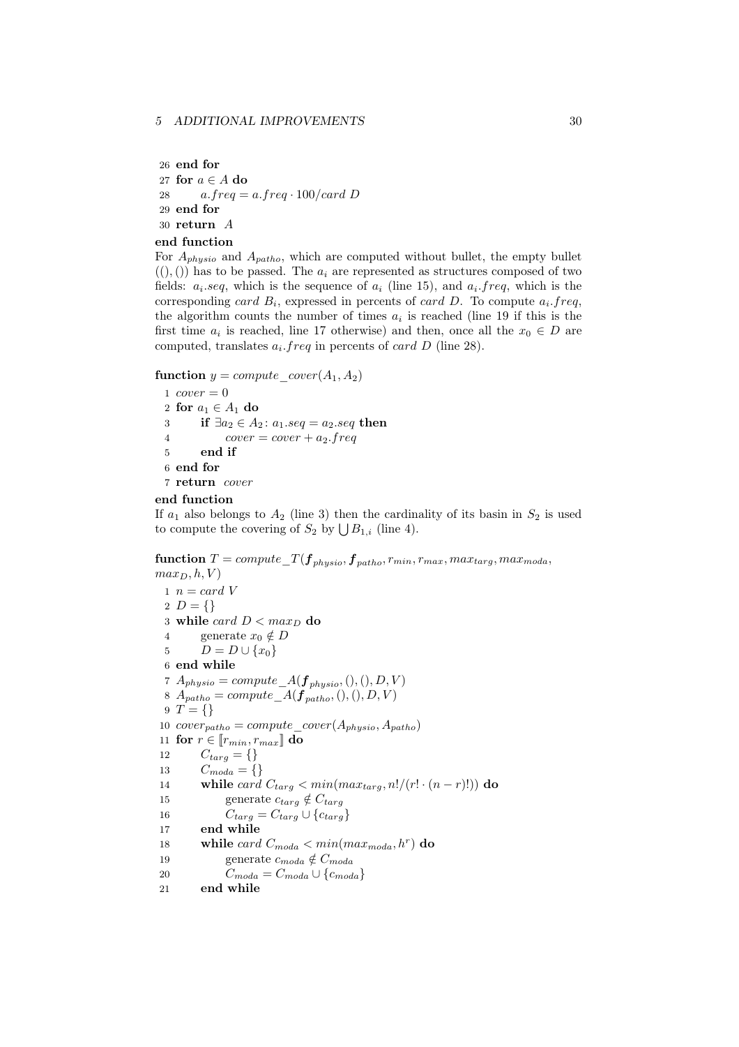```
26 end for
27 for a ∈ A do
28     a.freq = a.freq · 100/card D
29 end for
30 return A
end function
```

For $A_{physio}$ and $A_{patho}$, which are computed without bullet, the empty bullet $((), ())$ has to be passed. The $a_i$ are represented as structures composed of two fields: $a_i.seq$, which is the sequence of $a_i$ (line 15), and $a_i.freq$, which is the corresponding $card\ B_i$, expressed in percents of $card\ D$. To compute $a_i.freq$, the algorithm counts the number of times $a_i$ is reached (line 19 if this is the first time $a_i$ is reached, line 17 otherwise) and then, once all the $x_0 \in D$ are computed, translates $a_i.freq$ in percents of $card\ D$ (line 28).

```
function y = compute_cover(A_1, A_2)
1 cover = 0
2 for a_1 ∈ A_1 do
3     if ∃a_2 ∈ A_2 : a_1.seq = a_2.seq then
4         cover = cover + a_2.freq
5     end if
6 end for
7 return cover
end function
```

If $a_1$ also belongs to $A_2$ (line 3) then the cardinality of its basin in $S_2$ is used to compute the covering of $S_2$ by $\bigcup B_{1,i}$ (line 4).

```
function T = compute_T(f_physio, f_patho, r_min, r_max, max_targ, max_moda,
max_D, h, V)
1 n = card V
2 D = {}
3 while card D < max_D do
4     generate x_0 ∉ D
5     D = D ∪ {x_0}
6 end while
7 A_physio = compute_A(f_physio, (), (), D, V)
8 A_patho = compute_A(f_patho, (), (), D, V)
9 T = {}
10 cover_patho = compute_cover(A_physio, A_patho)
11 for r ∈ ⟦r_min, r_max⟧ do
12     C_targ = {}
13     C_moda = {}
14     while card C_targ < min(max_targ, n!/(r! · (n − r)!)) do
15         generate c_targ ∉ C_targ
16         C_targ = C_targ ∪ {c_targ}
17     end while
18     while card C_moda < min(max_moda, h^r) do
19         generate c_moda ∉ C_moda
20         C_moda = C_moda ∪ {c_moda}
21     end while
```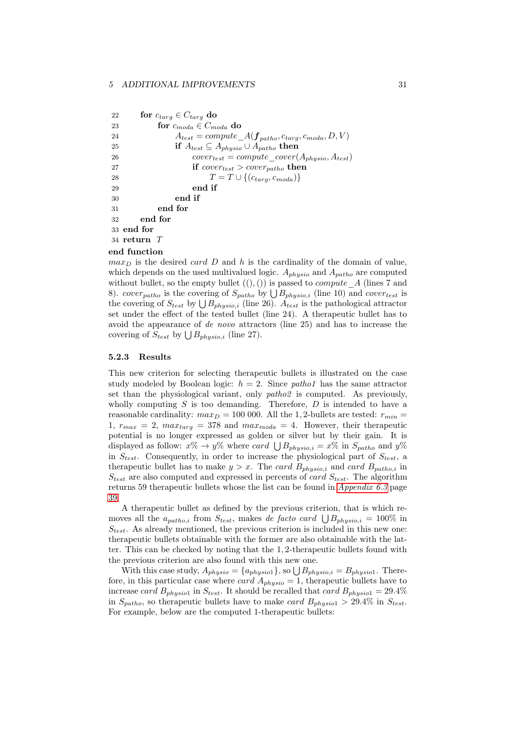```
22      for c_targ ∈ C_targ do
23          for c_moda ∈ C_moda do
24              A_test = compute_A(f_patho, c_targ, c_moda, D, V)
25              if A_test ⊆ A_physio ∪ A_patho then
26                  cover_test = compute_cover(A_physio, A_test)
27                  if cover_test > cover_patho then
28                      T = T ∪ {(c_targ, c_moda)}
29                  end if
30              end if
31          end for
32      end for
33  end for
34  return T
end function
```

$max_D$ is the desired *card* $D$ and $h$ is the cardinality of the domain of value, which depends on the used multivalued logic. $A_{physio}$ and $A_{patho}$ are computed without bullet, so the empty bullet $((), ())$ is passed to *compute_A* (lines 7 and 8). $cover_{patho}$ is the covering of $S_{patho}$ by $\bigcup B_{physio,i}$ (line 10) and $cover_{test}$ is the covering of $S_{test}$ by $\bigcup B_{physio,i}$ (line 26). $A_{test}$ is the pathological attractor set under the effect of the tested bullet (line 24). A therapeutic bullet has to avoid the appearance of *de novo* attractors (line 25) and has to increase the covering of $S_{test}$ by $\bigcup B_{physio,i}$ (line 27).

### 5.2.3 Results

This new criterion for selecting therapeutic bullets is illustrated on the case study modeled by Boolean logic: $h = 2$. Since *patho1* has the same attractor set than the physiological variant, only *patho2* is computed. As previously, wholly computing $S$ is too demanding. Therefore, $D$ is intended to have a reasonable cardinality: $max_D = 100\,000$. All the 1, 2-bullets are tested: $r_{min} = 1$, $r_{max} = 2$, $max_{targ} = 378$ and $max_{moda} = 4$. However, their therapeutic potential is no longer expressed as golden or silver but by their gain. It is displayed as follow: $x\% \to y\%$ where *card* $\bigcup B_{physio,i} = x\%$ in $S_{patho}$ and $y\%$ in $S_{test}$. Consequently, in order to increase the physiological part of $S_{test}$, a therapeutic bullet has to make $y > x$. The *card* $B_{physio,i}$ and *card* $B_{patho,i}$ in $S_{test}$ are also computed and expressed in percents of *card* $S_{test}$. The algorithm returns 59 therapeutic bullets whose the list can be found in *Appendix 6.3* page 39.

A therapeutic bullet as defined by the previous criterion, that is which removes all the $a_{patho,i}$ from $S_{test}$, makes *de facto card* $\bigcup B_{physio,i} = 100\%$ in $S_{test}$. As already mentioned, the previous criterion is included in this new one: therapeutic bullets obtainable with the former are also obtainable with the latter. This can be checked by noting that the 1, 2-therapeutic bullets found with the previous criterion are also found with this new one.

With this case study, $A_{physio} = \{a_{physio1}\}$, so $\bigcup B_{physio,i} = B_{physio1}$. Therefore, in this particular case where *card* $A_{physio} = 1$, therapeutic bullets have to increase *card* $B_{physio1}$ in $S_{test}$. It should be recalled that *card* $B_{physio1} = 29.4\%$ in $S_{patho}$, so therapeutic bullets have to make *card* $B_{physio1} > 29.4\%$ in $S_{test}$. For example, below are the computed 1-therapeutic bullets: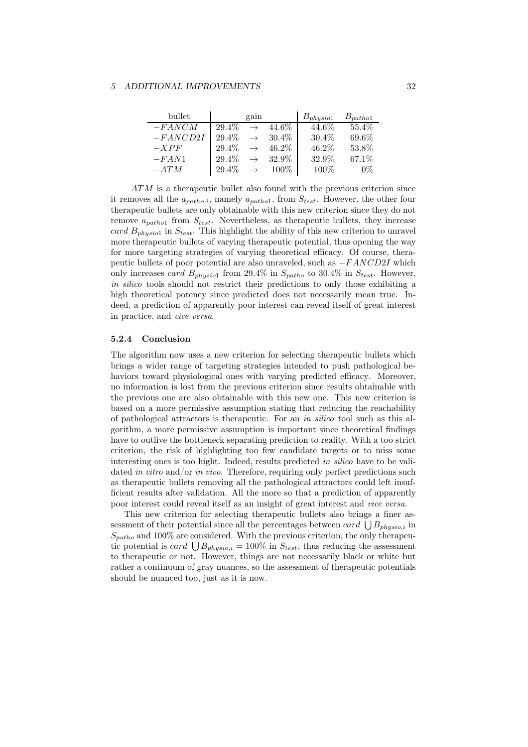| bullet | gain | | | $B_{physio1}$ | $B_{patho1}$ |
|---|---|---|---|---|---|
| $-FANCM$ | 29.4% | $\rightarrow$ | 44.6% | 44.6% | 55.4% |
| $-FANCD2I$ | 29.4% | $\rightarrow$ | 30.4% | 30.4% | 69.6% |
| $-XPF$ | 29.4% | $\rightarrow$ | 46.2% | 46.2% | 53.8% |
| $-FAN1$ | 29.4% | $\rightarrow$ | 32.9% | 32.9% | 67.1% |
| $-ATM$ | 29.4% | $\rightarrow$ | 100% | 100% | 0% |

$-ATM$ is a therapeutic bullet also found with the previous criterion since it removes all the $a_{patho,i}$, namely $a_{patho1}$, from $S_{test}$. However, the other four therapeutic bullets are only obtainable with this new criterion since they do not remove $a_{patho1}$ from $S_{test}$. Nevertheless, as therapeutic bullets, they increase $card\ B_{physio1}$ in $S_{test}$. This highlight the ability of this new criterion to unravel more therapeutic bullets of varying therapeutic potential, thus opening the way for more targeting strategies of varying theoretical efficacy. Of course, therapeutic bullets of poor potential are also unraveled, such as $-FANCD2I$ which only increases $card\ B_{physio1}$ from 29.4% in $S_{patho}$ to 30.4% in $S_{test}$. However, *in silico* tools should not restrict their predictions to only those exhibiting a high theoretical potency since predicted does not necessarily mean true. Indeed, a prediction of apparently poor interest can reveal itself of great interest in practice, and *vice versa*.

### 5.2.4 Conclusion

The algorithm now uses a new criterion for selecting therapeutic bullets which brings a wider range of targeting strategies intended to push pathological behaviors toward physiological ones with varying predicted efficacy. Moreover, no information is lost from the previous criterion since results obtainable with the previous one are also obtainable with this new one. This new criterion is based on a more permissive assumption stating that reducing the reachability of pathological attractors is therapeutic. For an *in silico* tool such as this algorithm, a more permissive assumption is important since theoretical findings have to outlive the bottleneck separating prediction to reality. With a too strict criterion, the risk of highlighting too few candidate targets or to miss some interesting ones is too hight. Indeed, results predicted *in silico* have to be validated *in vitro* and/or *in vivo*. Therefore, requiring only perfect predictions such as therapeutic bullets removing all the pathological attractors could left insufficient results after validation. All the more so that a prediction of apparently poor interest could reveal itself as an insight of great interest and *vice versa*.

This new criterion for selecting therapeutic bullets also brings a finer assessment of their potential since all the percentages between $card\ \bigcup B_{physio,i}$ in $S_{patho}$ and 100% are considered. With the previous criterion, the only therapeutic potential is $card\ \bigcup B_{physio,i} = 100\%$ in $S_{test}$, thus reducing the assessment to therapeutic or not. However, things are not necessarily black or white but rather a continuum of gray nuances, so the assessment of therapeutic potentials should be nuanced too, just as it is now.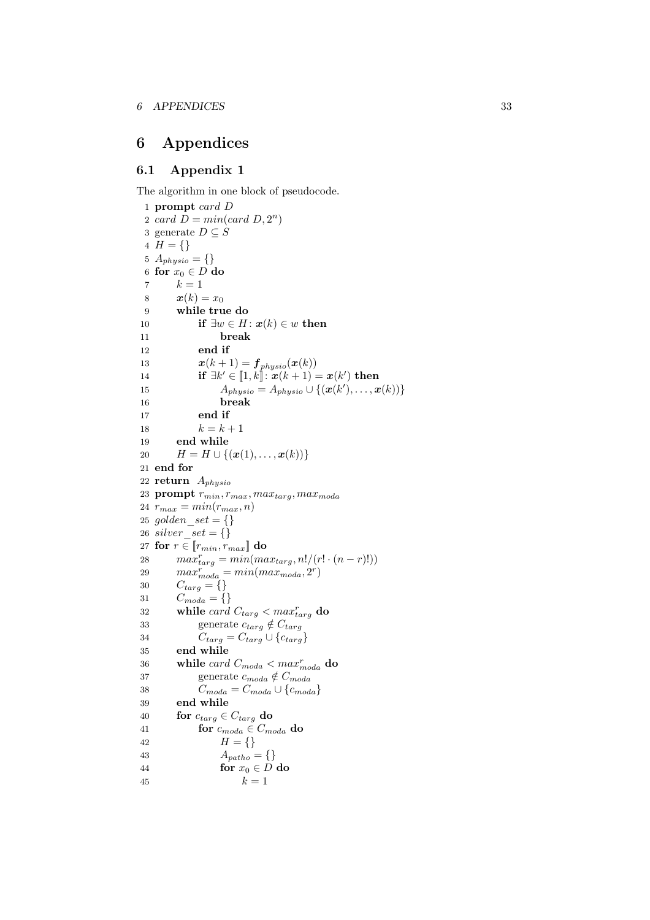# 6 Appendices

## 6.1 Appendix 1

The algorithm in one block of pseudocode.

```
1  prompt card D
2  card D = min(card D, 2^n)
3  generate D ⊆ S
4  H = {}
5  A_physio = {}
6  for x_0 ∈ D do
7      k = 1
8      x(k) = x_0
9      while true do
10         if ∃w ∈ H: x(k) ∈ w then
11             break
12         end if
13         x(k+1) = f_physio(x(k))
14         if ∃k' ∈ ⟦1, k⟧: x(k+1) = x(k') then
15             A_physio = A_physio ∪ {(x(k'), ..., x(k))}
16             break
17         end if
18         k = k + 1
19     end while
20     H = H ∪ {(x(1), ..., x(k))}
21 end for
22 return A_physio
23 prompt r_min, r_max, max_targ, max_moda
24 r_max = min(r_max, n)
25 golden_set = {}
26 silver_set = {}
27 for r ∈ ⟦r_min, r_max⟧ do
28     max^r_targ = min(max_targ, n!/(r! · (n − r)!))
29     max^r_moda = min(max_moda, 2^r)
30     C_targ = {}
31     C_moda = {}
32     while card C_targ < max^r_targ do
33         generate c_targ ∉ C_targ
34         C_targ = C_targ ∪ {c_targ}
35     end while
36     while card C_moda < max^r_moda do
37         generate c_moda ∉ C_moda
38         C_moda = C_moda ∪ {c_moda}
39     end while
40     for c_targ ∈ C_targ do
41         for c_moda ∈ C_moda do
42             H = {}
43             A_patho = {}
44             for x_0 ∈ D do
45                 k = 1
```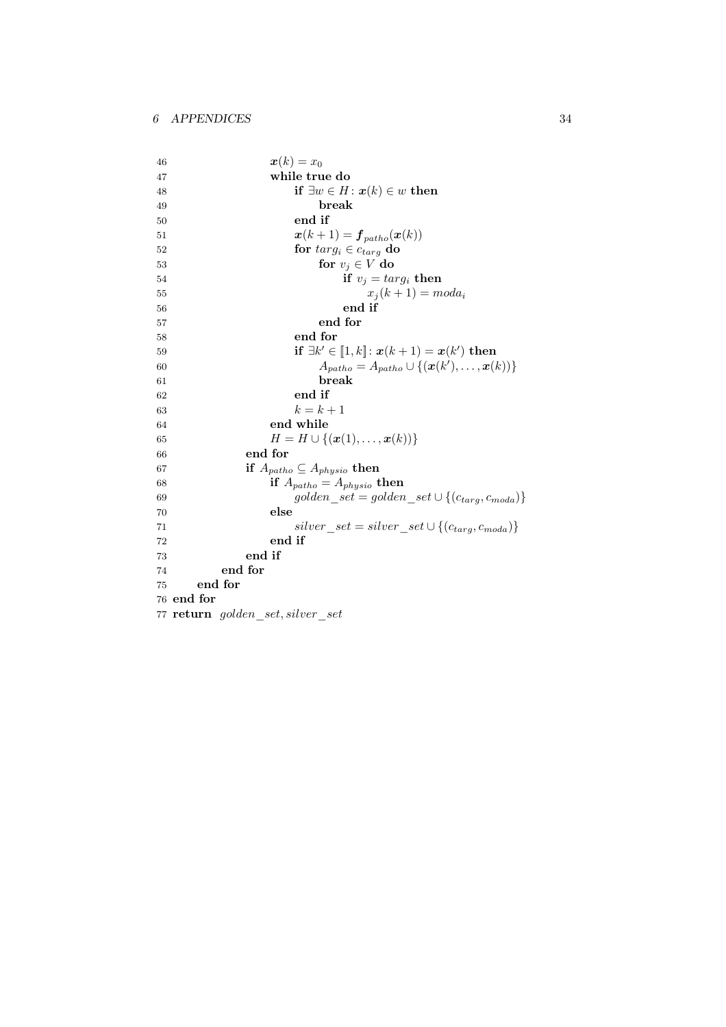46 $\boldsymbol{x}(k) = x_0$
47 **while** true **do**
48 **if** $\exists w \in H \colon \boldsymbol{x}(k) \in w$ **then**
49 **break**
50 **end if**
51 $\boldsymbol{x}(k+1) = \boldsymbol{f}_{patho}(\boldsymbol{x}(k))$
52 **for** $targ_i \in c_{targ}$ **do**
53 **for** $v_j \in V$ **do**
54 **if** $v_j = targ_i$ **then**
55 $x_j(k+1) = moda_i$
56 **end if**
57 **end for**
58 **end for**
59 **if** $\exists k' \in [\![1, k]\!] \colon \boldsymbol{x}(k+1) = \boldsymbol{x}(k')$ **then**
60 $A_{patho} = A_{patho} \cup \{(\boldsymbol{x}(k'), \ldots, \boldsymbol{x}(k))\}$
61 **break**
62 **end if**
63 $k = k + 1$
64 **end while**
65 $H = H \cup \{(\boldsymbol{x}(1), \ldots, \boldsymbol{x}(k))\}$
66 **end for**
67 **if** $A_{patho} \subseteq A_{physio}$ **then**
68 **if** $A_{patho} = A_{physio}$ **then**
69 $golden\_set = golden\_set \cup \{(c_{targ}, c_{moda})\}$
70 **else**
71 $silver\_set = silver\_set \cup \{(c_{targ}, c_{moda})\}$
72 **end if**
73 **end if**
74 **end for**
75 **end for**
76 **end for**
77 **return** $golden\_set, silver\_set$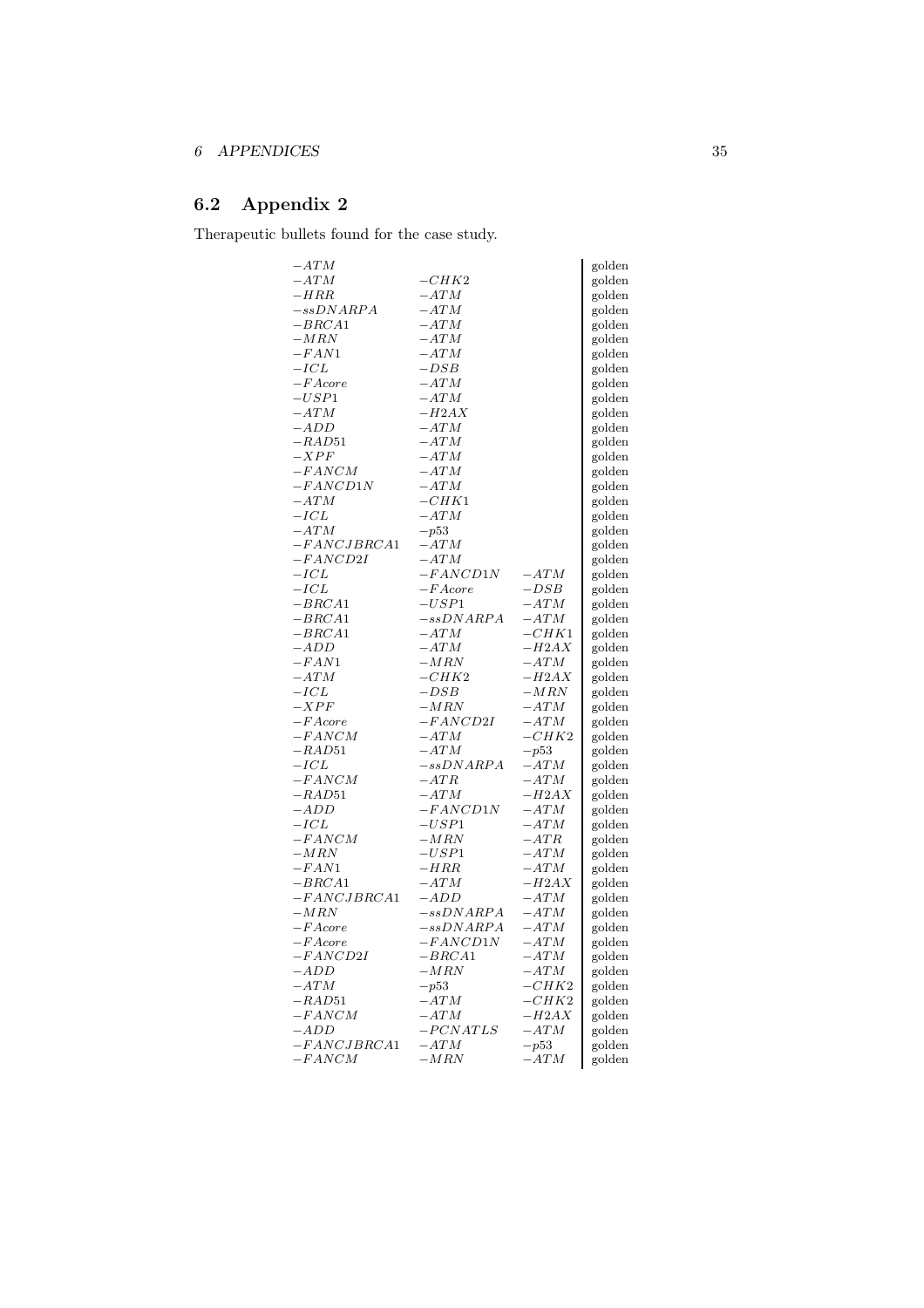## 6.2 Appendix 2

Therapeutic bullets found for the case study.

| | | | |
|---|---|---|---|
| $-ATM$ | | | golden |
| $-ATM$ | $-CHK2$ | | golden |
| $-HRR$ | $-ATM$ | | golden |
| $-ssDNARPA$ | $-ATM$ | | golden |
| $-BRCA1$ | $-ATM$ | | golden |
| $-MRN$ | $-ATM$ | | golden |
| $-FAN1$ | $-ATM$ | | golden |
| $-ICL$ | $-DSB$ | | golden |
| $-FAcore$ | $-ATM$ | | golden |
| $-USP1$ | $-ATM$ | | golden |
| $-ATM$ | $-H2AX$ | | golden |
| $-ADD$ | $-ATM$ | | golden |
| $-RAD51$ | $-ATM$ | | golden |
| $-XPF$ | $-ATM$ | | golden |
| $-FANCM$ | $-ATM$ | | golden |
| $-FANCD1N$ | $-ATM$ | | golden |
| $-ATM$ | $-CHK1$ | | golden |
| $-ICL$ | $-ATM$ | | golden |
| $-ATM$ | $-p53$ | | golden |
| $-FANCJBRCA1$ | $-ATM$ | | golden |
| $-FANCD2I$ | $-ATM$ | | golden |
| $-ICL$ | $-FANCD1N$ | $-ATM$ | golden |
| $-ICL$ | $-FAcore$ | $-DSB$ | golden |
| $-BRCA1$ | $-USP1$ | $-ATM$ | golden |
| $-BRCA1$ | $-ssDNARPA$ | $-ATM$ | golden |
| $-BRCA1$ | $-ATM$ | $-CHK1$ | golden |
| $-ADD$ | $-ATM$ | $-H2AX$ | golden |
| $-FAN1$ | $-MRN$ | $-ATM$ | golden |
| $-ATM$ | $-CHK2$ | $-H2AX$ | golden |
| $-ICL$ | $-DSB$ | $-MRN$ | golden |
| $-XPF$ | $-MRN$ | $-ATM$ | golden |
| $-FAcore$ | $-FANCD2I$ | $-ATM$ | golden |
| $-FANCM$ | $-ATM$ | $-CHK2$ | golden |
| $-RAD51$ | $-ATM$ | $-p53$ | golden |
| $-ICL$ | $-ssDNARPA$ | $-ATM$ | golden |
| $-FANCM$ | $-ATR$ | $-ATM$ | golden |
| $-RAD51$ | $-ATM$ | $-H2AX$ | golden |
| $-ADD$ | $-FANCD1N$ | $-ATM$ | golden |
| $-ICL$ | $-USP1$ | $-ATM$ | golden |
| $-FANCM$ | $-MRN$ | $-ATR$ | golden |
| $-MRN$ | $-USP1$ | $-ATM$ | golden |
| $-FAN1$ | $-HRR$ | $-ATM$ | golden |
| $-BRCA1$ | $-ATM$ | $-H2AX$ | golden |
| $-FANCJBRCA1$ | $-ADD$ | $-ATM$ | golden |
| $-MRN$ | $-ssDNARPA$ | $-ATM$ | golden |
| $-FAcore$ | $-ssDNARPA$ | $-ATM$ | golden |
| $-FAcore$ | $-FANCD1N$ | $-ATM$ | golden |
| $-FANCD2I$ | $-BRCA1$ | $-ATM$ | golden |
| $-ADD$ | $-MRN$ | $-ATM$ | golden |
| $-ATM$ | $-p53$ | $-CHK2$ | golden |
| $-RAD51$ | $-ATM$ | $-CHK2$ | golden |
| $-FANCM$ | $-ATM$ | $-H2AX$ | golden |
| $-ADD$ | $-PCNATLS$ | $-ATM$ | golden |
| $-FANCJBRCA1$ | $-ATM$ | $-p53$ | golden |
| $-FANCM$ | $-MRN$ | $-ATM$ | golden |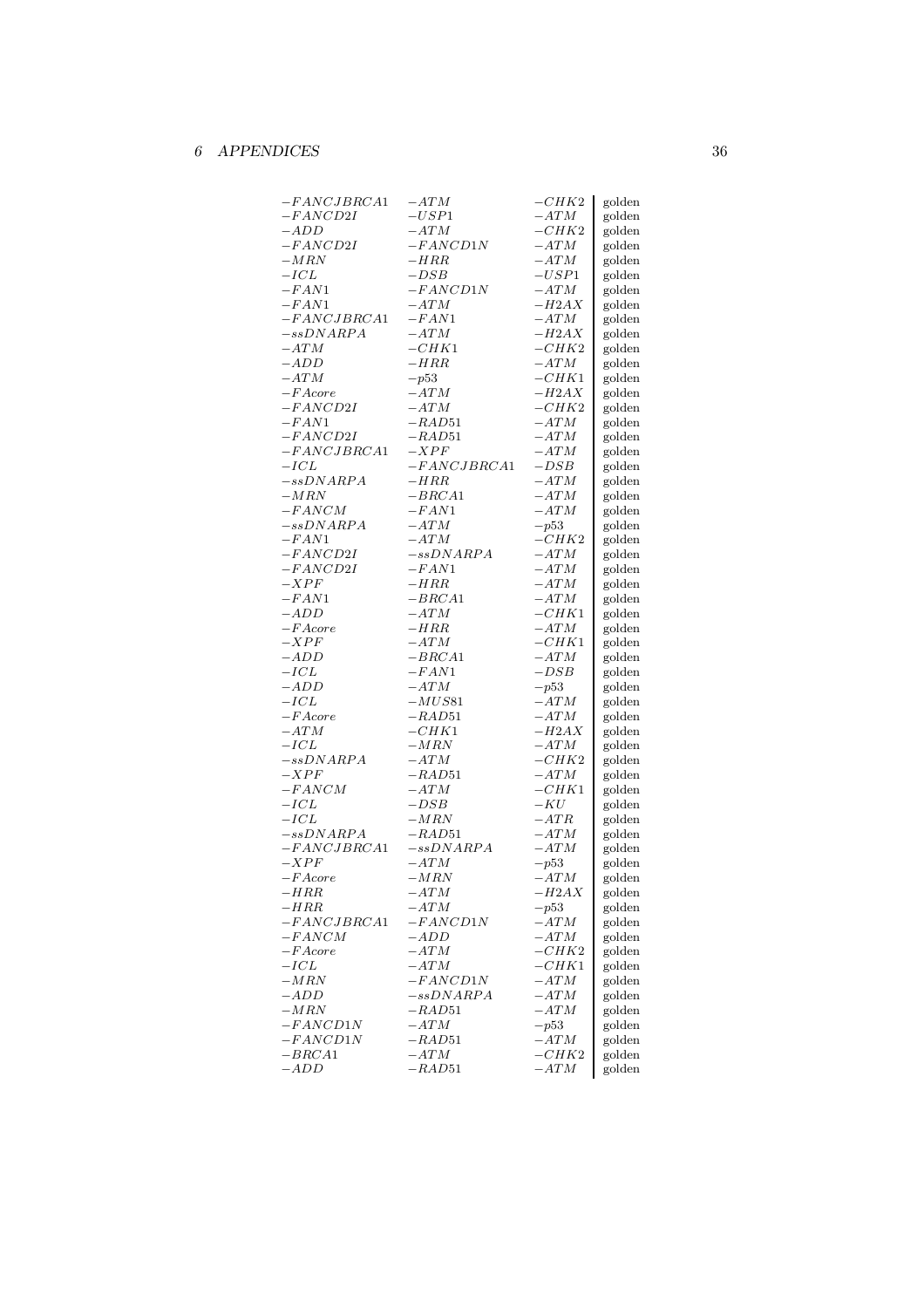| | | | |
|---|---|---|---|
| $-FANCJBRCA1$ | $-ATM$ | $-CHK2$ | golden |
| $-FANCD2I$ | $-USP1$ | $-ATM$ | golden |
| $-ADD$ | $-ATM$ | $-CHK2$ | golden |
| $-FANCD2I$ | $-FANCD1N$ | $-ATM$ | golden |
| $-MRN$ | $-HRR$ | $-ATM$ | golden |
| $-ICL$ | $-DSB$ | $-USP1$ | golden |
| $-FAN1$ | $-FANCD1N$ | $-ATM$ | golden |
| $-FAN1$ | $-ATM$ | $-H2AX$ | golden |
| $-FANCJBRCA1$ | $-FAN1$ | $-ATM$ | golden |
| $-ssDNARPA$ | $-ATM$ | $-H2AX$ | golden |
| $-ATM$ | $-CHK1$ | $-CHK2$ | golden |
| $-ADD$ | $-HRR$ | $-ATM$ | golden |
| $-ATM$ | $-p53$ | $-CHK1$ | golden |
| $-FAcore$ | $-ATM$ | $-H2AX$ | golden |
| $-FANCD2I$ | $-ATM$ | $-CHK2$ | golden |
| $-FAN1$ | $-RAD51$ | $-ATM$ | golden |
| $-FANCD2I$ | $-RAD51$ | $-ATM$ | golden |
| $-FANCJBRCA1$ | $-XPF$ | $-ATM$ | golden |
| $-ICL$ | $-FANCJBRCA1$ | $-DSB$ | golden |
| $-ssDNARPA$ | $-HRR$ | $-ATM$ | golden |
| $-MRN$ | $-BRCA1$ | $-ATM$ | golden |
| $-FANCM$ | $-FAN1$ | $-ATM$ | golden |
| $-ssDNARPA$ | $-ATM$ | $-p53$ | golden |
| $-FAN1$ | $-ATM$ | $-CHK2$ | golden |
| $-FANCD2I$ | $-ssDNARPA$ | $-ATM$ | golden |
| $-FANCD2I$ | $-FAN1$ | $-ATM$ | golden |
| $-XPF$ | $-HRR$ | $-ATM$ | golden |
| $-FAN1$ | $-BRCA1$ | $-ATM$ | golden |
| $-ADD$ | $-ATM$ | $-CHK1$ | golden |
| $-FAcore$ | $-HRR$ | $-ATM$ | golden |
| $-XPF$ | $-ATM$ | $-CHK1$ | golden |
| $-ADD$ | $-BRCA1$ | $-ATM$ | golden |
| $-ICL$ | $-FAN1$ | $-DSB$ | golden |
| $-ADD$ | $-ATM$ | $-p53$ | golden |
| $-ICL$ | $-MUS81$ | $-ATM$ | golden |
| $-FAcore$ | $-RAD51$ | $-ATM$ | golden |
| $-ATM$ | $-CHK1$ | $-H2AX$ | golden |
| $-ICL$ | $-MRN$ | $-ATM$ | golden |
| $-ssDNARPA$ | $-ATM$ | $-CHK2$ | golden |
| $-XPF$ | $-RAD51$ | $-ATM$ | golden |
| $-FANCM$ | $-ATM$ | $-CHK1$ | golden |
| $-ICL$ | $-DSB$ | $-KU$ | golden |
| $-ICL$ | $-MRN$ | $-ATR$ | golden |
| $-ssDNARPA$ | $-RAD51$ | $-ATM$ | golden |
| $-FANCJBRCA1$ | $-ssDNARPA$ | $-ATM$ | golden |
| $-XPF$ | $-ATM$ | $-p53$ | golden |
| $-FAcore$ | $-MRN$ | $-ATM$ | golden |
| $-HRR$ | $-ATM$ | $-H2AX$ | golden |
| $-HRR$ | $-ATM$ | $-p53$ | golden |
| $-FANCJBRCA1$ | $-FANCD1N$ | $-ATM$ | golden |
| $-FANCM$ | $-ADD$ | $-ATM$ | golden |
| $-FAcore$ | $-ATM$ | $-CHK2$ | golden |
| $-ICL$ | $-ATM$ | $-CHK1$ | golden |
| $-MRN$ | $-FANCD1N$ | $-ATM$ | golden |
| $-ADD$ | $-ssDNARPA$ | $-ATM$ | golden |
| $-MRN$ | $-RAD51$ | $-ATM$ | golden |
| $-FANCD1N$ | $-ATM$ | $-p53$ | golden |
| $-FANCD1N$ | $-RAD51$ | $-ATM$ | golden |
| $-BRCA1$ | $-ATM$ | $-CHK2$ | golden |
| $-ADD$ | $-RAD51$ | $-ATM$ | golden |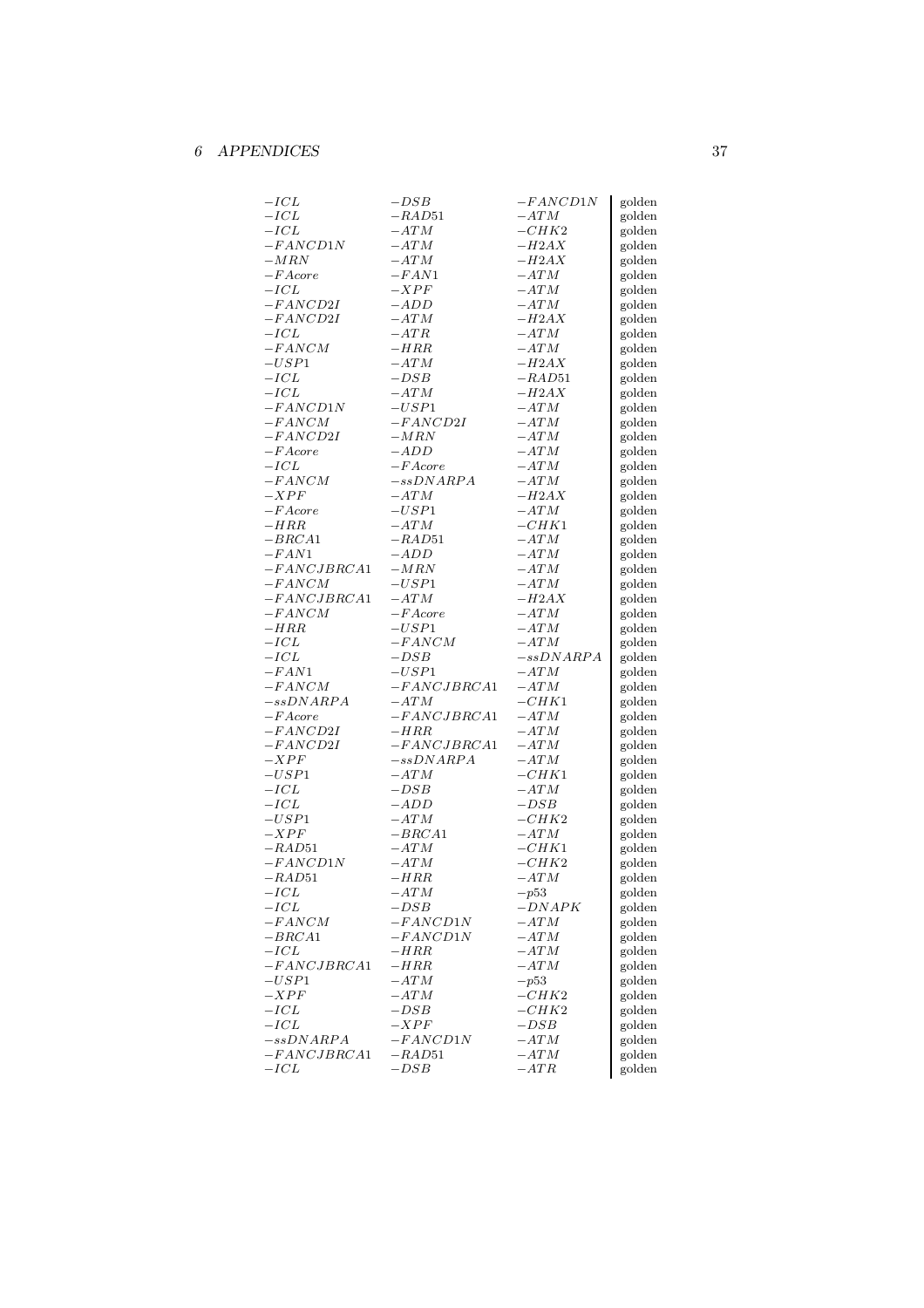| | | | |
|---|---|---|---|
| $-ICL$ | $-DSB$ | $-FANCD1N$ | golden |
| $-ICL$ | $-RAD51$ | $-ATM$ | golden |
| $-ICL$ | $-ATM$ | $-CHK2$ | golden |
| $-FANCD1N$ | $-ATM$ | $-H2AX$ | golden |
| $-MRN$ | $-ATM$ | $-H2AX$ | golden |
| $-FAcore$ | $-FAN1$ | $-ATM$ | golden |
| $-ICL$ | $-XPF$ | $-ATM$ | golden |
| $-FANCD2I$ | $-ADD$ | $-ATM$ | golden |
| $-FANCD2I$ | $-ATM$ | $-H2AX$ | golden |
| $-ICL$ | $-ATR$ | $-ATM$ | golden |
| $-FANCM$ | $-HRR$ | $-ATM$ | golden |
| $-USP1$ | $-ATM$ | $-H2AX$ | golden |
| $-ICL$ | $-DSB$ | $-RAD51$ | golden |
| $-ICL$ | $-ATM$ | $-H2AX$ | golden |
| $-FANCD1N$ | $-USP1$ | $-ATM$ | golden |
| $-FANCM$ | $-FANCD2I$ | $-ATM$ | golden |
| $-FANCD2I$ | $-MRN$ | $-ATM$ | golden |
| $-FAcore$ | $-ADD$ | $-ATM$ | golden |
| $-ICL$ | $-FAcore$ | $-ATM$ | golden |
| $-FANCM$ | $-ssDNARPA$ | $-ATM$ | golden |
| $-XPF$ | $-ATM$ | $-H2AX$ | golden |
| $-FAcore$ | $-USP1$ | $-ATM$ | golden |
| $-HRR$ | $-ATM$ | $-CHK1$ | golden |
| $-BRCA1$ | $-RAD51$ | $-ATM$ | golden |
| $-FAN1$ | $-ADD$ | $-ATM$ | golden |
| $-FANCJBRCA1$ | $-MRN$ | $-ATM$ | golden |
| $-FANCM$ | $-USP1$ | $-ATM$ | golden |
| $-FANCJBRCA1$ | $-ATM$ | $-H2AX$ | golden |
| $-FANCM$ | $-FAcore$ | $-ATM$ | golden |
| $-HRR$ | $-USP1$ | $-ATM$ | golden |
| $-ICL$ | $-FANCM$ | $-ATM$ | golden |
| $-ICL$ | $-DSB$ | $-ssDNARPA$ | golden |
| $-FAN1$ | $-USP1$ | $-ATM$ | golden |
| $-FANCM$ | $-FANCJBRCA1$ | $-ATM$ | golden |
| $-ssDNARPA$ | $-ATM$ | $-CHK1$ | golden |
| $-FAcore$ | $-FANCJBRCA1$ | $-ATM$ | golden |
| $-FANCD2I$ | $-HRR$ | $-ATM$ | golden |
| $-FANCD2I$ | $-FANCJBRCA1$ | $-ATM$ | golden |
| $-XPF$ | $-ssDNARPA$ | $-ATM$ | golden |
| $-USP1$ | $-ATM$ | $-CHK1$ | golden |
| $-ICL$ | $-DSB$ | $-ATM$ | golden |
| $-ICL$ | $-ADD$ | $-DSB$ | golden |
| $-USP1$ | $-ATM$ | $-CHK2$ | golden |
| $-XPF$ | $-BRCA1$ | $-ATM$ | golden |
| $-RAD51$ | $-ATM$ | $-CHK1$ | golden |
| $-FANCD1N$ | $-ATM$ | $-CHK2$ | golden |
| $-RAD51$ | $-HRR$ | $-ATM$ | golden |
| $-ICL$ | $-ATM$ | $-p53$ | golden |
| $-ICL$ | $-DSB$ | $-DNAPK$ | golden |
| $-FANCM$ | $-FANCD1N$ | $-ATM$ | golden |
| $-BRCA1$ | $-FANCD1N$ | $-ATM$ | golden |
| $-ICL$ | $-HRR$ | $-ATM$ | golden |
| $-FANCJBRCA1$ | $-HRR$ | $-ATM$ | golden |
| $-USP1$ | $-ATM$ | $-p53$ | golden |
| $-XPF$ | $-ATM$ | $-CHK2$ | golden |
| $-ICL$ | $-DSB$ | $-CHK2$ | golden |
| $-ICL$ | $-XPF$ | $-DSB$ | golden |
| $-ssDNARPA$ | $-FANCD1N$ | $-ATM$ | golden |
| $-FANCJBRCA1$ | $-RAD51$ | $-ATM$ | golden |
| $-ICL$ | $-DSB$ | $-ATR$ | golden |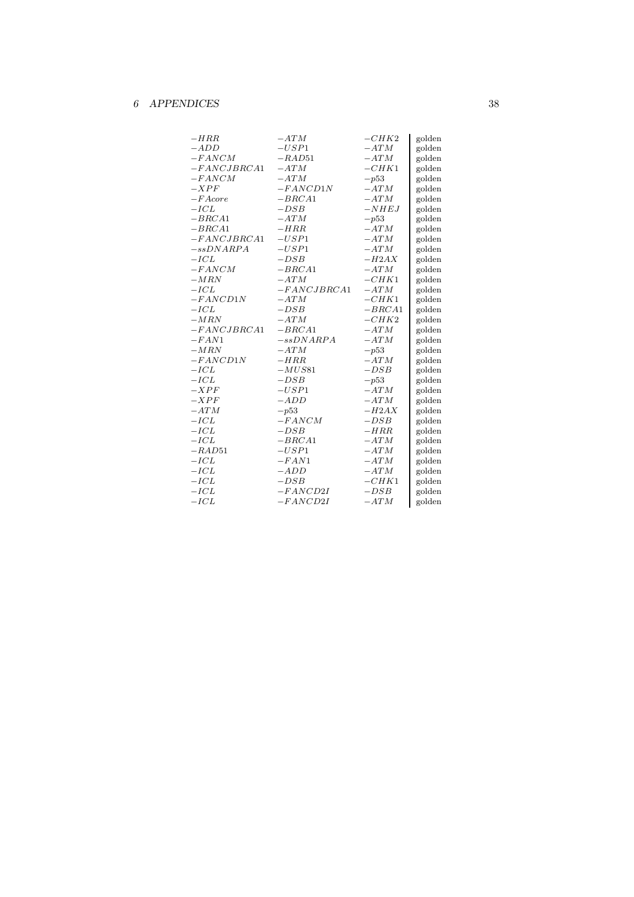| | | | |
|---|---|---|---|
| $-HRR$ | $-ATM$ | $-CHK2$ | golden |
| $-ADD$ | $-USP1$ | $-ATM$ | golden |
| $-FANCM$ | $-RAD51$ | $-ATM$ | golden |
| $-FANCJBRCA1$ | $-ATM$ | $-CHK1$ | golden |
| $-FANCM$ | $-ATM$ | $-p53$ | golden |
| $-XPF$ | $-FANCD1N$ | $-ATM$ | golden |
| $-FAcore$ | $-BRCA1$ | $-ATM$ | golden |
| $-ICL$ | $-DSB$ | $-NHEJ$ | golden |
| $-BRCA1$ | $-ATM$ | $-p53$ | golden |
| $-BRCA1$ | $-HRR$ | $-ATM$ | golden |
| $-FANCJBRCA1$ | $-USP1$ | $-ATM$ | golden |
| $-ssDNARPA$ | $-USP1$ | $-ATM$ | golden |
| $-ICL$ | $-DSB$ | $-H2AX$ | golden |
| $-FANCM$ | $-BRCA1$ | $-ATM$ | golden |
| $-MRN$ | $-ATM$ | $-CHK1$ | golden |
| $-ICL$ | $-FANCJBRCA1$ | $-ATM$ | golden |
| $-FANCD1N$ | $-ATM$ | $-CHK1$ | golden |
| $-ICL$ | $-DSB$ | $-BRCA1$ | golden |
| $-MRN$ | $-ATM$ | $-CHK2$ | golden |
| $-FANCJBRCA1$ | $-BRCA1$ | $-ATM$ | golden |
| $-FAN1$ | $-ssDNARPA$ | $-ATM$ | golden |
| $-MRN$ | $-ATM$ | $-p53$ | golden |
| $-FANCD1N$ | $-HRR$ | $-ATM$ | golden |
| $-ICL$ | $-MUS81$ | $-DSB$ | golden |
| $-ICL$ | $-DSB$ | $-p53$ | golden |
| $-XPF$ | $-USP1$ | $-ATM$ | golden |
| $-XPF$ | $-ADD$ | $-ATM$ | golden |
| $-ATM$ | $-p53$ | $-H2AX$ | golden |
| $-ICL$ | $-FANCM$ | $-DSB$ | golden |
| $-ICL$ | $-DSB$ | $-HRR$ | golden |
| $-ICL$ | $-BRCA1$ | $-ATM$ | golden |
| $-RAD51$ | $-USP1$ | $-ATM$ | golden |
| $-ICL$ | $-FAN1$ | $-ATM$ | golden |
| $-ICL$ | $-ADD$ | $-ATM$ | golden |
| $-ICL$ | $-DSB$ | $-CHK1$ | golden |
| $-ICL$ | $-FANCD2I$ | $-DSB$ | golden |
| $-ICL$ | $-FANCD2I$ | $-ATM$ | golden |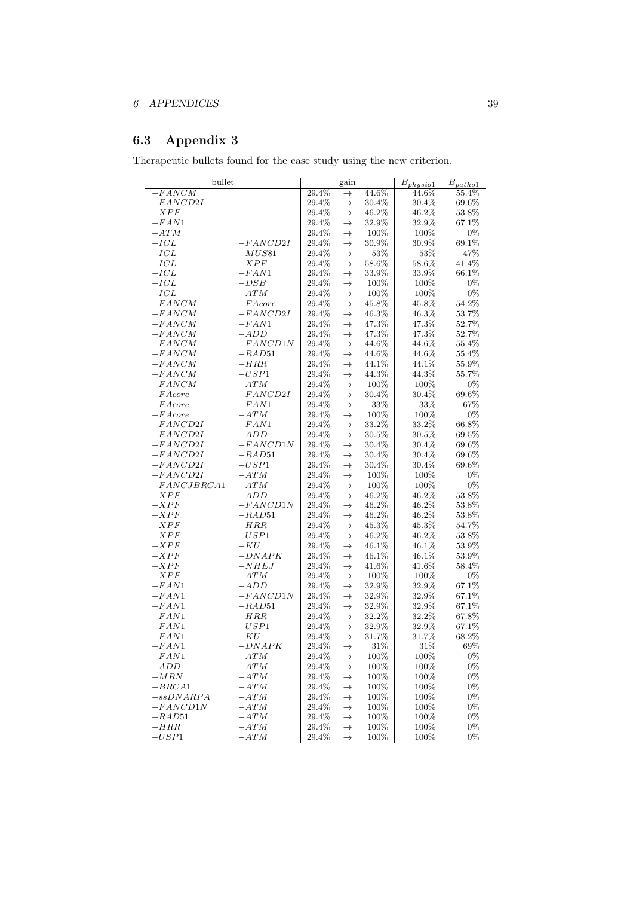## 6.3 Appendix 3

Therapeutic bullets found for the case study using the new criterion.

| bullet | | gain | | | $B_{physio1}$ | $B_{patho1}$ |
|---|---|---|---|---|---|---|
| $-FANCM$ | | 29.4% | $\rightarrow$ | 44.6% | 44.6% | 55.4% |
| $-FANCD2I$ | | 29.4% | $\rightarrow$ | 30.4% | 30.4% | 69.6% |
| $-XPF$ | | 29.4% | $\rightarrow$ | 46.2% | 46.2% | 53.8% |
| $-FAN1$ | | 29.4% | $\rightarrow$ | 32.9% | 32.9% | 67.1% |
| $-ATM$ | | 29.4% | $\rightarrow$ | 100% | 100% | 0% |
| $-ICL$ | $-FANCD2I$ | 29.4% | $\rightarrow$ | 30.9% | 30.9% | 69.1% |
| $-ICL$ | $-MUS81$ | 29.4% | $\rightarrow$ | 53% | 53% | 47% |
| $-ICL$ | $-XPF$ | 29.4% | $\rightarrow$ | 58.6% | 58.6% | 41.4% |
| $-ICL$ | $-FAN1$ | 29.4% | $\rightarrow$ | 33.9% | 33.9% | 66.1% |
| $-ICL$ | $-DSB$ | 29.4% | $\rightarrow$ | 100% | 100% | 0% |
| $-ICL$ | $-ATM$ | 29.4% | $\rightarrow$ | 100% | 100% | 0% |
| $-FANCM$ | $-FAcore$ | 29.4% | $\rightarrow$ | 45.8% | 45.8% | 54.2% |
| $-FANCM$ | $-FANCD2I$ | 29.4% | $\rightarrow$ | 46.3% | 46.3% | 53.7% |
| $-FANCM$ | $-FAN1$ | 29.4% | $\rightarrow$ | 47.3% | 47.3% | 52.7% |
| $-FANCM$ | $-ADD$ | 29.4% | $\rightarrow$ | 47.3% | 47.3% | 52.7% |
| $-FANCM$ | $-FANCD1N$ | 29.4% | $\rightarrow$ | 44.6% | 44.6% | 55.4% |
| $-FANCM$ | $-RAD51$ | 29.4% | $\rightarrow$ | 44.6% | 44.6% | 55.4% |
| $-FANCM$ | $-HRR$ | 29.4% | $\rightarrow$ | 44.1% | 44.1% | 55.9% |
| $-FANCM$ | $-USP1$ | 29.4% | $\rightarrow$ | 44.3% | 44.3% | 55.7% |
| $-FANCM$ | $-ATM$ | 29.4% | $\rightarrow$ | 100% | 100% | 0% |
| $-FAcore$ | $-FANCD2I$ | 29.4% | $\rightarrow$ | 30.4% | 30.4% | 69.6% |
| $-FAcore$ | $-FAN1$ | 29.4% | $\rightarrow$ | 33% | 33% | 67% |
| $-FAcore$ | $-ATM$ | 29.4% | $\rightarrow$ | 100% | 100% | 0% |
| $-FANCD2I$ | $-FAN1$ | 29.4% | $\rightarrow$ | 33.2% | 33.2% | 66.8% |
| $-FANCD2I$ | $-ADD$ | 29.4% | $\rightarrow$ | 30.5% | 30.5% | 69.5% |
| $-FANCD2I$ | $-FANCD1N$ | 29.4% | $\rightarrow$ | 30.4% | 30.4% | 69.6% |
| $-FANCD2I$ | $-RAD51$ | 29.4% | $\rightarrow$ | 30.4% | 30.4% | 69.6% |
| $-FANCD2I$ | $-USP1$ | 29.4% | $\rightarrow$ | 30.4% | 30.4% | 69.6% |
| $-FANCD2I$ | $-ATM$ | 29.4% | $\rightarrow$ | 100% | 100% | 0% |
| $-FANCJBRCA1$ | $-ATM$ | 29.4% | $\rightarrow$ | 100% | 100% | 0% |
| $-XPF$ | $-ADD$ | 29.4% | $\rightarrow$ | 46.2% | 46.2% | 53.8% |
| $-XPF$ | $-FANCD1N$ | 29.4% | $\rightarrow$ | 46.2% | 46.2% | 53.8% |
| $-XPF$ | $-RAD51$ | 29.4% | $\rightarrow$ | 46.2% | 46.2% | 53.8% |
| $-XPF$ | $-HRR$ | 29.4% | $\rightarrow$ | 45.3% | 45.3% | 54.7% |
| $-XPF$ | $-USP1$ | 29.4% | $\rightarrow$ | 46.2% | 46.2% | 53.8% |
| $-XPF$ | $-KU$ | 29.4% | $\rightarrow$ | 46.1% | 46.1% | 53.9% |
| $-XPF$ | $-DNAPK$ | 29.4% | $\rightarrow$ | 46.1% | 46.1% | 53.9% |
| $-XPF$ | $-NHEJ$ | 29.4% | $\rightarrow$ | 41.6% | 41.6% | 58.4% |
| $-XPF$ | $-ATM$ | 29.4% | $\rightarrow$ | 100% | 100% | 0% |
| $-FAN1$ | $-ADD$ | 29.4% | $\rightarrow$ | 32.9% | 32.9% | 67.1% |
| $-FAN1$ | $-FANCD1N$ | 29.4% | $\rightarrow$ | 32.9% | 32.9% | 67.1% |
| $-FAN1$ | $-RAD51$ | 29.4% | $\rightarrow$ | 32.9% | 32.9% | 67.1% |
| $-FAN1$ | $-HRR$ | 29.4% | $\rightarrow$ | 32.2% | 32.2% | 67.8% |
| $-FAN1$ | $-USP1$ | 29.4% | $\rightarrow$ | 32.9% | 32.9% | 67.1% |
| $-FAN1$ | $-KU$ | 29.4% | $\rightarrow$ | 31.7% | 31.7% | 68.2% |
| $-FAN1$ | $-DNAPK$ | 29.4% | $\rightarrow$ | 31% | 31% | 69% |
| $-FAN1$ | $-ATM$ | 29.4% | $\rightarrow$ | 100% | 100% | 0% |
| $-ADD$ | $-ATM$ | 29.4% | $\rightarrow$ | 100% | 100% | 0% |
| $-MRN$ | $-ATM$ | 29.4% | $\rightarrow$ | 100% | 100% | 0% |
| $-BRCA1$ | $-ATM$ | 29.4% | $\rightarrow$ | 100% | 100% | 0% |
| $-ssDNARPA$ | $-ATM$ | 29.4% | $\rightarrow$ | 100% | 100% | 0% |
| $-FANCD1N$ | $-ATM$ | 29.4% | $\rightarrow$ | 100% | 100% | 0% |
| $-RAD51$ | $-ATM$ | 29.4% | $\rightarrow$ | 100% | 100% | 0% |
| $-HRR$ | $-ATM$ | 29.4% | $\rightarrow$ | 100% | 100% | 0% |
| $-USP1$ | $-ATM$ | 29.4% | $\rightarrow$ | 100% | 100% | 0% |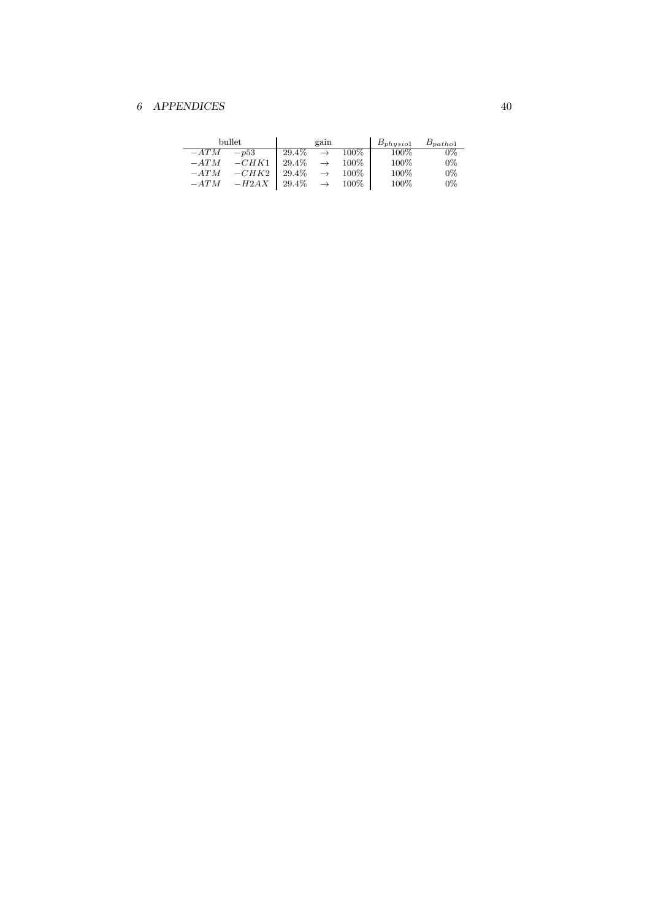| bullet | | gain | | | $B_{physio1}$ | $B_{patho1}$ |
|---|---|---|---|---|---|---|
| $-ATM$ | $-p53$ | 29.4% | $\rightarrow$ | 100% | 100% | 0% |
| $-ATM$ | $-CHK1$ | 29.4% | $\rightarrow$ | 100% | 100% | 0% |
| $-ATM$ | $-CHK2$ | 29.4% | $\rightarrow$ | 100% | 100% | 0% |
| $-ATM$ | $-H2AX$ | 29.4% | $\rightarrow$ | 100% | 100% | 0% |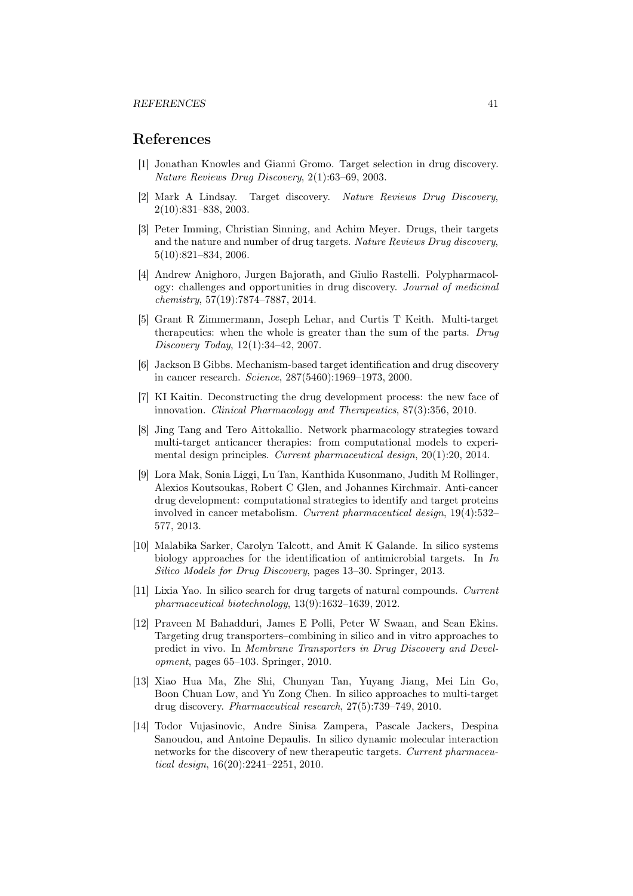## References

[1] Jonathan Knowles and Gianni Gromo. Target selection in drug discovery. *Nature Reviews Drug Discovery*, 2(1):63–69, 2003.

[2] Mark A Lindsay. Target discovery. *Nature Reviews Drug Discovery*, 2(10):831–838, 2003.

[3] Peter Imming, Christian Sinning, and Achim Meyer. Drugs, their targets and the nature and number of drug targets. *Nature Reviews Drug discovery*, 5(10):821–834, 2006.

[4] Andrew Anighoro, Jurgen Bajorath, and Giulio Rastelli. Polypharmacology: challenges and opportunities in drug discovery. *Journal of medicinal chemistry*, 57(19):7874–7887, 2014.

[5] Grant R Zimmermann, Joseph Lehar, and Curtis T Keith. Multi-target therapeutics: when the whole is greater than the sum of the parts. *Drug Discovery Today*, 12(1):34–42, 2007.

[6] Jackson B Gibbs. Mechanism-based target identification and drug discovery in cancer research. *Science*, 287(5460):1969–1973, 2000.

[7] KI Kaitin. Deconstructing the drug development process: the new face of innovation. *Clinical Pharmacology and Therapeutics*, 87(3):356, 2010.

[8] Jing Tang and Tero Aittokallio. Network pharmacology strategies toward multi-target anticancer therapies: from computational models to experimental design principles. *Current pharmaceutical design*, 20(1):20, 2014.

[9] Lora Mak, Sonia Liggi, Lu Tan, Kanthida Kusonmano, Judith M Rollinger, Alexios Koutsoukas, Robert C Glen, and Johannes Kirchmair. Anti-cancer drug development: computational strategies to identify and target proteins involved in cancer metabolism. *Current pharmaceutical design*, 19(4):532–577, 2013.

[10] Malabika Sarker, Carolyn Talcott, and Amit K Galande. In silico systems biology approaches for the identification of antimicrobial targets. In *In Silico Models for Drug Discovery*, pages 13–30. Springer, 2013.

[11] Lixia Yao. In silico search for drug targets of natural compounds. *Current pharmaceutical biotechnology*, 13(9):1632–1639, 2012.

[12] Praveen M Bahadduri, James E Polli, Peter W Swaan, and Sean Ekins. Targeting drug transporters–combining in silico and in vitro approaches to predict in vivo. In *Membrane Transporters in Drug Discovery and Development*, pages 65–103. Springer, 2010.

[13] Xiao Hua Ma, Zhe Shi, Chunyan Tan, Yuyang Jiang, Mei Lin Go, Boon Chuan Low, and Yu Zong Chen. In silico approaches to multi-target drug discovery. *Pharmaceutical research*, 27(5):739–749, 2010.

[14] Todor Vujasinovic, Andre Sinisa Zampera, Pascale Jackers, Despina Sanoudou, and Antoine Depaulis. In silico dynamic molecular interaction networks for the discovery of new therapeutic targets. *Current pharmaceutical design*, 16(20):2241–2251, 2010.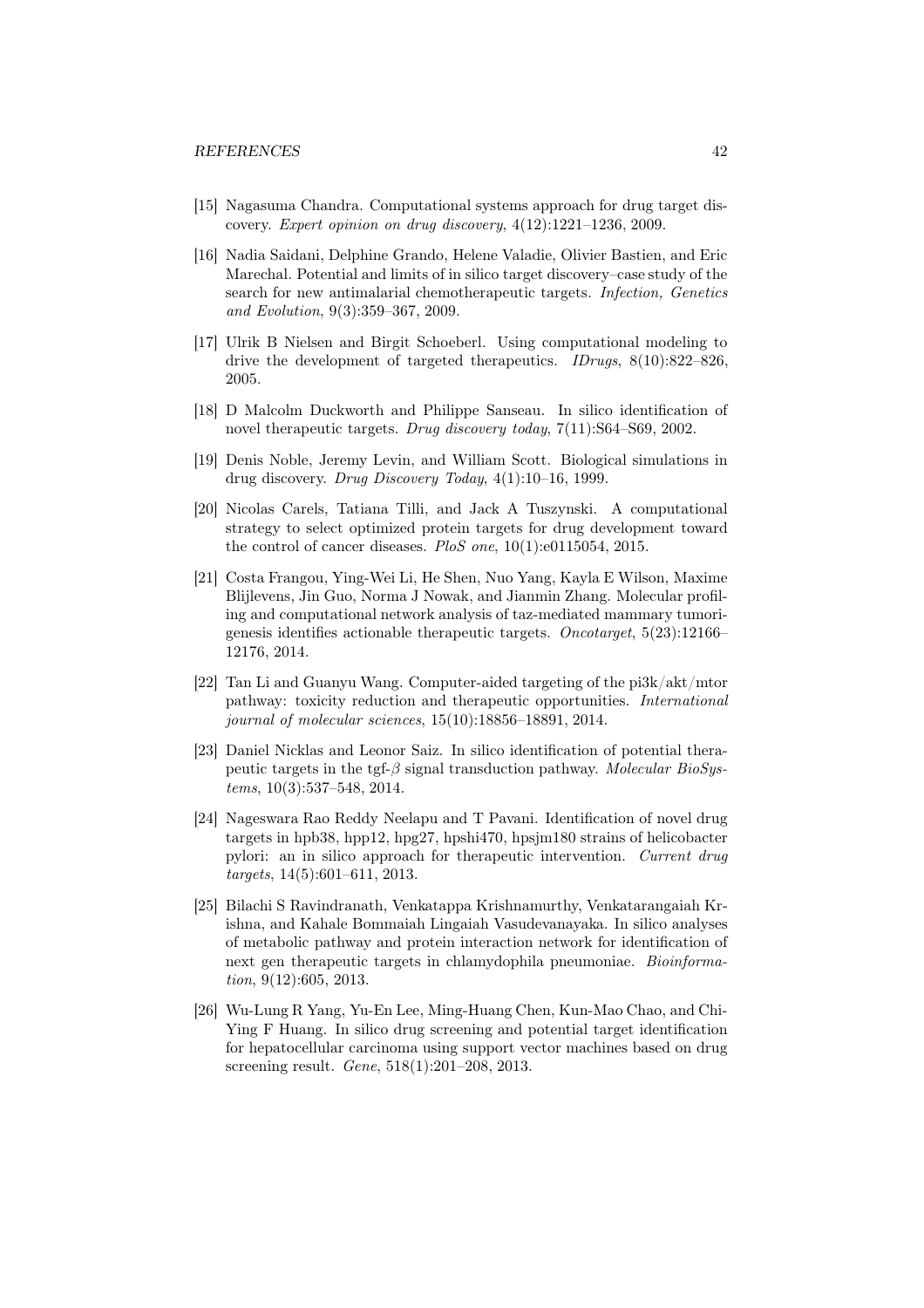[15] Nagasuma Chandra. Computational systems approach for drug target discovery. *Expert opinion on drug discovery*, 4(12):1221–1236, 2009.

[16] Nadia Saidani, Delphine Grando, Helene Valadie, Olivier Bastien, and Eric Marechal. Potential and limits of in silico target discovery–case study of the search for new antimalarial chemotherapeutic targets. *Infection, Genetics and Evolution*, 9(3):359–367, 2009.

[17] Ulrik B Nielsen and Birgit Schoeberl. Using computational modeling to drive the development of targeted therapeutics. *IDrugs*, 8(10):822–826, 2005.

[18] D Malcolm Duckworth and Philippe Sanseau. In silico identification of novel therapeutic targets. *Drug discovery today*, 7(11):S64–S69, 2002.

[19] Denis Noble, Jeremy Levin, and William Scott. Biological simulations in drug discovery. *Drug Discovery Today*, 4(1):10–16, 1999.

[20] Nicolas Carels, Tatiana Tilli, and Jack A Tuszynski. A computational strategy to select optimized protein targets for drug development toward the control of cancer diseases. *PloS one*, 10(1):e0115054, 2015.

[21] Costa Frangou, Ying-Wei Li, He Shen, Nuo Yang, Kayla E Wilson, Maxime Blijlevens, Jin Guo, Norma J Nowak, and Jianmin Zhang. Molecular profiling and computational network analysis of taz-mediated mammary tumorigenesis identifies actionable therapeutic targets. *Oncotarget*, 5(23):12166–12176, 2014.

[22] Tan Li and Guanyu Wang. Computer-aided targeting of the pi3k/akt/mtor pathway: toxicity reduction and therapeutic opportunities. *International journal of molecular sciences*, 15(10):18856–18891, 2014.

[23] Daniel Nicklas and Leonor Saiz. In silico identification of potential therapeutic targets in the tgf-$\beta$ signal transduction pathway. *Molecular BioSystems*, 10(3):537–548, 2014.

[24] Nageswara Rao Reddy Neelapu and T Pavani. Identification of novel drug targets in hpb38, hpp12, hpg27, hpshi470, hpsjm180 strains of helicobacter pylori: an in silico approach for therapeutic intervention. *Current drug targets*, 14(5):601–611, 2013.

[25] Bilachi S Ravindranath, Venkatappa Krishnamurthy, Venkatarangaiah Krishna, and Kahale Bommaiah Lingaiah Vasudevanayaka. In silico analyses of metabolic pathway and protein interaction network for identification of next gen therapeutic targets in chlamydophila pneumoniae. *Bioinformation*, 9(12):605, 2013.

[26] Wu-Lung R Yang, Yu-En Lee, Ming-Huang Chen, Kun-Mao Chao, and Chi-Ying F Huang. In silico drug screening and potential target identification for hepatocellular carcinoma using support vector machines based on drug screening result. *Gene*, 518(1):201–208, 2013.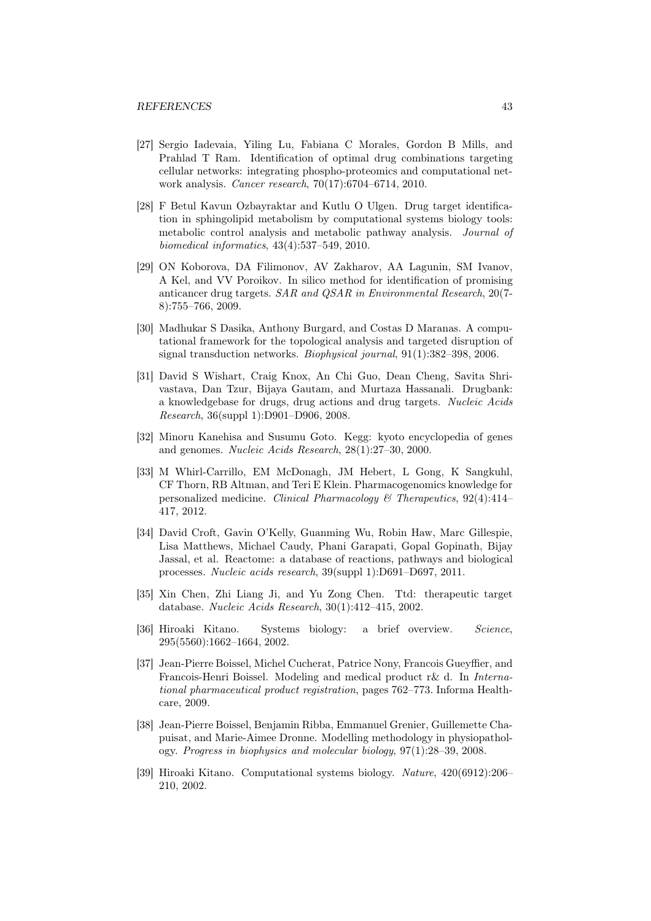[27] Sergio Iadevaia, Yiling Lu, Fabiana C Morales, Gordon B Mills, and Prahlad T Ram. Identification of optimal drug combinations targeting cellular networks: integrating phospho-proteomics and computational network analysis. *Cancer research*, 70(17):6704–6714, 2010.

[28] F Betul Kavun Ozbayraktar and Kutlu O Ulgen. Drug target identification in sphingolipid metabolism by computational systems biology tools: metabolic control analysis and metabolic pathway analysis. *Journal of biomedical informatics*, 43(4):537–549, 2010.

[29] ON Koborova, DA Filimonov, AV Zakharov, AA Lagunin, SM Ivanov, A Kel, and VV Poroikov. In silico method for identification of promising anticancer drug targets. *SAR and QSAR in Environmental Research*, 20(7-8):755–766, 2009.

[30] Madhukar S Dasika, Anthony Burgard, and Costas D Maranas. A computational framework for the topological analysis and targeted disruption of signal transduction networks. *Biophysical journal*, 91(1):382–398, 2006.

[31] David S Wishart, Craig Knox, An Chi Guo, Dean Cheng, Savita Shrivastava, Dan Tzur, Bijaya Gautam, and Murtaza Hassanali. Drugbank: a knowledgebase for drugs, drug actions and drug targets. *Nucleic Acids Research*, 36(suppl 1):D901–D906, 2008.

[32] Minoru Kanehisa and Susumu Goto. Kegg: kyoto encyclopedia of genes and genomes. *Nucleic Acids Research*, 28(1):27–30, 2000.

[33] M Whirl-Carrillo, EM McDonagh, JM Hebert, L Gong, K Sangkuhl, CF Thorn, RB Altman, and Teri E Klein. Pharmacogenomics knowledge for personalized medicine. *Clinical Pharmacology & Therapeutics*, 92(4):414–417, 2012.

[34] David Croft, Gavin O'Kelly, Guanming Wu, Robin Haw, Marc Gillespie, Lisa Matthews, Michael Caudy, Phani Garapati, Gopal Gopinath, Bijay Jassal, et al. Reactome: a database of reactions, pathways and biological processes. *Nucleic acids research*, 39(suppl 1):D691–D697, 2011.

[35] Xin Chen, Zhi Liang Ji, and Yu Zong Chen. Ttd: therapeutic target database. *Nucleic Acids Research*, 30(1):412–415, 2002.

[36] Hiroaki Kitano. Systems biology: a brief overview. *Science*, 295(5560):1662–1664, 2002.

[37] Jean-Pierre Boissel, Michel Cucherat, Patrice Nony, Francois Gueyffier, and Francois-Henri Boissel. Modeling and medical product r& d. In *International pharmaceutical product registration*, pages 762–773. Informa Healthcare, 2009.

[38] Jean-Pierre Boissel, Benjamin Ribba, Emmanuel Grenier, Guillemette Chapuisat, and Marie-Aimee Dronne. Modelling methodology in physiopathology. *Progress in biophysics and molecular biology*, 97(1):28–39, 2008.

[39] Hiroaki Kitano. Computational systems biology. *Nature*, 420(6912):206–210, 2002.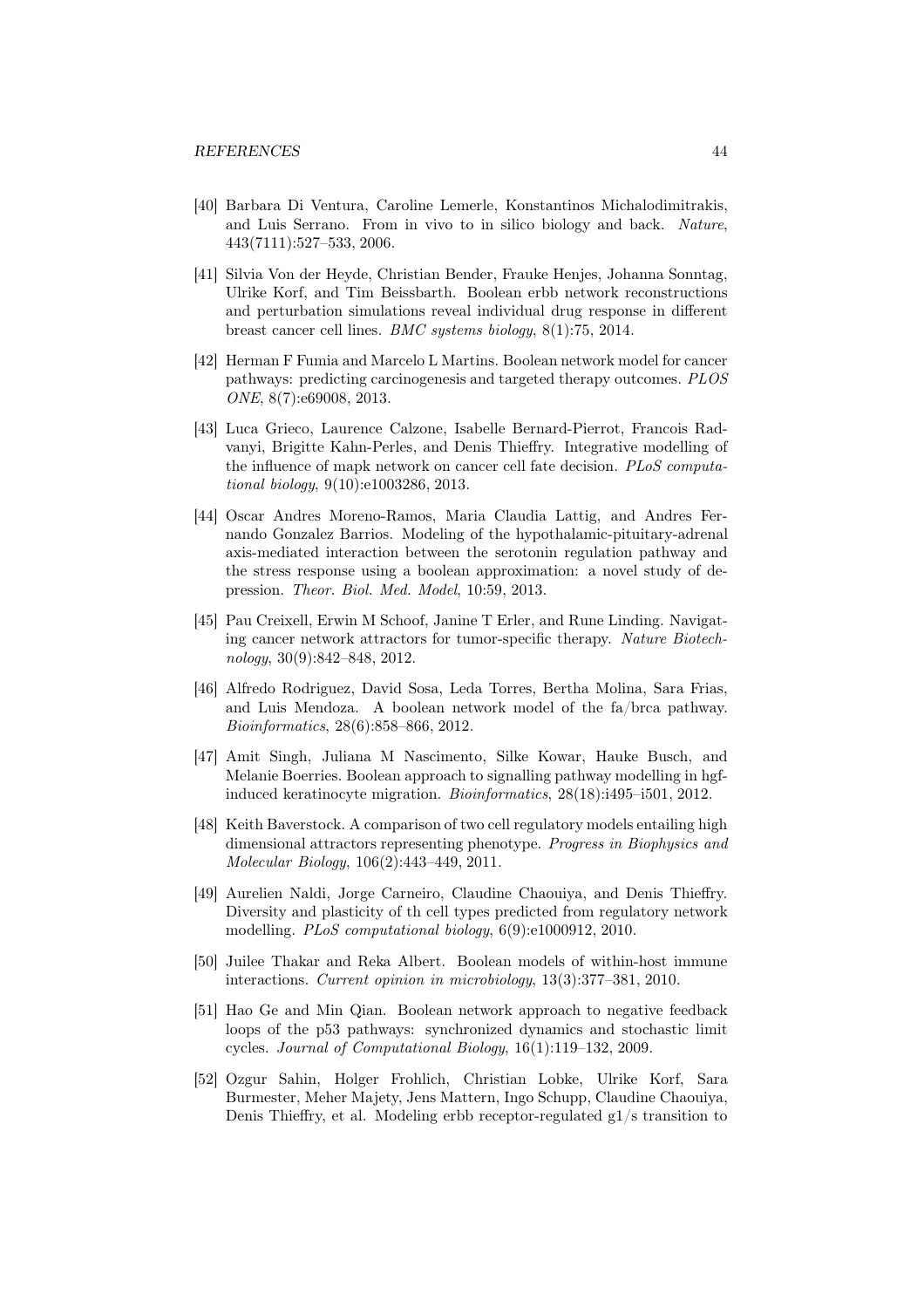[40] Barbara Di Ventura, Caroline Lemerle, Konstantinos Michalodimitrakis, and Luis Serrano. From in vivo to in silico biology and back. *Nature*, 443(7111):527–533, 2006.

[41] Silvia Von der Heyde, Christian Bender, Frauke Henjes, Johanna Sonntag, Ulrike Korf, and Tim Beissbarth. Boolean erbb network reconstructions and perturbation simulations reveal individual drug response in different breast cancer cell lines. *BMC systems biology*, 8(1):75, 2014.

[42] Herman F Fumia and Marcelo L Martins. Boolean network model for cancer pathways: predicting carcinogenesis and targeted therapy outcomes. *PLOS ONE*, 8(7):e69008, 2013.

[43] Luca Grieco, Laurence Calzone, Isabelle Bernard-Pierrot, Francois Radvanyi, Brigitte Kahn-Perles, and Denis Thieffry. Integrative modelling of the influence of mapk network on cancer cell fate decision. *PLoS computational biology*, 9(10):e1003286, 2013.

[44] Oscar Andres Moreno-Ramos, Maria Claudia Lattig, and Andres Fernando Gonzalez Barrios. Modeling of the hypothalamic-pituitary-adrenal axis-mediated interaction between the serotonin regulation pathway and the stress response using a boolean approximation: a novel study of depression. *Theor. Biol. Med. Model*, 10:59, 2013.

[45] Pau Creixell, Erwin M Schoof, Janine T Erler, and Rune Linding. Navigating cancer network attractors for tumor-specific therapy. *Nature Biotechnology*, 30(9):842–848, 2012.

[46] Alfredo Rodriguez, David Sosa, Leda Torres, Bertha Molina, Sara Frias, and Luis Mendoza. A boolean network model of the fa/brca pathway. *Bioinformatics*, 28(6):858–866, 2012.

[47] Amit Singh, Juliana M Nascimento, Silke Kowar, Hauke Busch, and Melanie Boerries. Boolean approach to signalling pathway modelling in hgf-induced keratinocyte migration. *Bioinformatics*, 28(18):i495–i501, 2012.

[48] Keith Baverstock. A comparison of two cell regulatory models entailing high dimensional attractors representing phenotype. *Progress in Biophysics and Molecular Biology*, 106(2):443–449, 2011.

[49] Aurelien Naldi, Jorge Carneiro, Claudine Chaouiya, and Denis Thieffry. Diversity and plasticity of th cell types predicted from regulatory network modelling. *PLoS computational biology*, 6(9):e1000912, 2010.

[50] Juilee Thakar and Reka Albert. Boolean models of within-host immune interactions. *Current opinion in microbiology*, 13(3):377–381, 2010.

[51] Hao Ge and Min Qian. Boolean network approach to negative feedback loops of the p53 pathways: synchronized dynamics and stochastic limit cycles. *Journal of Computational Biology*, 16(1):119–132, 2009.

[52] Ozgur Sahin, Holger Frohlich, Christian Lobke, Ulrike Korf, Sara Burmester, Meher Majety, Jens Mattern, Ingo Schupp, Claudine Chaouiya, Denis Thieffry, et al. Modeling erbb receptor-regulated g1/s transition to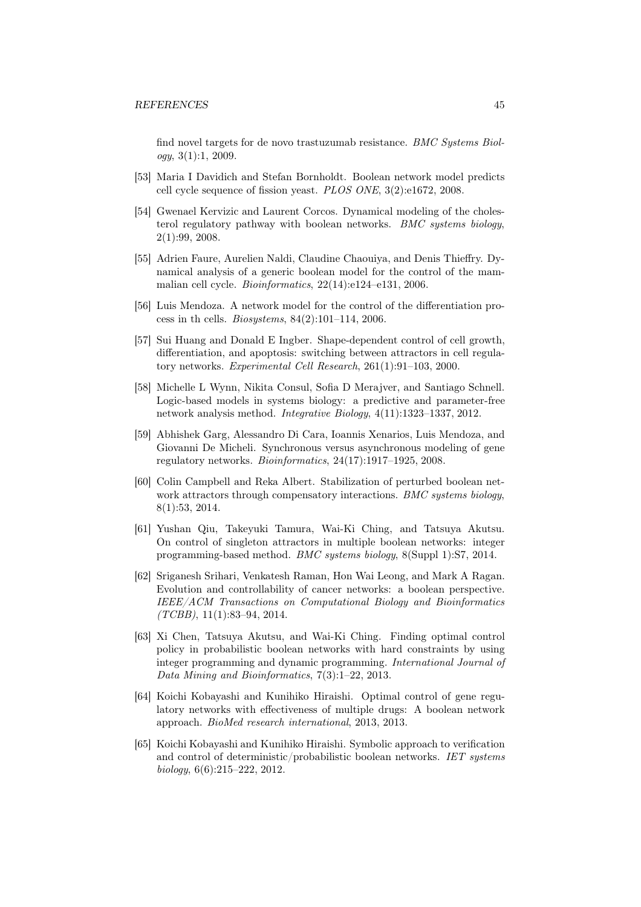find novel targets for de novo trastuzumab resistance. *BMC Systems Biology*, 3(1):1, 2009.

[53] Maria I Davidich and Stefan Bornholdt. Boolean network model predicts cell cycle sequence of fission yeast. *PLOS ONE*, 3(2):e1672, 2008.

[54] Gwenael Kervizic and Laurent Corcos. Dynamical modeling of the cholesterol regulatory pathway with boolean networks. *BMC systems biology*, 2(1):99, 2008.

[55] Adrien Faure, Aurelien Naldi, Claudine Chaouiya, and Denis Thieffry. Dynamical analysis of a generic boolean model for the control of the mammalian cell cycle. *Bioinformatics*, 22(14):e124–e131, 2006.

[56] Luis Mendoza. A network model for the control of the differentiation process in th cells. *Biosystems*, 84(2):101–114, 2006.

[57] Sui Huang and Donald E Ingber. Shape-dependent control of cell growth, differentiation, and apoptosis: switching between attractors in cell regulatory networks. *Experimental Cell Research*, 261(1):91–103, 2000.

[58] Michelle L Wynn, Nikita Consul, Sofia D Merajver, and Santiago Schnell. Logic-based models in systems biology: a predictive and parameter-free network analysis method. *Integrative Biology*, 4(11):1323–1337, 2012.

[59] Abhishek Garg, Alessandro Di Cara, Ioannis Xenarios, Luis Mendoza, and Giovanni De Micheli. Synchronous versus asynchronous modeling of gene regulatory networks. *Bioinformatics*, 24(17):1917–1925, 2008.

[60] Colin Campbell and Reka Albert. Stabilization of perturbed boolean network attractors through compensatory interactions. *BMC systems biology*, 8(1):53, 2014.

[61] Yushan Qiu, Takeyuki Tamura, Wai-Ki Ching, and Tatsuya Akutsu. On control of singleton attractors in multiple boolean networks: integer programming-based method. *BMC systems biology*, 8(Suppl 1):S7, 2014.

[62] Sriganesh Srihari, Venkatesh Raman, Hon Wai Leong, and Mark A Ragan. Evolution and controllability of cancer networks: a boolean perspective. *IEEE/ACM Transactions on Computational Biology and Bioinformatics (TCBB)*, 11(1):83–94, 2014.

[63] Xi Chen, Tatsuya Akutsu, and Wai-Ki Ching. Finding optimal control policy in probabilistic boolean networks with hard constraints by using integer programming and dynamic programming. *International Journal of Data Mining and Bioinformatics*, 7(3):1–22, 2013.

[64] Koichi Kobayashi and Kunihiko Hiraishi. Optimal control of gene regulatory networks with effectiveness of multiple drugs: A boolean network approach. *BioMed research international*, 2013, 2013.

[65] Koichi Kobayashi and Kunihiko Hiraishi. Symbolic approach to verification and control of deterministic/probabilistic boolean networks. *IET systems biology*, 6(6):215–222, 2012.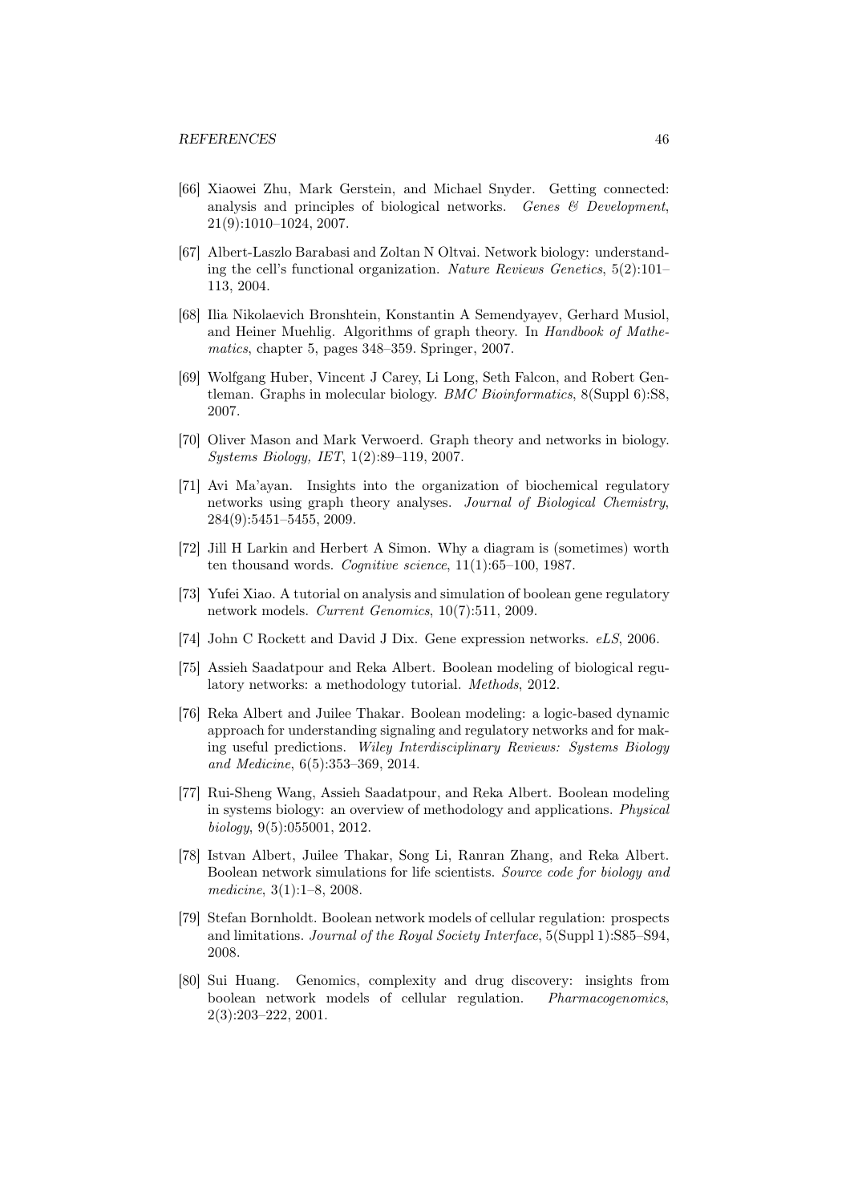[66] Xiaowei Zhu, Mark Gerstein, and Michael Snyder. Getting connected: analysis and principles of biological networks. *Genes & Development*, 21(9):1010–1024, 2007.

[67] Albert-Laszlo Barabasi and Zoltan N Oltvai. Network biology: understanding the cell's functional organization. *Nature Reviews Genetics*, 5(2):101–113, 2004.

[68] Ilia Nikolaevich Bronshtein, Konstantin A Semendyayev, Gerhard Musiol, and Heiner Muehlig. Algorithms of graph theory. In *Handbook of Mathematics*, chapter 5, pages 348–359. Springer, 2007.

[69] Wolfgang Huber, Vincent J Carey, Li Long, Seth Falcon, and Robert Gentleman. Graphs in molecular biology. *BMC Bioinformatics*, 8(Suppl 6):S8, 2007.

[70] Oliver Mason and Mark Verwoerd. Graph theory and networks in biology. *Systems Biology, IET*, 1(2):89–119, 2007.

[71] Avi Ma'ayan. Insights into the organization of biochemical regulatory networks using graph theory analyses. *Journal of Biological Chemistry*, 284(9):5451–5455, 2009.

[72] Jill H Larkin and Herbert A Simon. Why a diagram is (sometimes) worth ten thousand words. *Cognitive science*, 11(1):65–100, 1987.

[73] Yufei Xiao. A tutorial on analysis and simulation of boolean gene regulatory network models. *Current Genomics*, 10(7):511, 2009.

[74] John C Rockett and David J Dix. Gene expression networks. *eLS*, 2006.

[75] Assieh Saadatpour and Reka Albert. Boolean modeling of biological regulatory networks: a methodology tutorial. *Methods*, 2012.

[76] Reka Albert and Juilee Thakar. Boolean modeling: a logic-based dynamic approach for understanding signaling and regulatory networks and for making useful predictions. *Wiley Interdisciplinary Reviews: Systems Biology and Medicine*, 6(5):353–369, 2014.

[77] Rui-Sheng Wang, Assieh Saadatpour, and Reka Albert. Boolean modeling in systems biology: an overview of methodology and applications. *Physical biology*, 9(5):055001, 2012.

[78] Istvan Albert, Juilee Thakar, Song Li, Ranran Zhang, and Reka Albert. Boolean network simulations for life scientists. *Source code for biology and medicine*, 3(1):1–8, 2008.

[79] Stefan Bornholdt. Boolean network models of cellular regulation: prospects and limitations. *Journal of the Royal Society Interface*, 5(Suppl 1):S85–S94, 2008.

[80] Sui Huang. Genomics, complexity and drug discovery: insights from boolean network models of cellular regulation. *Pharmacogenomics*, 2(3):203–222, 2001.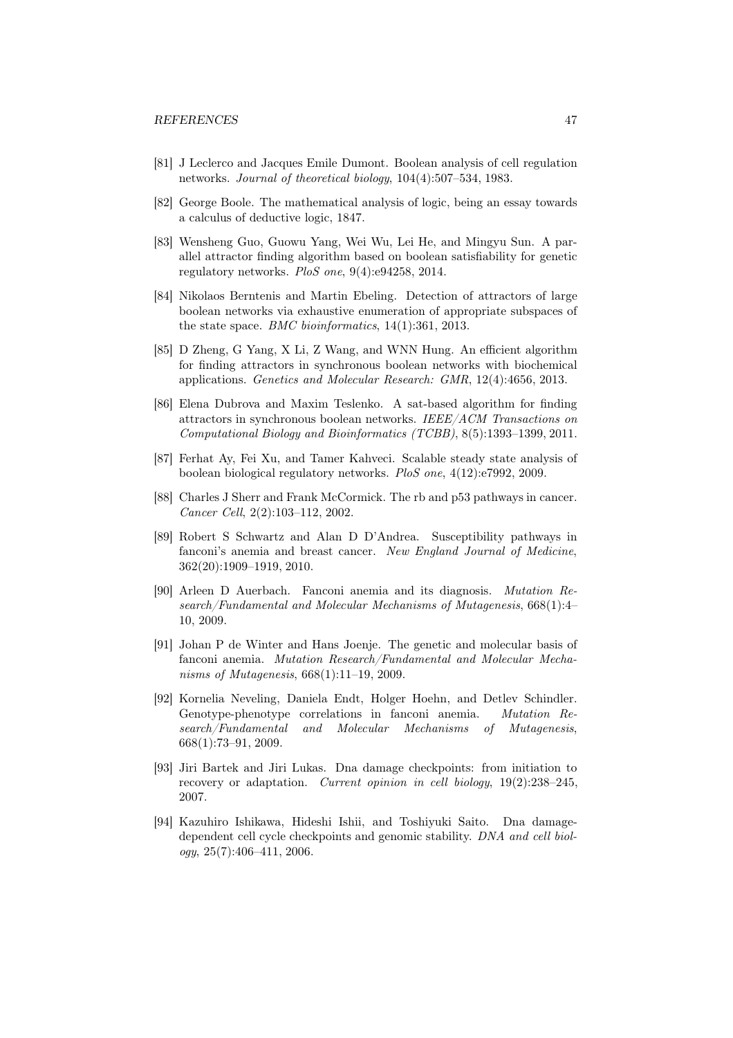[81] J Leclerco and Jacques Emile Dumont. Boolean analysis of cell regulation networks. *Journal of theoretical biology*, 104(4):507–534, 1983.

[82] George Boole. The mathematical analysis of logic, being an essay towards a calculus of deductive logic, 1847.

[83] Wensheng Guo, Guowu Yang, Wei Wu, Lei He, and Mingyu Sun. A parallel attractor finding algorithm based on boolean satisfiability for genetic regulatory networks. *PloS one*, 9(4):e94258, 2014.

[84] Nikolaos Berntenis and Martin Ebeling. Detection of attractors of large boolean networks via exhaustive enumeration of appropriate subspaces of the state space. *BMC bioinformatics*, 14(1):361, 2013.

[85] D Zheng, G Yang, X Li, Z Wang, and WNN Hung. An efficient algorithm for finding attractors in synchronous boolean networks with biochemical applications. *Genetics and Molecular Research: GMR*, 12(4):4656, 2013.

[86] Elena Dubrova and Maxim Teslenko. A sat-based algorithm for finding attractors in synchronous boolean networks. *IEEE/ACM Transactions on Computational Biology and Bioinformatics (TCBB)*, 8(5):1393–1399, 2011.

[87] Ferhat Ay, Fei Xu, and Tamer Kahveci. Scalable steady state analysis of boolean biological regulatory networks. *PloS one*, 4(12):e7992, 2009.

[88] Charles J Sherr and Frank McCormick. The rb and p53 pathways in cancer. *Cancer Cell*, 2(2):103–112, 2002.

[89] Robert S Schwartz and Alan D D'Andrea. Susceptibility pathways in fanconi's anemia and breast cancer. *New England Journal of Medicine*, 362(20):1909–1919, 2010.

[90] Arleen D Auerbach. Fanconi anemia and its diagnosis. *Mutation Research/Fundamental and Molecular Mechanisms of Mutagenesis*, 668(1):4–10, 2009.

[91] Johan P de Winter and Hans Joenje. The genetic and molecular basis of fanconi anemia. *Mutation Research/Fundamental and Molecular Mechanisms of Mutagenesis*, 668(1):11–19, 2009.

[92] Kornelia Neveling, Daniela Endt, Holger Hoehn, and Detlev Schindler. Genotype-phenotype correlations in fanconi anemia. *Mutation Research/Fundamental and Molecular Mechanisms of Mutagenesis*, 668(1):73–91, 2009.

[93] Jiri Bartek and Jiri Lukas. Dna damage checkpoints: from initiation to recovery or adaptation. *Current opinion in cell biology*, 19(2):238–245, 2007.

[94] Kazuhiro Ishikawa, Hideshi Ishii, and Toshiyuki Saito. Dna damage-dependent cell cycle checkpoints and genomic stability. *DNA and cell biology*, 25(7):406–411, 2006.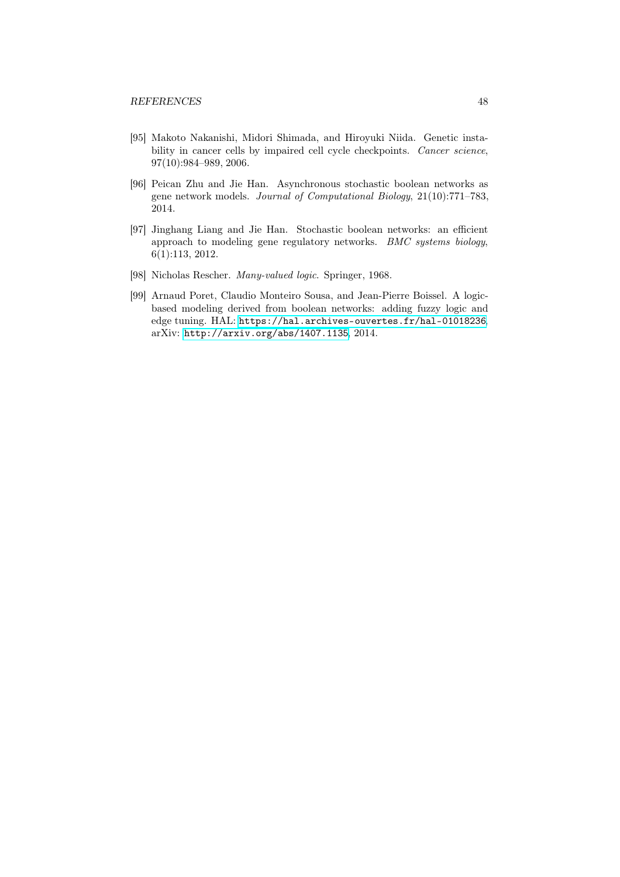[95] Makoto Nakanishi, Midori Shimada, and Hiroyuki Niida. Genetic instability in cancer cells by impaired cell cycle checkpoints. *Cancer science*, 97(10):984–989, 2006.

[96] Peican Zhu and Jie Han. Asynchronous stochastic boolean networks as gene network models. *Journal of Computational Biology*, 21(10):771–783, 2014.

[97] Jinghang Liang and Jie Han. Stochastic boolean networks: an efficient approach to modeling gene regulatory networks. *BMC systems biology*, 6(1):113, 2012.

[98] Nicholas Rescher. *Many-valued logic*. Springer, 1968.

[99] Arnaud Poret, Claudio Monteiro Sousa, and Jean-Pierre Boissel. A logic-based modeling derived from boolean networks: adding fuzzy logic and edge tuning. HAL: `https://hal.archives-ouvertes.fr/hal-01018236`, arXiv: `http://arxiv.org/abs/1407.1135`, 2014.